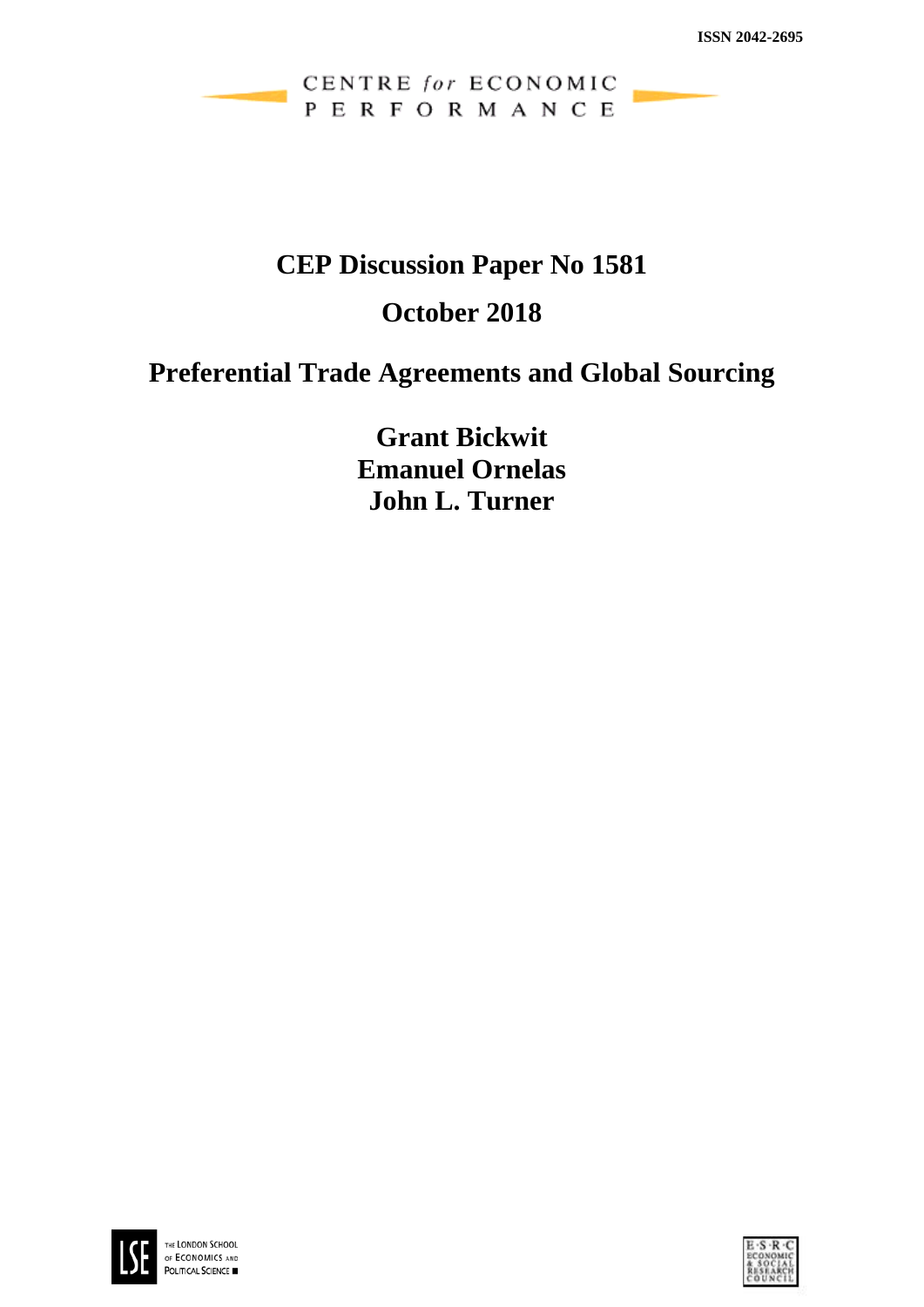ISSN 2042-2695

CENTRE *for* ECONOMIC PERFORMANCE

# CEP Discussion Paper No 1581

## October 2018

# Preferential Trade Agreements and Global Sourcing

**Grant Bickwit**
**Emanuel Ornelas**
**John L. Turner**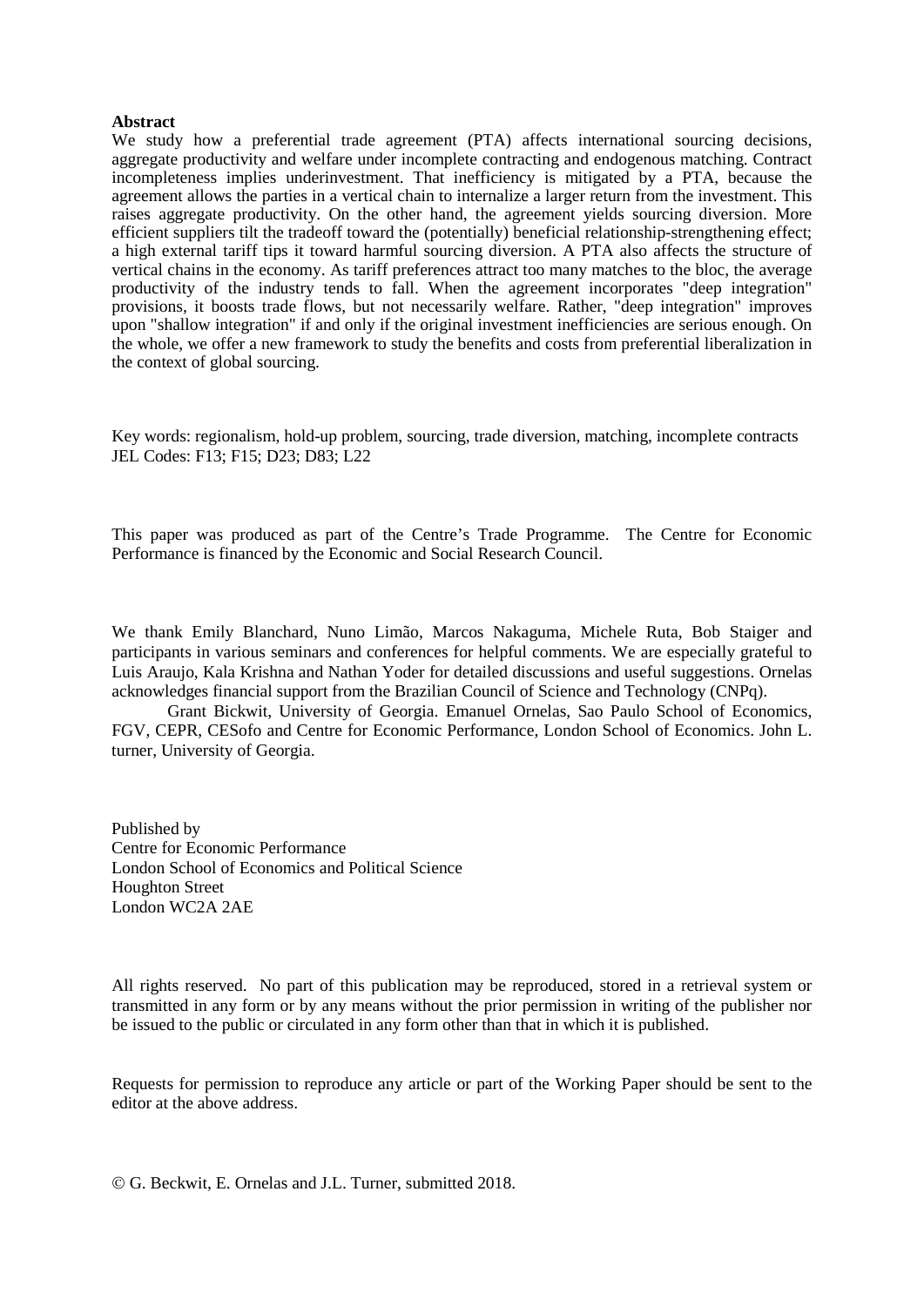**Abstract**

We study how a preferential trade agreement (PTA) affects international sourcing decisions, aggregate productivity and welfare under incomplete contracting and endogenous matching. Contract incompleteness implies underinvestment. That inefficiency is mitigated by a PTA, because the agreement allows the parties in a vertical chain to internalize a larger return from the investment. This raises aggregate productivity. On the other hand, the agreement yields sourcing diversion. More efficient suppliers tilt the tradeoff toward the (potentially) beneficial relationship-strengthening effect; a high external tariff tips it toward harmful sourcing diversion. A PTA also affects the structure of vertical chains in the economy. As tariff preferences attract too many matches to the bloc, the average productivity of the industry tends to fall. When the agreement incorporates "deep integration" provisions, it boosts trade flows, but not necessarily welfare. Rather, "deep integration" improves upon "shallow integration" if and only if the original investment inefficiencies are serious enough. On the whole, we offer a new framework to study the benefits and costs from preferential liberalization in the context of global sourcing.

Key words: regionalism, hold-up problem, sourcing, trade diversion, matching, incomplete contracts
JEL Codes: F13; F15; D23; D83; L22

This paper was produced as part of the Centre's Trade Programme. The Centre for Economic Performance is financed by the Economic and Social Research Council.

We thank Emily Blanchard, Nuno Limão, Marcos Nakaguma, Michele Ruta, Bob Staiger and participants in various seminars and conferences for helpful comments. We are especially grateful to Luis Araujo, Kala Krishna and Nathan Yoder for detailed discussions and useful suggestions. Ornelas acknowledges financial support from the Brazilian Council of Science and Technology (CNPq).

Grant Bickwit, University of Georgia. Emanuel Ornelas, Sao Paulo School of Economics, FGV, CEPR, CESofo and Centre for Economic Performance, London School of Economics. John L. turner, University of Georgia.

Published by
Centre for Economic Performance
London School of Economics and Political Science
Houghton Street
London WC2A 2AE

All rights reserved. No part of this publication may be reproduced, stored in a retrieval system or transmitted in any form or by any means without the prior permission in writing of the publisher nor be issued to the public or circulated in any form other than that in which it is published.

Requests for permission to reproduce any article or part of the Working Paper should be sent to the editor at the above address.

© G. Beckwit, E. Ornelas and J.L. Turner, submitted 2018.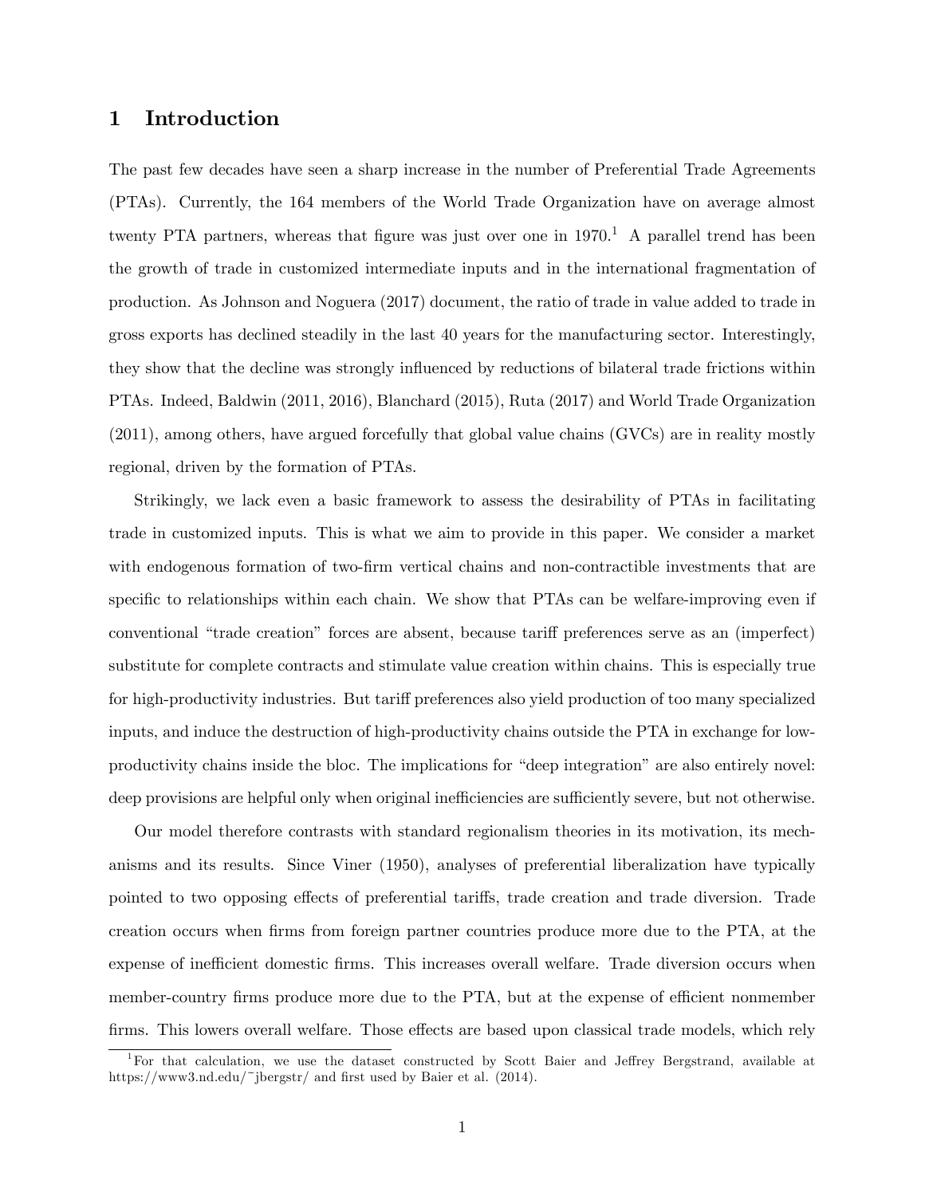# 1 Introduction

The past few decades have seen a sharp increase in the number of Preferential Trade Agreements (PTAs). Currently, the 164 members of the World Trade Organization have on average almost twenty PTA partners, whereas that figure was just over one in 1970.[1] A parallel trend has been the growth of trade in customized intermediate inputs and in the international fragmentation of production. As Johnson and Noguera (2017) document, the ratio of trade in value added to trade in gross exports has declined steadily in the last 40 years for the manufacturing sector. Interestingly, they show that the decline was strongly influenced by reductions of bilateral trade frictions within PTAs. Indeed, Baldwin (2011, 2016), Blanchard (2015), Ruta (2017) and World Trade Organization (2011), among others, have argued forcefully that global value chains (GVCs) are in reality mostly regional, driven by the formation of PTAs.

Strikingly, we lack even a basic framework to assess the desirability of PTAs in facilitating trade in customized inputs. This is what we aim to provide in this paper. We consider a market with endogenous formation of two-firm vertical chains and non-contractible investments that are specific to relationships within each chain. We show that PTAs can be welfare-improving even if conventional "trade creation" forces are absent, because tariff preferences serve as an (imperfect) substitute for complete contracts and stimulate value creation within chains. This is especially true for high-productivity industries. But tariff preferences also yield production of too many specialized inputs, and induce the destruction of high-productivity chains outside the PTA in exchange for low-productivity chains inside the bloc. The implications for "deep integration" are also entirely novel: deep provisions are helpful only when original inefficiencies are sufficiently severe, but not otherwise.

Our model therefore contrasts with standard regionalism theories in its motivation, its mechanisms and its results. Since Viner (1950), analyses of preferential liberalization have typically pointed to two opposing effects of preferential tariffs, trade creation and trade diversion. Trade creation occurs when firms from foreign partner countries produce more due to the PTA, at the expense of inefficient domestic firms. This increases overall welfare. Trade diversion occurs when member-country firms produce more due to the PTA, but at the expense of efficient nonmember firms. This lowers overall welfare. Those effects are based upon classical trade models, which rely

[1] For that calculation, we use the dataset constructed by Scott Baier and Jeffrey Bergstrand, available at https://www3.nd.edu/~jbergstr/ and first used by Baier et al. (2014).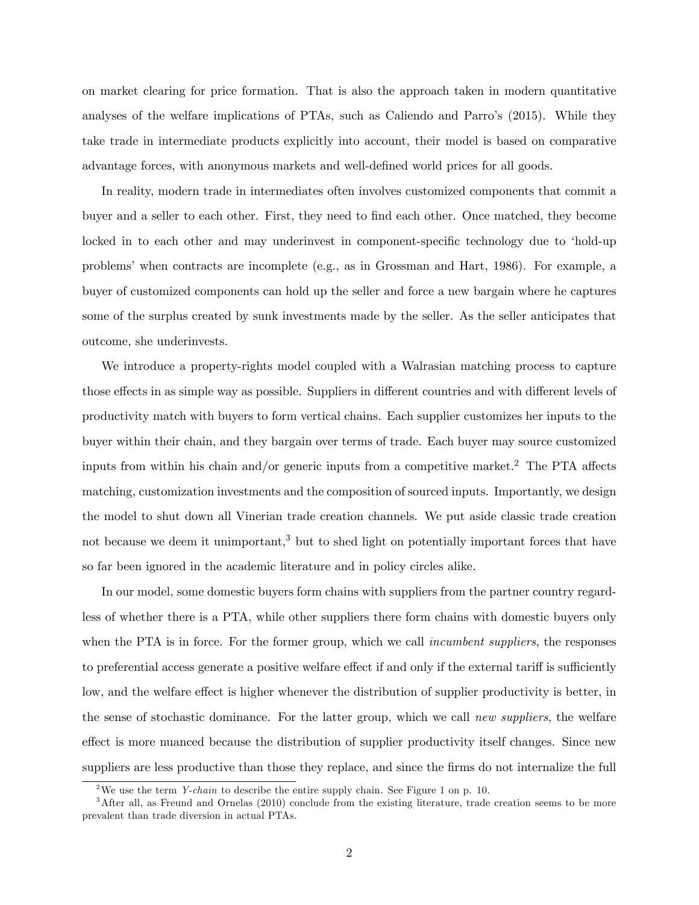on market clearing for price formation. That is also the approach taken in modern quantitative analyses of the welfare implications of PTAs, such as Caliendo and Parro's (2015). While they take trade in intermediate products explicitly into account, their model is based on comparative advantage forces, with anonymous markets and well-defined world prices for all goods.

In reality, modern trade in intermediates often involves customized components that commit a buyer and a seller to each other. First, they need to find each other. Once matched, they become locked in to each other and may underinvest in component-specific technology due to 'hold-up problems' when contracts are incomplete (e.g., as in Grossman and Hart, 1986). For example, a buyer of customized components can hold up the seller and force a new bargain where he captures some of the surplus created by sunk investments made by the seller. As the seller anticipates that outcome, she underinvests.

We introduce a property-rights model coupled with a Walrasian matching process to capture those effects in as simple way as possible. Suppliers in different countries and with different levels of productivity match with buyers to form vertical chains. Each supplier customizes her inputs to the buyer within their chain, and they bargain over terms of trade. Each buyer may source customized inputs from within his chain and/or generic inputs from a competitive market.[2] The PTA affects matching, customization investments and the composition of sourced inputs. Importantly, we design the model to shut down all Vinerian trade creation channels. We put aside classic trade creation not because we deem it unimportant,[3] but to shed light on potentially important forces that have so far been ignored in the academic literature and in policy circles alike.

In our model, some domestic buyers form chains with suppliers from the partner country regardless of whether there is a PTA, while other suppliers there form chains with domestic buyers only when the PTA is in force. For the former group, which we call *incumbent suppliers*, the responses to preferential access generate a positive welfare effect if and only if the external tariff is sufficiently low, and the welfare effect is higher whenever the distribution of supplier productivity is better, in the sense of stochastic dominance. For the latter group, which we call *new suppliers*, the welfare effect is more nuanced because the distribution of supplier productivity itself changes. Since new suppliers are less productive than those they replace, and since the firms do not internalize the full

[2] We use the term *Y-chain* to describe the entire supply chain. See Figure 1 on p. 10.

[3] After all, as Freund and Ornelas (2010) conclude from the existing literature, trade creation seems to be more prevalent than trade diversion in actual PTAs.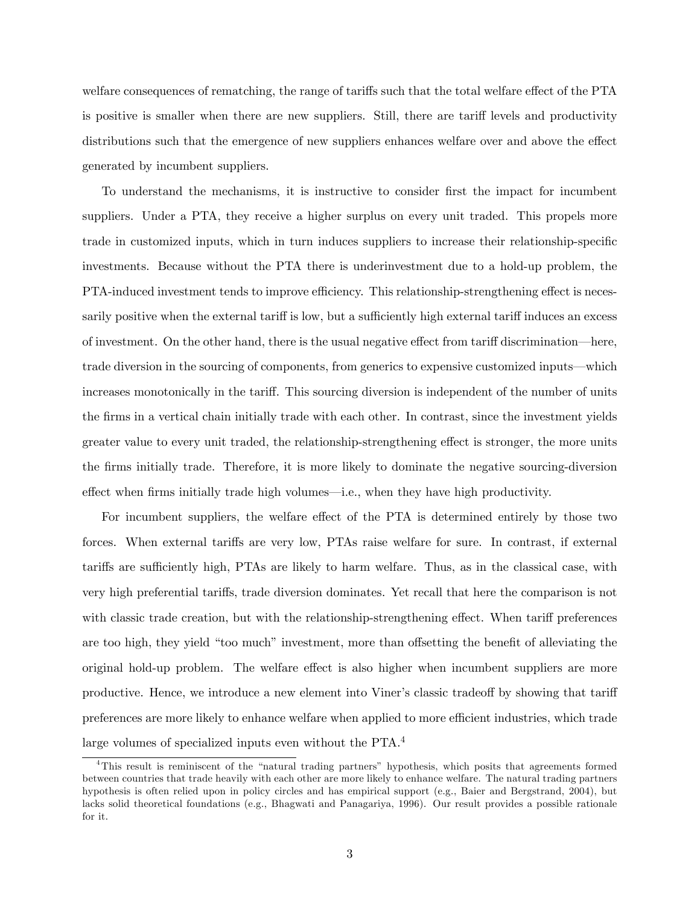welfare consequences of rematching, the range of tariffs such that the total welfare effect of the PTA is positive is smaller when there are new suppliers. Still, there are tariff levels and productivity distributions such that the emergence of new suppliers enhances welfare over and above the effect generated by incumbent suppliers.

To understand the mechanisms, it is instructive to consider first the impact for incumbent suppliers. Under a PTA, they receive a higher surplus on every unit traded. This propels more trade in customized inputs, which in turn induces suppliers to increase their relationship-specific investments. Because without the PTA there is underinvestment due to a hold-up problem, the PTA-induced investment tends to improve efficiency. This relationship-strengthening effect is necessarily positive when the external tariff is low, but a sufficiently high external tariff induces an excess of investment. On the other hand, there is the usual negative effect from tariff discrimination—here, trade diversion in the sourcing of components, from generics to expensive customized inputs—which increases monotonically in the tariff. This sourcing diversion is independent of the number of units the firms in a vertical chain initially trade with each other. In contrast, since the investment yields greater value to every unit traded, the relationship-strengthening effect is stronger, the more units the firms initially trade. Therefore, it is more likely to dominate the negative sourcing-diversion effect when firms initially trade high volumes—i.e., when they have high productivity.

For incumbent suppliers, the welfare effect of the PTA is determined entirely by those two forces. When external tariffs are very low, PTAs raise welfare for sure. In contrast, if external tariffs are sufficiently high, PTAs are likely to harm welfare. Thus, as in the classical case, with very high preferential tariffs, trade diversion dominates. Yet recall that here the comparison is not with classic trade creation, but with the relationship-strengthening effect. When tariff preferences are too high, they yield "too much" investment, more than offsetting the benefit of alleviating the original hold-up problem. The welfare effect is also higher when incumbent suppliers are more productive. Hence, we introduce a new element into Viner's classic tradeoff by showing that tariff preferences are more likely to enhance welfare when applied to more efficient industries, which trade large volumes of specialized inputs even without the PTA.[4]

[4] This result is reminiscent of the "natural trading partners" hypothesis, which posits that agreements formed between countries that trade heavily with each other are more likely to enhance welfare. The natural trading partners hypothesis is often relied upon in policy circles and has empirical support (e.g., Baier and Bergstrand, 2004), but lacks solid theoretical foundations (e.g., Bhagwati and Panagariya, 1996). Our result provides a possible rationale for it.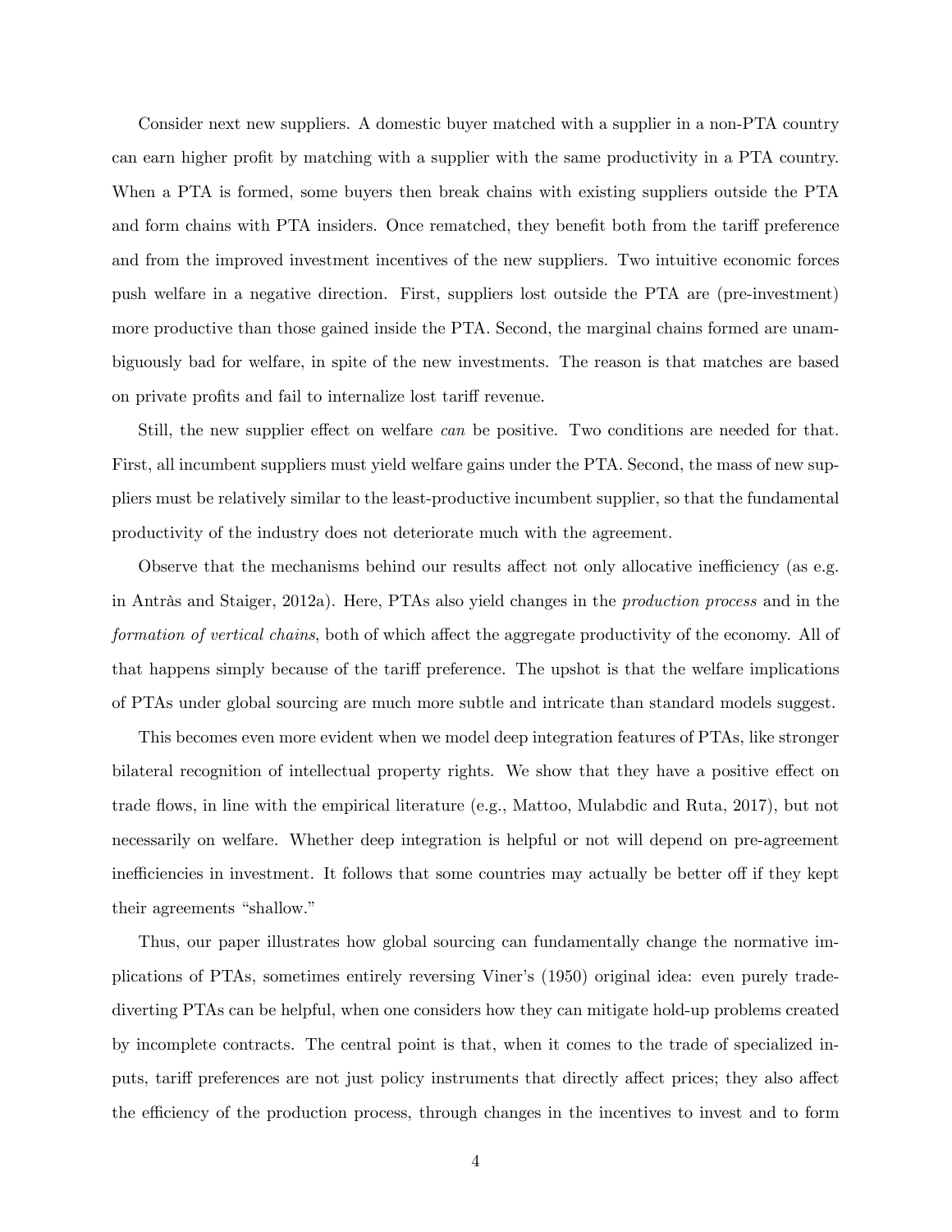Consider next new suppliers. A domestic buyer matched with a supplier in a non-PTA country can earn higher profit by matching with a supplier with the same productivity in a PTA country. When a PTA is formed, some buyers then break chains with existing suppliers outside the PTA and form chains with PTA insiders. Once rematched, they benefit both from the tariff preference and from the improved investment incentives of the new suppliers. Two intuitive economic forces push welfare in a negative direction. First, suppliers lost outside the PTA are (pre-investment) more productive than those gained inside the PTA. Second, the marginal chains formed are unambiguously bad for welfare, in spite of the new investments. The reason is that matches are based on private profits and fail to internalize lost tariff revenue.

Still, the new supplier effect on welfare *can* be positive. Two conditions are needed for that. First, all incumbent suppliers must yield welfare gains under the PTA. Second, the mass of new suppliers must be relatively similar to the least-productive incumbent supplier, so that the fundamental productivity of the industry does not deteriorate much with the agreement.

Observe that the mechanisms behind our results affect not only allocative inefficiency (as e.g. in Antràs and Staiger, 2012a). Here, PTAs also yield changes in the *production process* and in the *formation of vertical chains*, both of which affect the aggregate productivity of the economy. All of that happens simply because of the tariff preference. The upshot is that the welfare implications of PTAs under global sourcing are much more subtle and intricate than standard models suggest.

This becomes even more evident when we model deep integration features of PTAs, like stronger bilateral recognition of intellectual property rights. We show that they have a positive effect on trade flows, in line with the empirical literature (e.g., Mattoo, Mulabdic and Ruta, 2017), but not necessarily on welfare. Whether deep integration is helpful or not will depend on pre-agreement inefficiencies in investment. It follows that some countries may actually be better off if they kept their agreements "shallow."

Thus, our paper illustrates how global sourcing can fundamentally change the normative implications of PTAs, sometimes entirely reversing Viner's (1950) original idea: even purely trade-diverting PTAs can be helpful, when one considers how they can mitigate hold-up problems created by incomplete contracts. The central point is that, when it comes to the trade of specialized inputs, tariff preferences are not just policy instruments that directly affect prices; they also affect the efficiency of the production process, through changes in the incentives to invest and to form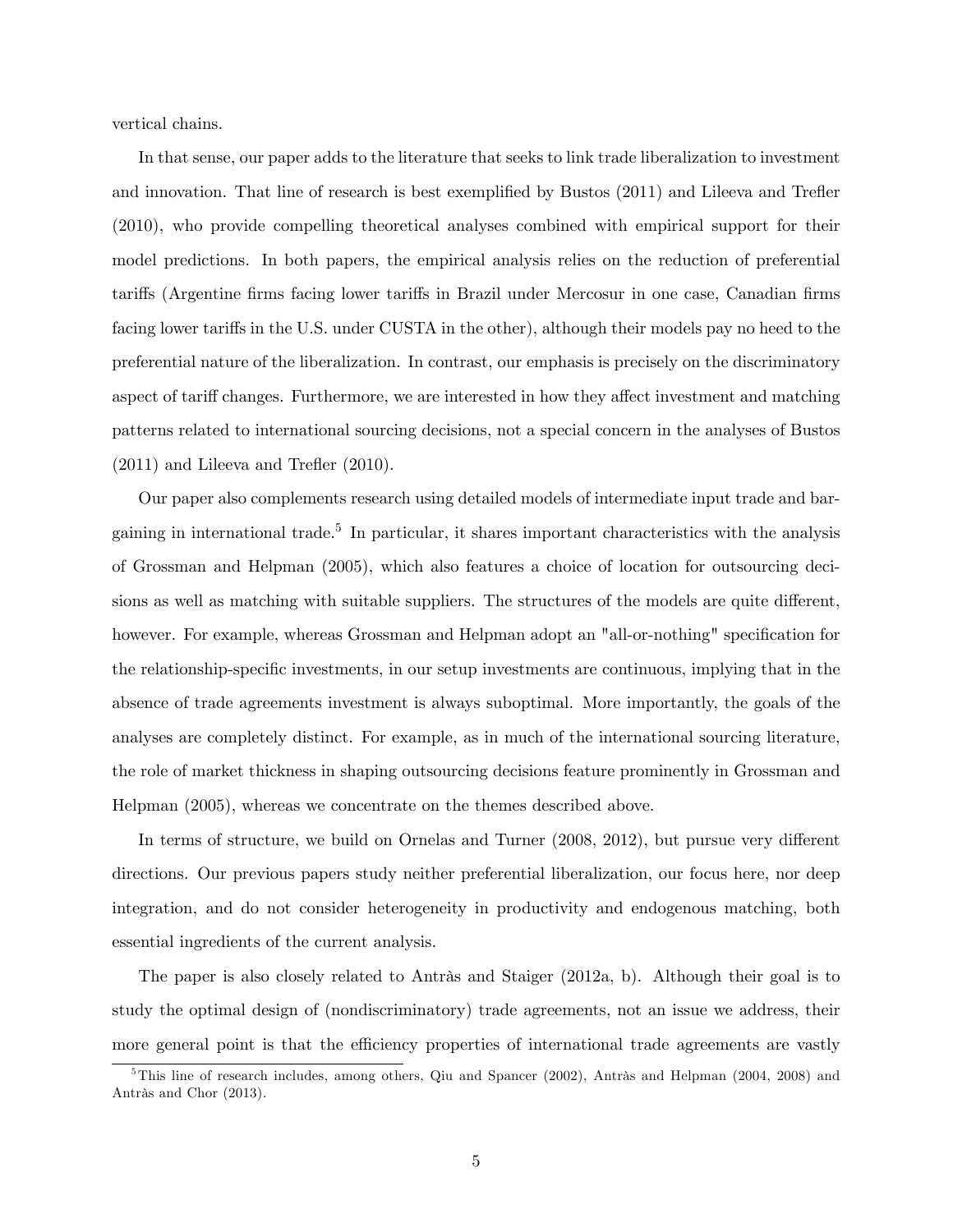vertical chains.

In that sense, our paper adds to the literature that seeks to link trade liberalization to investment and innovation. That line of research is best exemplified by Bustos (2011) and Lileeva and Trefler (2010), who provide compelling theoretical analyses combined with empirical support for their model predictions. In both papers, the empirical analysis relies on the reduction of preferential tariffs (Argentine firms facing lower tariffs in Brazil under Mercosur in one case, Canadian firms facing lower tariffs in the U.S. under CUSTA in the other), although their models pay no heed to the preferential nature of the liberalization. In contrast, our emphasis is precisely on the discriminatory aspect of tariff changes. Furthermore, we are interested in how they affect investment and matching patterns related to international sourcing decisions, not a special concern in the analyses of Bustos (2011) and Lileeva and Trefler (2010).

Our paper also complements research using detailed models of intermediate input trade and bargaining in international trade.[5] In particular, it shares important characteristics with the analysis of Grossman and Helpman (2005), which also features a choice of location for outsourcing decisions as well as matching with suitable suppliers. The structures of the models are quite different, however. For example, whereas Grossman and Helpman adopt an "all-or-nothing" specification for the relationship-specific investments, in our setup investments are continuous, implying that in the absence of trade agreements investment is always suboptimal. More importantly, the goals of the analyses are completely distinct. For example, as in much of the international sourcing literature, the role of market thickness in shaping outsourcing decisions feature prominently in Grossman and Helpman (2005), whereas we concentrate on the themes described above.

In terms of structure, we build on Ornelas and Turner (2008, 2012), but pursue very different directions. Our previous papers study neither preferential liberalization, our focus here, nor deep integration, and do not consider heterogeneity in productivity and endogenous matching, both essential ingredients of the current analysis.

The paper is also closely related to Antràs and Staiger (2012a, b). Although their goal is to study the optimal design of (nondiscriminatory) trade agreements, not an issue we address, their more general point is that the efficiency properties of international trade agreements are vastly

[5] This line of research includes, among others, Qiu and Spancer (2002), Antràs and Helpman (2004, 2008) and Antràs and Chor (2013).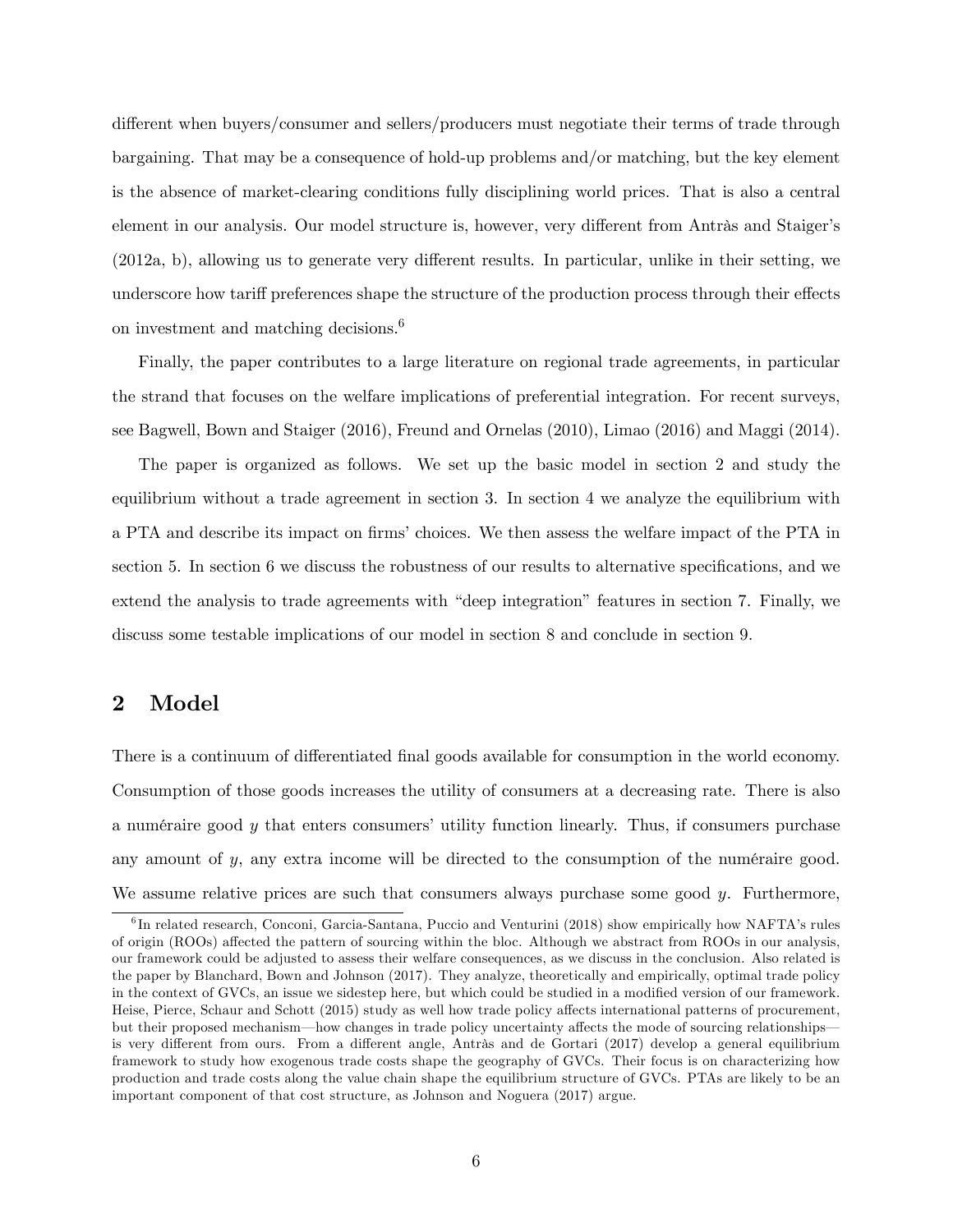different when buyers/consumer and sellers/producers must negotiate their terms of trade through bargaining. That may be a consequence of hold-up problems and/or matching, but the key element is the absence of market-clearing conditions fully disciplining world prices. That is also a central element in our analysis. Our model structure is, however, very different from Antràs and Staiger's (2012a, b), allowing us to generate very different results. In particular, unlike in their setting, we underscore how tariff preferences shape the structure of the production process through their effects on investment and matching decisions.[6]

Finally, the paper contributes to a large literature on regional trade agreements, in particular the strand that focuses on the welfare implications of preferential integration. For recent surveys, see Bagwell, Bown and Staiger (2016), Freund and Ornelas (2010), Limao (2016) and Maggi (2014).

The paper is organized as follows. We set up the basic model in section 2 and study the equilibrium without a trade agreement in section 3. In section 4 we analyze the equilibrium with a PTA and describe its impact on firms' choices. We then assess the welfare impact of the PTA in section 5. In section 6 we discuss the robustness of our results to alternative specifications, and we extend the analysis to trade agreements with "deep integration" features in section 7. Finally, we discuss some testable implications of our model in section 8 and conclude in section 9.

## 2 Model

There is a continuum of differentiated final goods available for consumption in the world economy. Consumption of those goods increases the utility of consumers at a decreasing rate. There is also a numéraire good $y$ that enters consumers' utility function linearly. Thus, if consumers purchase any amount of $y$, any extra income will be directed to the consumption of the numéraire good. We assume relative prices are such that consumers always purchase some good $y$. Furthermore,

---

[6] In related research, Conconi, Garcia-Santana, Puccio and Venturini (2018) show empirically how NAFTA's rules of origin (ROOs) affected the pattern of sourcing within the bloc. Although we abstract from ROOs in our analysis, our framework could be adjusted to assess their welfare consequences, as we discuss in the conclusion. Also related is the paper by Blanchard, Bown and Johnson (2017). They analyze, theoretically and empirically, optimal trade policy in the context of GVCs, an issue we sidestep here, but which could be studied in a modified version of our framework. Heise, Pierce, Schaur and Schott (2015) study as well how trade policy affects international patterns of procurement, but their proposed mechanism—how changes in trade policy uncertainty affects the mode of sourcing relationships—is very different from ours. From a different angle, Antràs and de Gortari (2017) develop a general equilibrium framework to study how exogenous trade costs shape the geography of GVCs. Their focus is on characterizing how production and trade costs along the value chain shape the equilibrium structure of GVCs. PTAs are likely to be an important component of that cost structure, as Johnson and Noguera (2017) argue.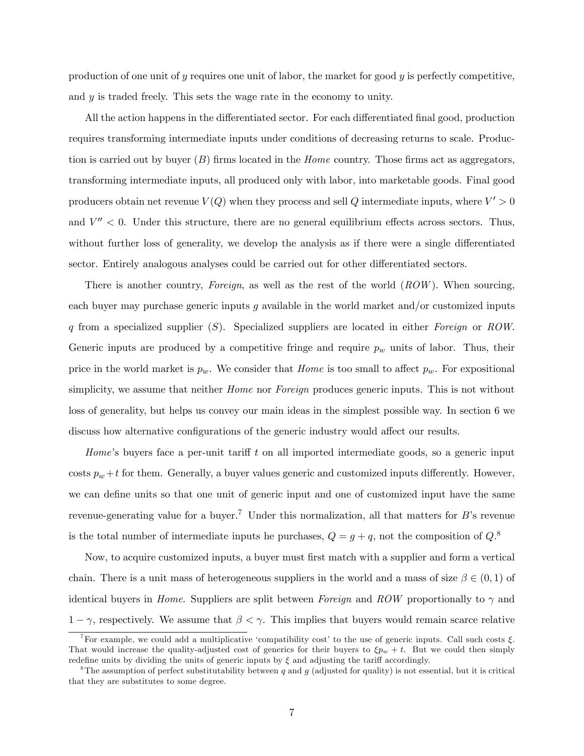production of one unit of $y$ requires one unit of labor, the market for good $y$ is perfectly competitive, and $y$ is traded freely. This sets the wage rate in the economy to unity.

All the action happens in the differentiated sector. For each differentiated final good, production requires transforming intermediate inputs under conditions of decreasing returns to scale. Production is carried out by buyer ($B$) firms located in the *Home* country. Those firms act as aggregators, transforming intermediate inputs, all produced only with labor, into marketable goods. Final good producers obtain net revenue $V(Q)$ when they process and sell $Q$ intermediate inputs, where $V' > 0$ and $V'' < 0$. Under this structure, there are no general equilibrium effects across sectors. Thus, without further loss of generality, we develop the analysis as if there were a single differentiated sector. Entirely analogous analyses could be carried out for other differentiated sectors.

There is another country, *Foreign*, as well as the rest of the world (*ROW*). When sourcing, each buyer may purchase generic inputs $g$ available in the world market and/or customized inputs $q$ from a specialized supplier ($S$). Specialized suppliers are located in either *Foreign* or *ROW*. Generic inputs are produced by a competitive fringe and require $p_w$ units of labor. Thus, their price in the world market is $p_w$. We consider that *Home* is too small to affect $p_w$. For expositional simplicity, we assume that neither *Home* nor *Foreign* produces generic inputs. This is not without loss of generality, but helps us convey our main ideas in the simplest possible way. In section 6 we discuss how alternative configurations of the generic industry would affect our results.

*Home*'s buyers face a per-unit tariff $t$ on all imported intermediate goods, so a generic input costs $p_w + t$ for them. Generally, a buyer values generic and customized inputs differently. However, we can define units so that one unit of generic input and one of customized input have the same revenue-generating value for a buyer.[7] Under this normalization, all that matters for $B$'s revenue is the total number of intermediate inputs he purchases, $Q = g + q$, not the composition of $Q$.[8]

Now, to acquire customized inputs, a buyer must first match with a supplier and form a vertical chain. There is a unit mass of heterogeneous suppliers in the world and a mass of size $\beta \in (0, 1)$ of identical buyers in *Home*. Suppliers are split between *Foreign* and *ROW* proportionally to $\gamma$ and $1 - \gamma$, respectively. We assume that $\beta < \gamma$. This implies that buyers would remain scarce relative

[7] For example, we could add a multiplicative 'compatibility cost' to the use of generic inputs. Call such costs $\xi$. That would increase the quality-adjusted cost of generics for their buyers to $\xi p_w + t$. But we could then simply redefine units by dividing the units of generic inputs by $\xi$ and adjusting the tariff accordingly.

[8] The assumption of perfect substitutability between $q$ and $g$ (adjusted for quality) is not essential, but it is critical that they are substitutes to some degree.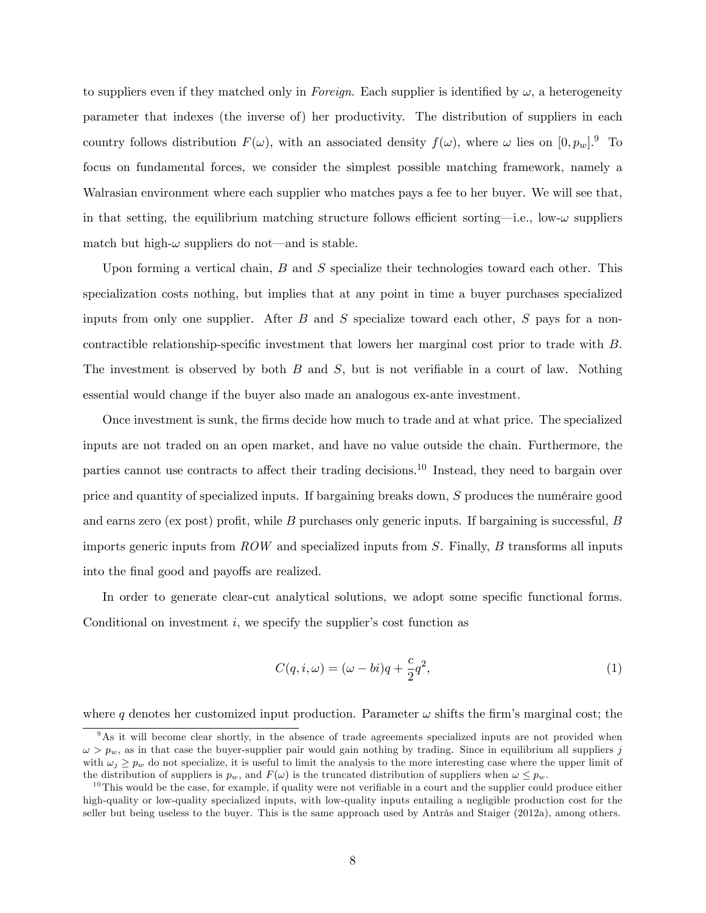to suppliers even if they matched only in *Foreign*. Each supplier is identified by $\omega$, a heterogeneity parameter that indexes (the inverse of) her productivity. The distribution of suppliers in each country follows distribution $F(\omega)$, with an associated density $f(\omega)$, where $\omega$ lies on $[0, p_w]$.[9] To focus on fundamental forces, we consider the simplest possible matching framework, namely a Walrasian environment where each supplier who matches pays a fee to her buyer. We will see that, in that setting, the equilibrium matching structure follows efficient sorting—i.e., low-$\omega$ suppliers match but high-$\omega$ suppliers do not—and is stable.

Upon forming a vertical chain, $B$ and $S$ specialize their technologies toward each other. This specialization costs nothing, but implies that at any point in time a buyer purchases specialized inputs from only one supplier. After $B$ and $S$ specialize toward each other, $S$ pays for a non-contractible relationship-specific investment that lowers her marginal cost prior to trade with $B$. The investment is observed by both $B$ and $S$, but is not verifiable in a court of law. Nothing essential would change if the buyer also made an analogous ex-ante investment.

Once investment is sunk, the firms decide how much to trade and at what price. The specialized inputs are not traded on an open market, and have no value outside the chain. Furthermore, the parties cannot use contracts to affect their trading decisions.[10] Instead, they need to bargain over price and quantity of specialized inputs. If bargaining breaks down, $S$ produces the numéraire good and earns zero (ex post) profit, while $B$ purchases only generic inputs. If bargaining is successful, $B$ imports generic inputs from $ROW$ and specialized inputs from $S$. Finally, $B$ transforms all inputs into the final good and payoffs are realized.

In order to generate clear-cut analytical solutions, we adopt some specific functional forms. Conditional on investment $i$, we specify the supplier's cost function as

$$C(q, i, \omega) = (\omega - bi)q + \frac{c}{2}q^2, \tag{1}$$

where $q$ denotes her customized input production. Parameter $\omega$ shifts the firm's marginal cost; the

[9] As it will become clear shortly, in the absence of trade agreements specialized inputs are not provided when $\omega > p_w$, as in that case the buyer-supplier pair would gain nothing by trading. Since in equilibrium all suppliers $j$ with $\omega_j \geq p_w$ do not specialize, it is useful to limit the analysis to the more interesting case where the upper limit of the distribution of suppliers is $p_w$, and $F(\omega)$ is the truncated distribution of suppliers when $\omega \leq p_w$.

[10] This would be the case, for example, if quality were not verifiable in a court and the supplier could produce either high-quality or low-quality specialized inputs, with low-quality inputs entailing a negligible production cost for the seller but being useless to the buyer. This is the same approach used by Antràs and Staiger (2012a), among others.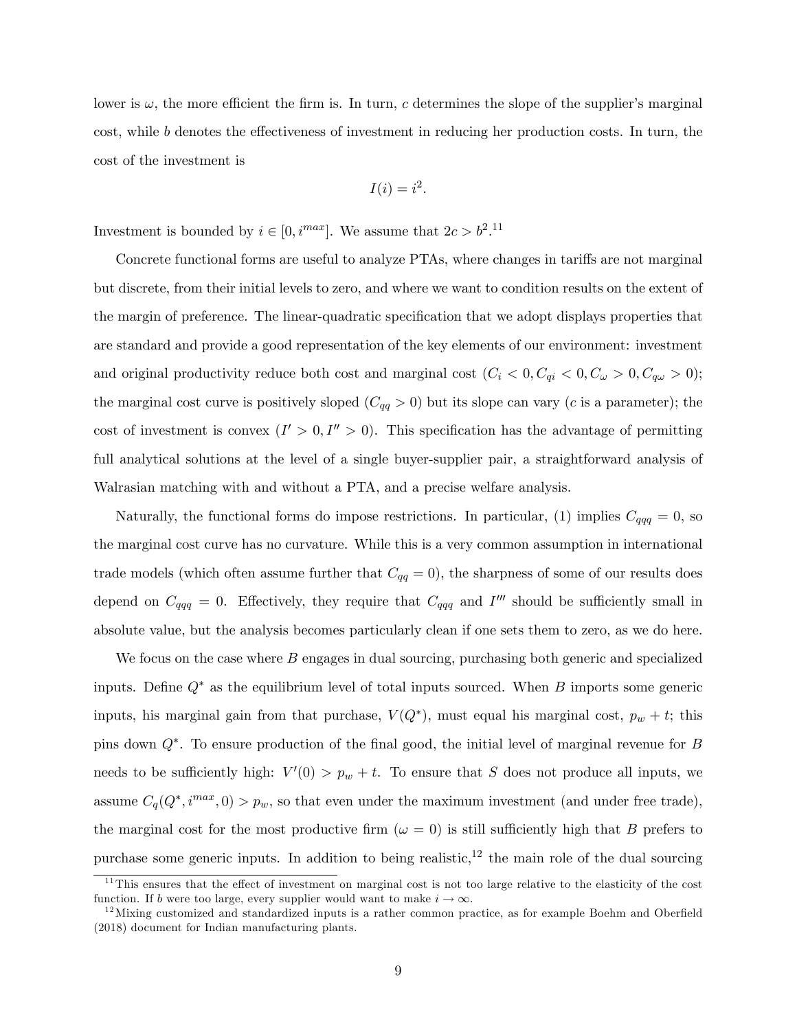lower is $\omega$, the more efficient the firm is. In turn, $c$ determines the slope of the supplier's marginal cost, while $b$ denotes the effectiveness of investment in reducing her production costs. In turn, the cost of the investment is

$$I(i) = i^2.$$

Investment is bounded by $i \in [0, i^{max}]$. We assume that $2c > b^2$.[11]

Concrete functional forms are useful to analyze PTAs, where changes in tariffs are not marginal but discrete, from their initial levels to zero, and where we want to condition results on the extent of the margin of preference. The linear-quadratic specification that we adopt displays properties that are standard and provide a good representation of the key elements of our environment: investment and original productivity reduce both cost and marginal cost ($C_i < 0, C_{qi} < 0, C_\omega > 0, C_{q\omega} > 0$); the marginal cost curve is positively sloped ($C_{qq} > 0$) but its slope can vary ($c$ is a parameter); the cost of investment is convex ($I' > 0, I'' > 0$). This specification has the advantage of permitting full analytical solutions at the level of a single buyer-supplier pair, a straightforward analysis of Walrasian matching with and without a PTA, and a precise welfare analysis.

Naturally, the functional forms do impose restrictions. In particular, (1) implies $C_{qqq} = 0$, so the marginal cost curve has no curvature. While this is a very common assumption in international trade models (which often assume further that $C_{qq} = 0$), the sharpness of some of our results does depend on $C_{qqq} = 0$. Effectively, they require that $C_{qqq}$ and $I'''$ should be sufficiently small in absolute value, but the analysis becomes particularly clean if one sets them to zero, as we do here.

We focus on the case where $B$ engages in dual sourcing, purchasing both generic and specialized inputs. Define $Q^*$ as the equilibrium level of total inputs sourced. When $B$ imports some generic inputs, his marginal gain from that purchase, $V(Q^*)$, must equal his marginal cost, $p_w + t$; this pins down $Q^*$. To ensure production of the final good, the initial level of marginal revenue for $B$ needs to be sufficiently high: $V'(0) > p_w + t$. To ensure that $S$ does not produce all inputs, we assume $C_q(Q^*, i^{max}, 0) > p_w$, so that even under the maximum investment (and under free trade), the marginal cost for the most productive firm ($\omega = 0$) is still sufficiently high that $B$ prefers to purchase some generic inputs. In addition to being realistic,[12] the main role of the dual sourcing

[11] This ensures that the effect of investment on marginal cost is not too large relative to the elasticity of the cost function. If $b$ were too large, every supplier would want to make $i \to \infty$.

[12] Mixing customized and standardized inputs is a rather common practice, as for example Boehm and Oberfield (2018) document for Indian manufacturing plants.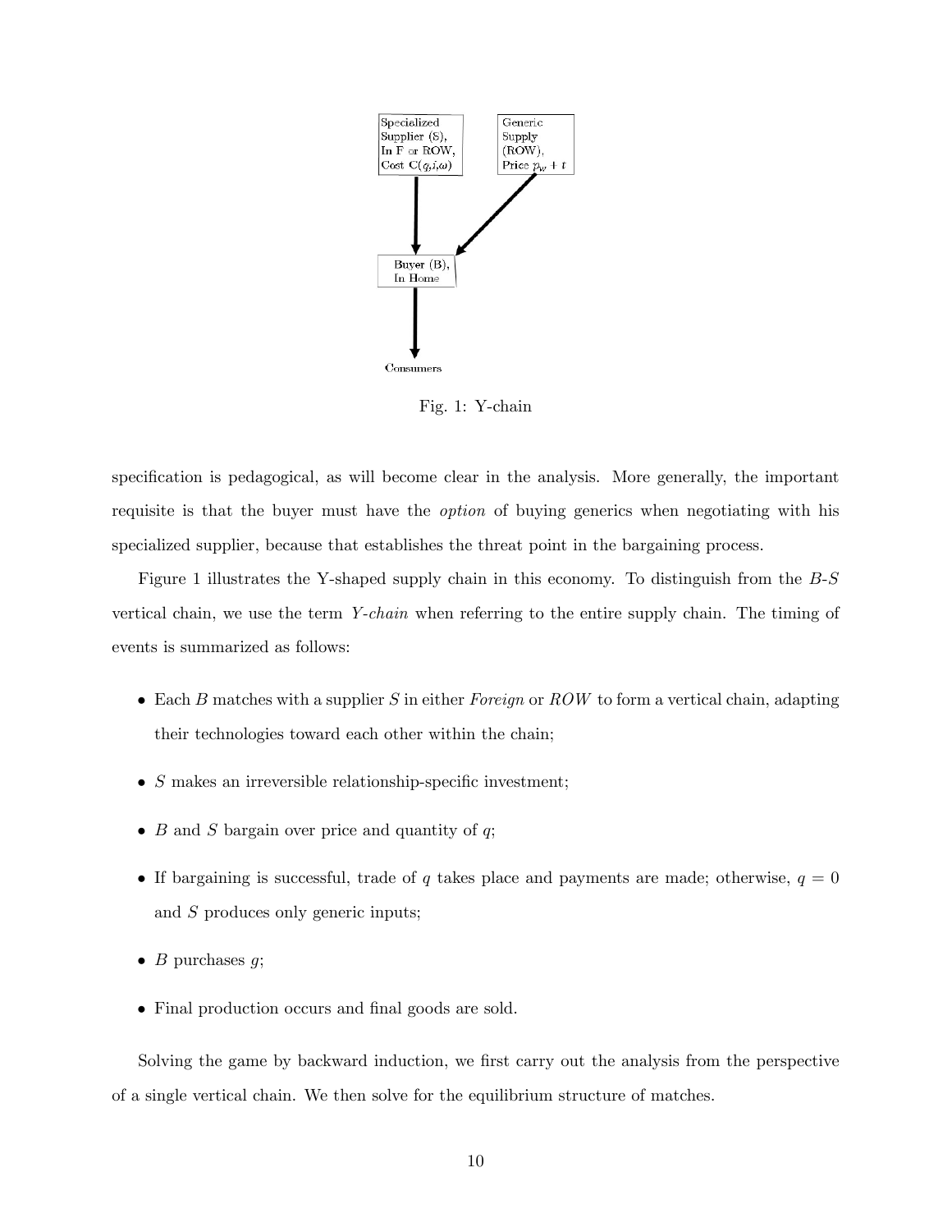Specialized Supplier (S), In F or ROW, Cost $C(q,i,\omega)$

Generic Supply (ROW), Price $p_w + t$

Buyer (B), In Home

Consumers

Fig. 1: Y-chain

specification is pedagogical, as will become clear in the analysis. More generally, the important requisite is that the buyer must have the *option* of buying generics when negotiating with his specialized supplier, because that establishes the threat point in the bargaining process.

Figure 1 illustrates the Y-shaped supply chain in this economy. To distinguish from the $B$-$S$ vertical chain, we use the term *Y-chain* when referring to the entire supply chain. The timing of events is summarized as follows:

- Each $B$ matches with a supplier $S$ in either *Foreign* or *ROW* to form a vertical chain, adapting their technologies toward each other within the chain;
- $S$ makes an irreversible relationship-specific investment;
- $B$ and $S$ bargain over price and quantity of $q$;
- If bargaining is successful, trade of $q$ takes place and payments are made; otherwise, $q = 0$ and $S$ produces only generic inputs;
- $B$ purchases $g$;
- Final production occurs and final goods are sold.

Solving the game by backward induction, we first carry out the analysis from the perspective of a single vertical chain. We then solve for the equilibrium structure of matches.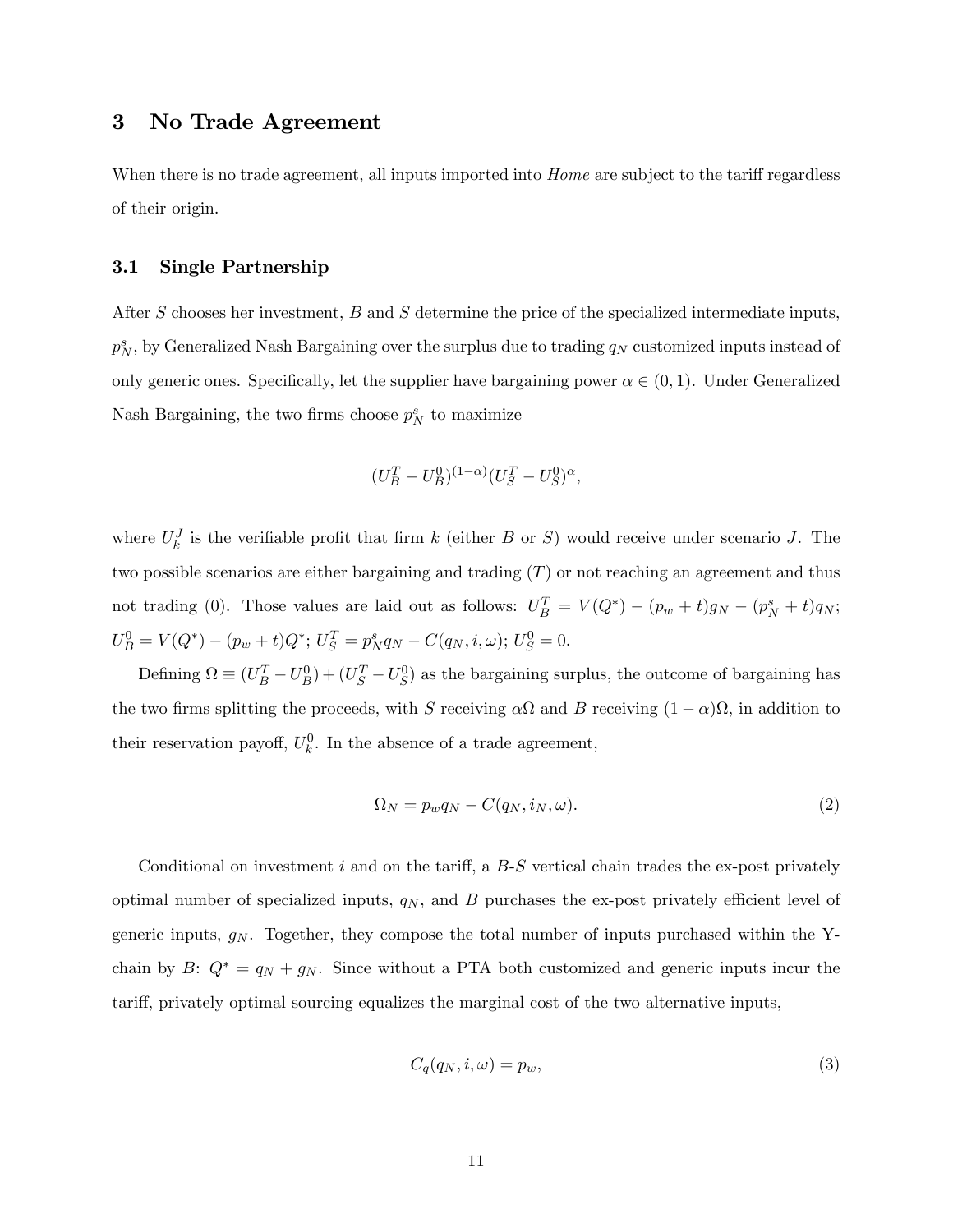# 3 No Trade Agreement

When there is no trade agreement, all inputs imported into *Home* are subject to the tariff regardless of their origin.

## 3.1 Single Partnership

After $S$ chooses her investment, $B$ and $S$ determine the price of the specialized intermediate inputs, $p_N^s$, by Generalized Nash Bargaining over the surplus due to trading $q_N$ customized inputs instead of only generic ones. Specifically, let the supplier have bargaining power $\alpha \in (0, 1)$. Under Generalized Nash Bargaining, the two firms choose $p_N^s$ to maximize

$$(U_B^T - U_B^0)^{(1-\alpha)}(U_S^T - U_S^0)^{\alpha},$$

where $U_k^J$ is the verifiable profit that firm $k$ (either $B$ or $S$) would receive under scenario $J$. The two possible scenarios are either bargaining and trading ($T$) or not reaching an agreement and thus not trading (0). Those values are laid out as follows: $U_B^T = V(Q^*) - (p_w + t)g_N - (p_N^s + t)q_N$; $U_B^0 = V(Q^*) - (p_w + t)Q^*$; $U_S^T = p_N^s q_N - C(q_N, i, \omega)$; $U_S^0 = 0$.

Defining $\Omega \equiv (U_B^T - U_B^0) + (U_S^T - U_S^0)$ as the bargaining surplus, the outcome of bargaining has the two firms splitting the proceeds, with $S$ receiving $\alpha\Omega$ and $B$ receiving $(1 - \alpha)\Omega$, in addition to their reservation payoff, $U_k^0$. In the absence of a trade agreement,

$$\Omega_N = p_w q_N - C(q_N, i_N, \omega). \tag{2}$$

Conditional on investment $i$ and on the tariff, a $B$-$S$ vertical chain trades the ex-post privately optimal number of specialized inputs, $q_N$, and $B$ purchases the ex-post privately efficient level of generic inputs, $g_N$. Together, they compose the total number of inputs purchased within the Y-chain by $B$: $Q^* = q_N + g_N$. Since without a PTA both customized and generic inputs incur the tariff, privately optimal sourcing equalizes the marginal cost of the two alternative inputs,

$$C_q(q_N, i, \omega) = p_w, \tag{3}$$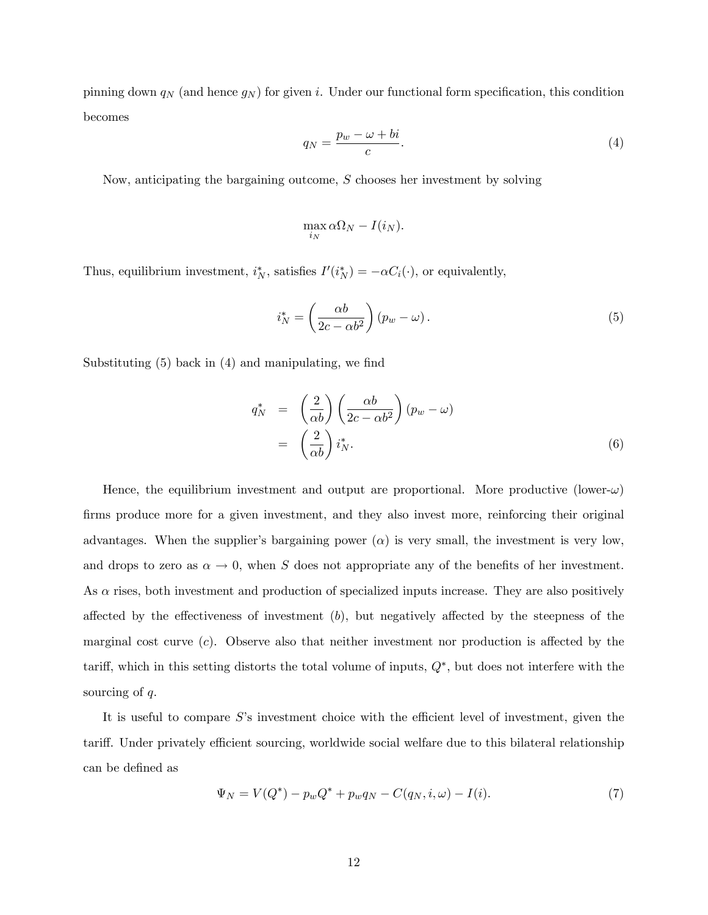pinning down $q_N$ (and hence $g_N$) for given $i$. Under our functional form specification, this condition becomes

$$q_N = \frac{p_w - \omega + bi}{c}. \tag{4}$$

Now, anticipating the bargaining outcome, $S$ chooses her investment by solving

$$\max_{i_N} \alpha \Omega_N - I(i_N).$$

Thus, equilibrium investment, $i_N^*$, satisfies $I'(i_N^*) = -\alpha C_i(\cdot)$, or equivalently,

$$i_N^* = \left( \frac{\alpha b}{2c - \alpha b^2} \right) (p_w - \omega). \tag{5}$$

Substituting (5) back in (4) and manipulating, we find

$$\begin{aligned} q_N^* &= \left( \frac{2}{\alpha b} \right) \left( \frac{\alpha b}{2c - \alpha b^2} \right) (p_w - \omega) \\ &= \left( \frac{2}{\alpha b} \right) i_N^*. \end{aligned} \tag{6}$$

Hence, the equilibrium investment and output are proportional. More productive (lower-$\omega$) firms produce more for a given investment, and they also invest more, reinforcing their original advantages. When the supplier's bargaining power ($\alpha$) is very small, the investment is very low, and drops to zero as $\alpha \to 0$, when $S$ does not appropriate any of the benefits of her investment. As $\alpha$ rises, both investment and production of specialized inputs increase. They are also positively affected by the effectiveness of investment ($b$), but negatively affected by the steepness of the marginal cost curve ($c$). Observe also that neither investment nor production is affected by the tariff, which in this setting distorts the total volume of inputs, $Q^*$, but does not interfere with the sourcing of $q$.

It is useful to compare $S$'s investment choice with the efficient level of investment, given the tariff. Under privately efficient sourcing, worldwide social welfare due to this bilateral relationship can be defined as

$$\Psi_N = V(Q^*) - p_w Q^* + p_w q_N - C(q_N, i, \omega) - I(i). \tag{7}$$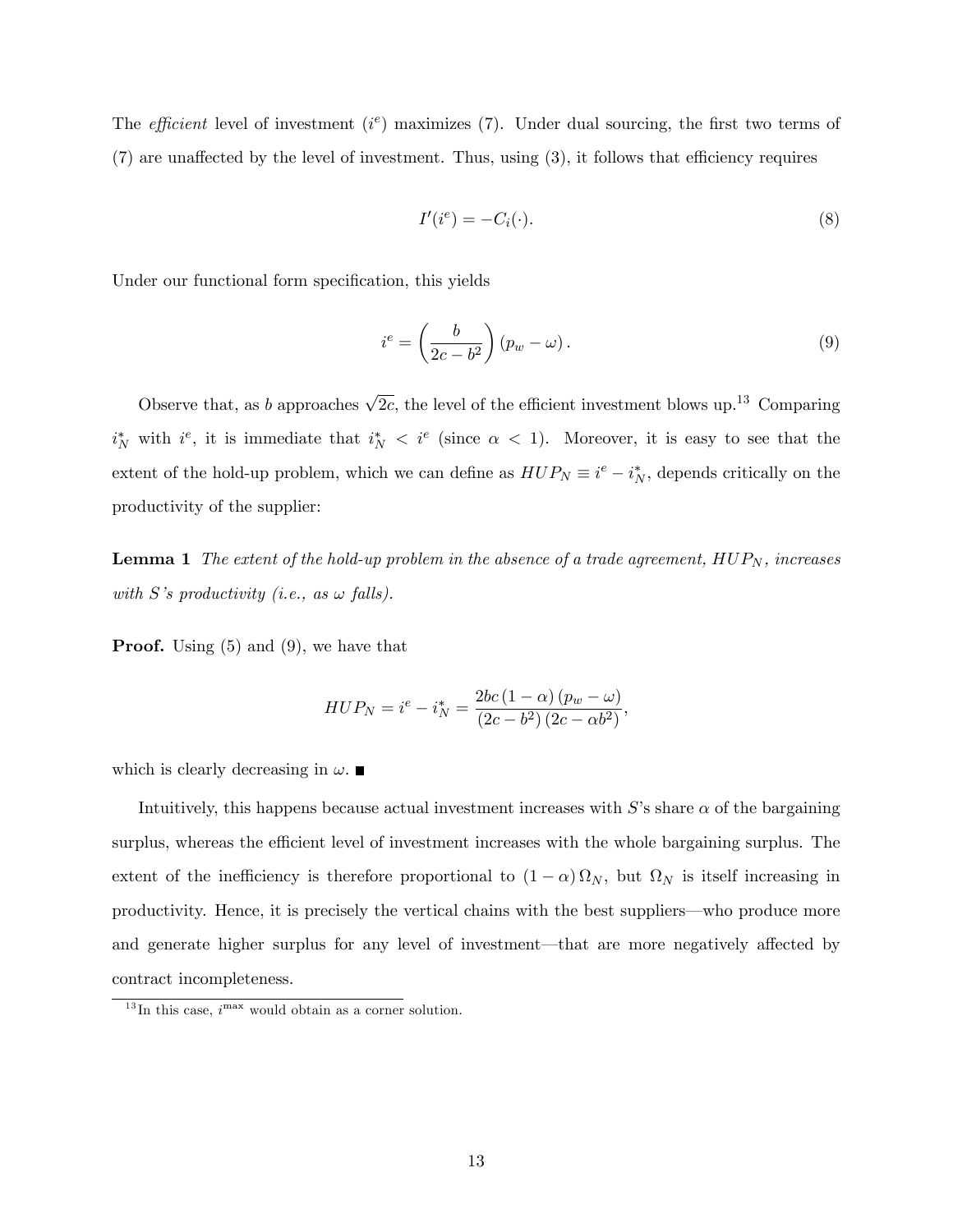The *efficient* level of investment ($i^e$) maximizes (7). Under dual sourcing, the first two terms of (7) are unaffected by the level of investment. Thus, using (3), it follows that efficiency requires

$$I'(i^e) = -C_i(\cdot). \tag{8}$$

Under our functional form specification, this yields

$$i^e = \left(\frac{b}{2c - b^2}\right)(p_w - \omega). \tag{9}$$

Observe that, as $b$ approaches $\sqrt{2c}$, the level of the efficient investment blows up.[13] Comparing $i_N^*$ with $i^e$, it is immediate that $i_N^* < i^e$ (since $\alpha < 1$). Moreover, it is easy to see that the extent of the hold-up problem, which we can define as $HUP_N \equiv i^e - i_N^*$, depends critically on the productivity of the supplier:

**Lemma 1** *The extent of the hold-up problem in the absence of a trade agreement, $HUP_N$, increases with S's productivity (i.e., as $\omega$ falls).*

**Proof.** Using (5) and (9), we have that

$$HUP_N = i^e - i_N^* = \frac{2bc\,(1 - \alpha)\,(p_w - \omega)}{(2c - b^2)\,(2c - \alpha b^2)},$$

which is clearly decreasing in $\omega$. ∎

Intuitively, this happens because actual investment increases with $S$'s share $\alpha$ of the bargaining surplus, whereas the efficient level of investment increases with the whole bargaining surplus. The extent of the inefficiency is therefore proportional to $(1 - \alpha)\,\Omega_N$, but $\Omega_N$ is itself increasing in productivity. Hence, it is precisely the vertical chains with the best suppliers—who produce more and generate higher surplus for any level of investment—that are more negatively affected by contract incompleteness.

[13] In this case, $i^{\max}$ would obtain as a corner solution.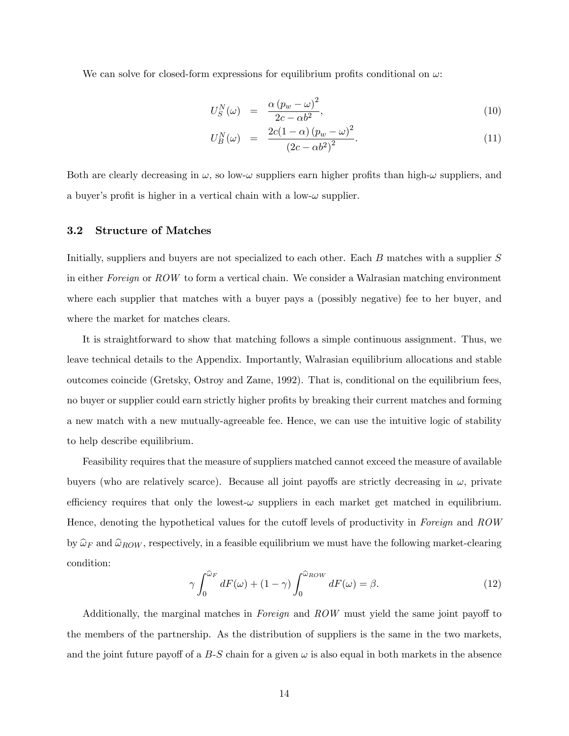We can solve for closed-form expressions for equilibrium profits conditional on $\omega$:

$$U_S^N(\omega) = \frac{\alpha (p_w - \omega)^2}{2c - \alpha b^2}, \tag{10}$$

$$U_B^N(\omega) = \frac{2c(1-\alpha)(p_w - \omega)^2}{(2c - \alpha b^2)^2}. \tag{11}$$

Both are clearly decreasing in $\omega$, so low-$\omega$ suppliers earn higher profits than high-$\omega$ suppliers, and a buyer's profit is higher in a vertical chain with a low-$\omega$ supplier.

### 3.2 Structure of Matches

Initially, suppliers and buyers are not specialized to each other. Each $B$ matches with a supplier $S$ in either *Foreign* or *ROW* to form a vertical chain. We consider a Walrasian matching environment where each supplier that matches with a buyer pays a (possibly negative) fee to her buyer, and where the market for matches clears.

It is straightforward to show that matching follows a simple continuous assignment. Thus, we leave technical details to the Appendix. Importantly, Walrasian equilibrium allocations and stable outcomes coincide (Gretsky, Ostroy and Zame, 1992). That is, conditional on the equilibrium fees, no buyer or supplier could earn strictly higher profits by breaking their current matches and forming a new match with a new mutually-agreeable fee. Hence, we can use the intuitive logic of stability to help describe equilibrium.

Feasibility requires that the measure of suppliers matched cannot exceed the measure of available buyers (who are relatively scarce). Because all joint payoffs are strictly decreasing in $\omega$, private efficiency requires that only the lowest-$\omega$ suppliers in each market get matched in equilibrium. Hence, denoting the hypothetical values for the cutoff levels of productivity in *Foreign* and *ROW* by $\widehat{\omega}_F$ and $\widehat{\omega}_{ROW}$, respectively, in a feasible equilibrium we must have the following market-clearing condition:

$$\gamma \int_0^{\widehat{\omega}_F} dF(\omega) + (1-\gamma) \int_0^{\widehat{\omega}_{ROW}} dF(\omega) = \beta. \tag{12}$$

Additionally, the marginal matches in *Foreign* and *ROW* must yield the same joint payoff to the members of the partnership. As the distribution of suppliers is the same in the two markets, and the joint future payoff of a $B$-$S$ chain for a given $\omega$ is also equal in both markets in the absence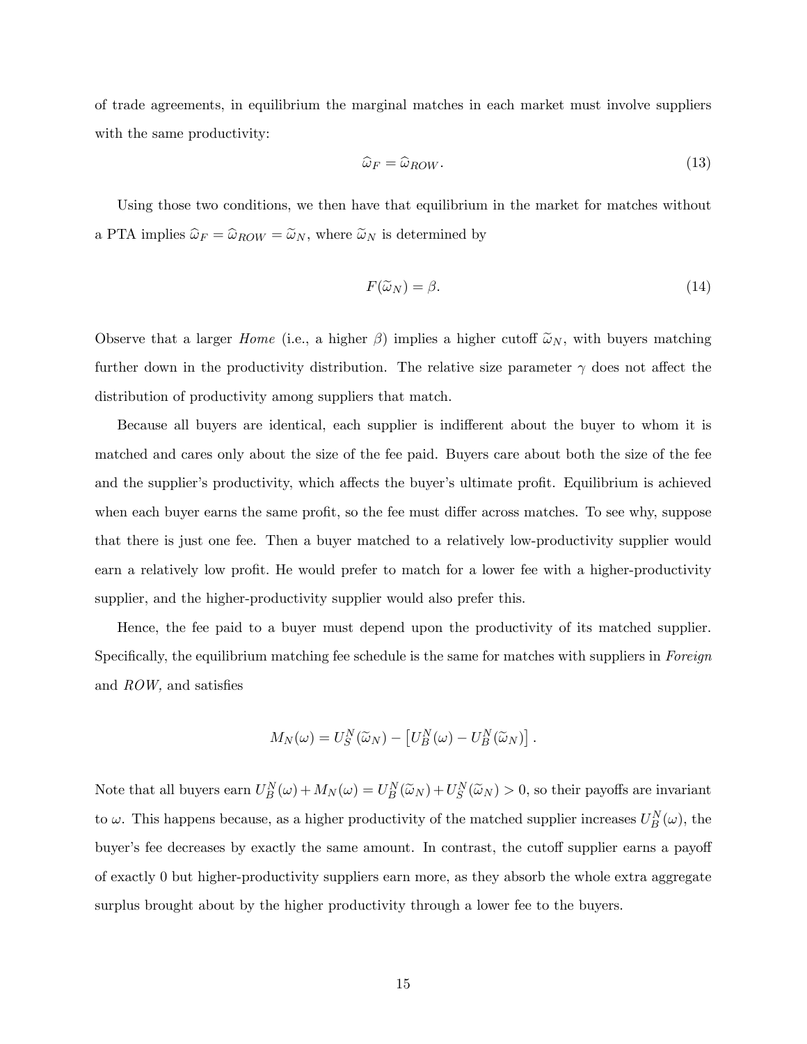of trade agreements, in equilibrium the marginal matches in each market must involve suppliers with the same productivity:

$$\widehat{\omega}_F = \widehat{\omega}_{ROW}. \tag{13}$$

Using those two conditions, we then have that equilibrium in the market for matches without a PTA implies $\widehat{\omega}_F = \widehat{\omega}_{ROW} = \widetilde{\omega}_N$, where $\widetilde{\omega}_N$ is determined by

$$F(\widetilde{\omega}_N) = \beta. \tag{14}$$

Observe that a larger *Home* (i.e., a higher $\beta$) implies a higher cutoff $\widetilde{\omega}_N$, with buyers matching further down in the productivity distribution. The relative size parameter $\gamma$ does not affect the distribution of productivity among suppliers that match.

Because all buyers are identical, each supplier is indifferent about the buyer to whom it is matched and cares only about the size of the fee paid. Buyers care about both the size of the fee and the supplier's productivity, which affects the buyer's ultimate profit. Equilibrium is achieved when each buyer earns the same profit, so the fee must differ across matches. To see why, suppose that there is just one fee. Then a buyer matched to a relatively low-productivity supplier would earn a relatively low profit. He would prefer to match for a lower fee with a higher-productivity supplier, and the higher-productivity supplier would also prefer this.

Hence, the fee paid to a buyer must depend upon the productivity of its matched supplier. Specifically, the equilibrium matching fee schedule is the same for matches with suppliers in *Foreign* and *ROW,* and satisfies

$$M_N(\omega) = U_S^N(\widetilde{\omega}_N) - \left[U_B^N(\omega) - U_B^N(\widetilde{\omega}_N)\right].$$

Note that all buyers earn $U_B^N(\omega) + M_N(\omega) = U_B^N(\widetilde{\omega}_N) + U_S^N(\widetilde{\omega}_N) > 0$, so their payoffs are invariant to $\omega$. This happens because, as a higher productivity of the matched supplier increases $U_B^N(\omega)$, the buyer's fee decreases by exactly the same amount. In contrast, the cutoff supplier earns a payoff of exactly 0 but higher-productivity suppliers earn more, as they absorb the whole extra aggregate surplus brought about by the higher productivity through a lower fee to the buyers.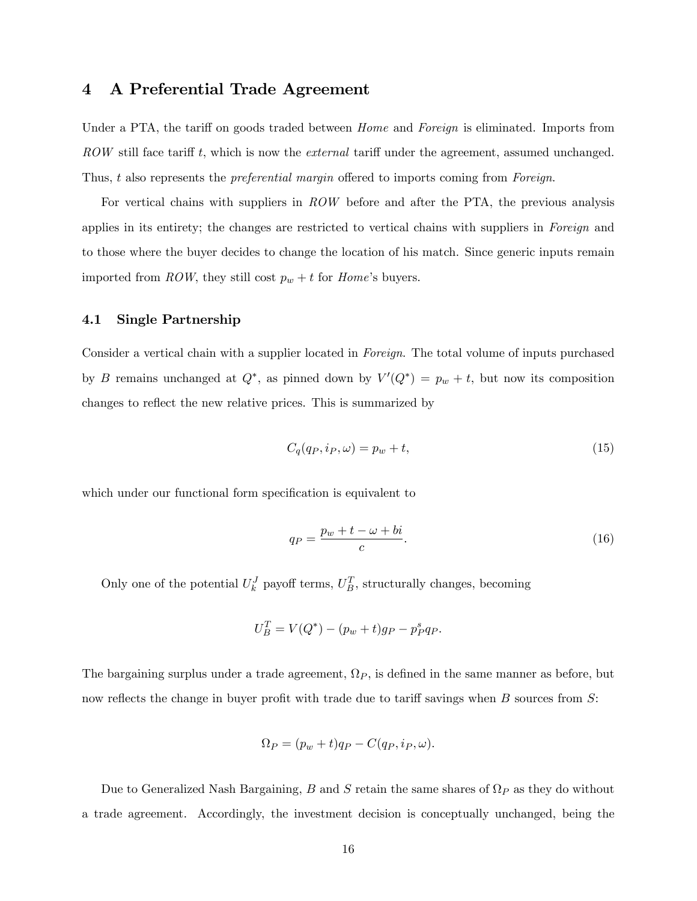## 4 A Preferential Trade Agreement

Under a PTA, the tariff on goods traded between *Home* and *Foreign* is eliminated. Imports from *ROW* still face tariff $t$, which is now the *external* tariff under the agreement, assumed unchanged. Thus, $t$ also represents the *preferential margin* offered to imports coming from *Foreign*.

For vertical chains with suppliers in *ROW* before and after the PTA, the previous analysis applies in its entirety; the changes are restricted to vertical chains with suppliers in *Foreign* and to those where the buyer decides to change the location of his match. Since generic inputs remain imported from *ROW*, they still cost $p_w + t$ for *Home*'s buyers.

### 4.1 Single Partnership

Consider a vertical chain with a supplier located in *Foreign*. The total volume of inputs purchased by $B$ remains unchanged at $Q^*$, as pinned down by $V'(Q^*) = p_w + t$, but now its composition changes to reflect the new relative prices. This is summarized by

$$C_q(q_P, i_P, \omega) = p_w + t, \tag{15}$$

which under our functional form specification is equivalent to

$$q_P = \frac{p_w + t - \omega + bi}{c}. \tag{16}$$

Only one of the potential $U_k^J$ payoff terms, $U_B^T$, structurally changes, becoming

$$U_B^T = V(Q^*) - (p_w + t)g_P - p_P^s q_P.$$

The bargaining surplus under a trade agreement, $\Omega_P$, is defined in the same manner as before, but now reflects the change in buyer profit with trade due to tariff savings when $B$ sources from $S$:

$$\Omega_P = (p_w + t)q_P - C(q_P, i_P, \omega).$$

Due to Generalized Nash Bargaining, $B$ and $S$ retain the same shares of $\Omega_P$ as they do without a trade agreement. Accordingly, the investment decision is conceptually unchanged, being the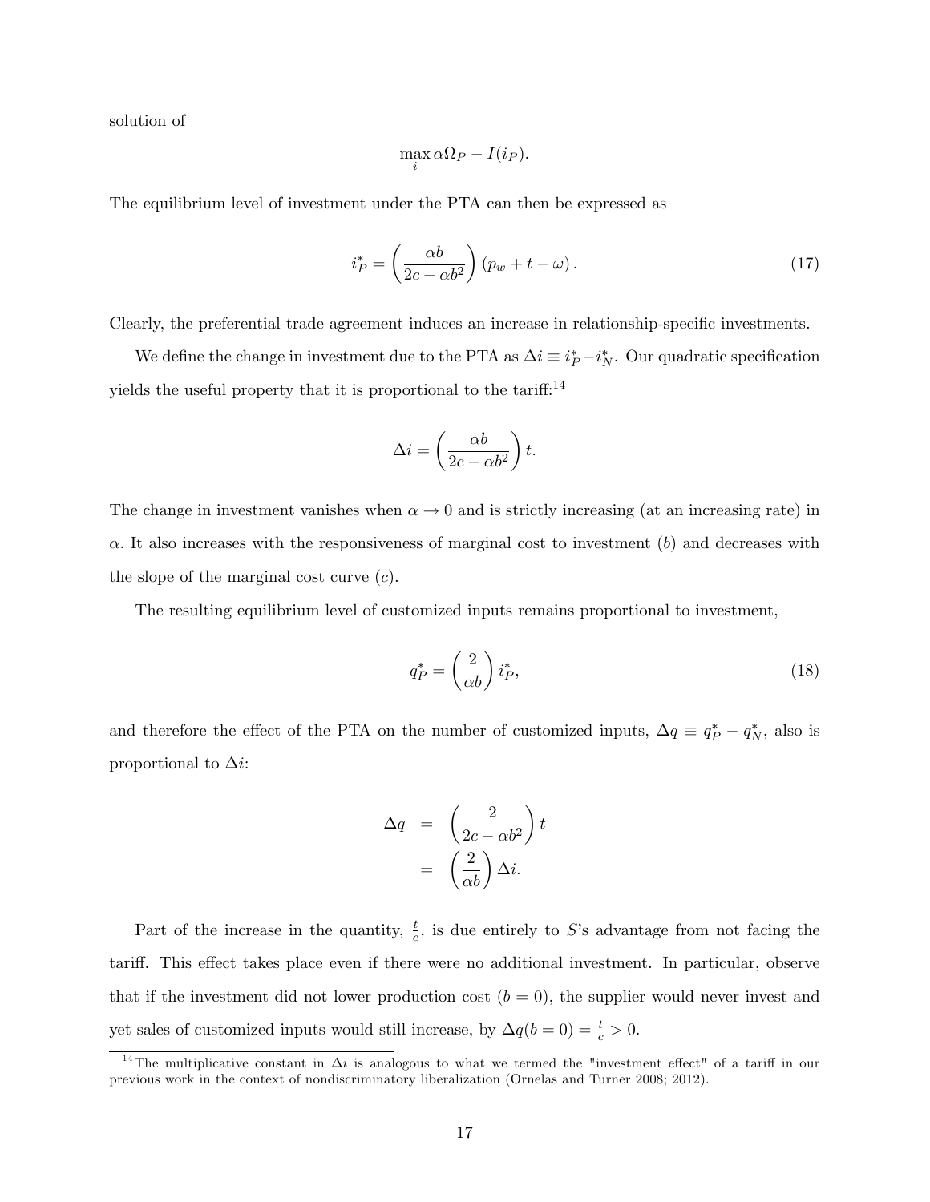solution of

$$\max_i \alpha\Omega_P - I(i_P).$$

The equilibrium level of investment under the PTA can then be expressed as

$$i_P^* = \left(\frac{\alpha b}{2c - \alpha b^2}\right)(p_w + t - \omega). \tag{17}$$

Clearly, the preferential trade agreement induces an increase in relationship-specific investments.

We define the change in investment due to the PTA as $\Delta i \equiv i_P^* - i_N^*$. Our quadratic specification yields the useful property that it is proportional to the tariff:[14]

$$\Delta i = \left(\frac{\alpha b}{2c - \alpha b^2}\right)t.$$

The change in investment vanishes when $\alpha \to 0$ and is strictly increasing (at an increasing rate) in $\alpha$. It also increases with the responsiveness of marginal cost to investment ($b$) and decreases with the slope of the marginal cost curve ($c$).

The resulting equilibrium level of customized inputs remains proportional to investment,

$$q_P^* = \left(\frac{2}{\alpha b}\right)i_P^*, \tag{18}$$

and therefore the effect of the PTA on the number of customized inputs, $\Delta q \equiv q_P^* - q_N^*$, also is proportional to $\Delta i$:

$$\begin{aligned} \Delta q &= \left(\frac{2}{2c - \alpha b^2}\right)t \\ &= \left(\frac{2}{\alpha b}\right)\Delta i. \end{aligned}$$

Part of the increase in the quantity, $\frac{t}{c}$, is due entirely to $S$'s advantage from not facing the tariff. This effect takes place even if there were no additional investment. In particular, observe that if the investment did not lower production cost ($b = 0$), the supplier would never invest and yet sales of customized inputs would still increase, by $\Delta q(b = 0) = \frac{t}{c} > 0$.

[14] The multiplicative constant in $\Delta i$ is analogous to what we termed the "investment effect" of a tariff in our previous work in the context of nondiscriminatory liberalization (Ornelas and Turner 2008; 2012).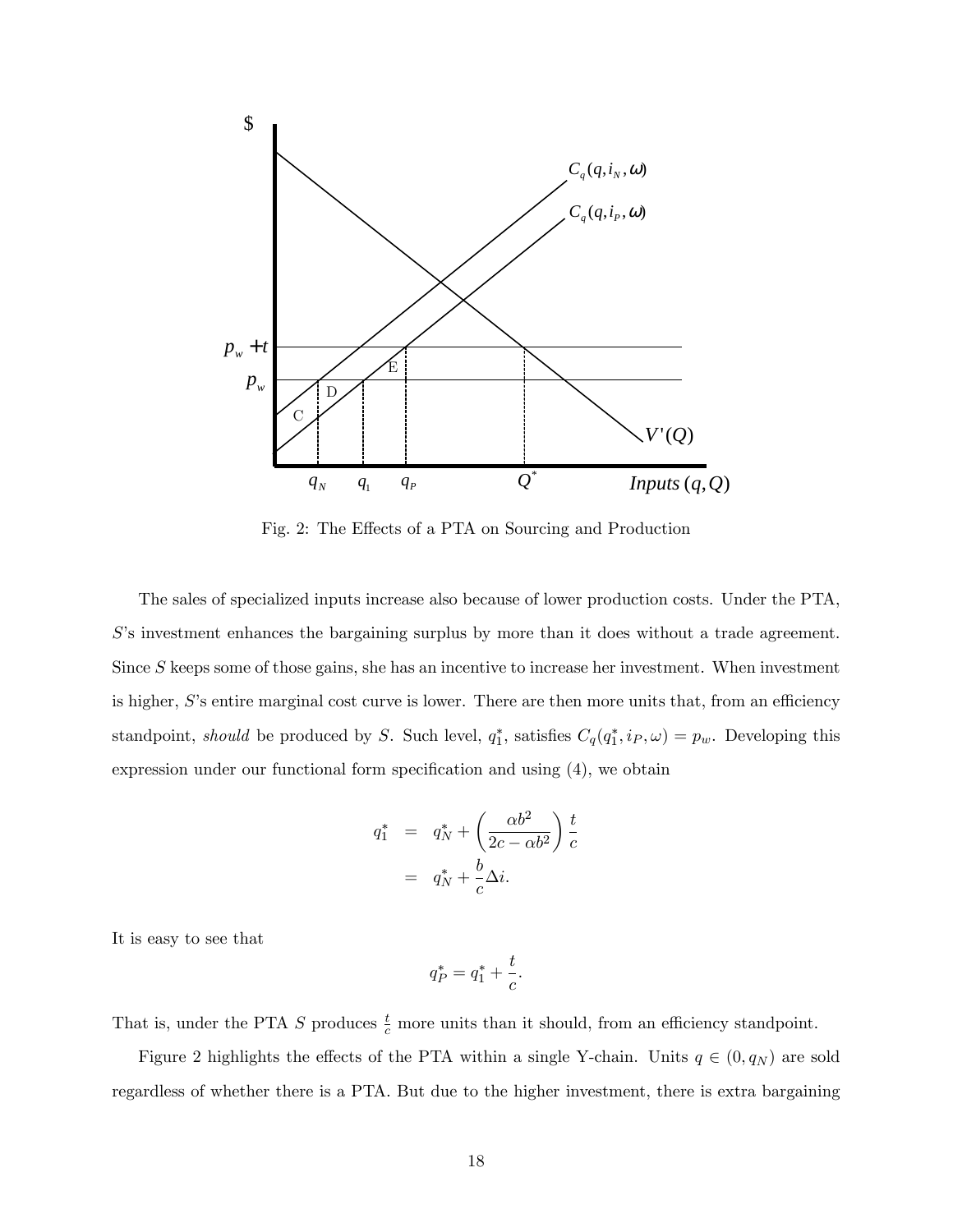Fig. 2: The Effects of a PTA on Sourcing and Production

The sales of specialized inputs increase also because of lower production costs. Under the PTA, $S$'s investment enhances the bargaining surplus by more than it does without a trade agreement. Since $S$ keeps some of those gains, she has an incentive to increase her investment. When investment is higher, $S$'s entire marginal cost curve is lower. There are then more units that, from an efficiency standpoint, *should* be produced by $S$. Such level, $q_1^*$, satisfies $C_q(q_1^*, i_P, \omega) = p_w$. Developing this expression under our functional form specification and using (4), we obtain

$$
\begin{aligned}
q_1^* &= q_N^* + \left(\frac{\alpha b^2}{2c - \alpha b^2}\right)\frac{t}{c} \\
&= q_N^* + \frac{b}{c}\Delta i.
\end{aligned}
$$

It is easy to see that

$$
q_P^* = q_1^* + \frac{t}{c}.
$$

That is, under the PTA $S$ produces $\frac{t}{c}$ more units than it should, from an efficiency standpoint.

Figure 2 highlights the effects of the PTA within a single Y-chain. Units $q \in (0, q_N)$ are sold regardless of whether there is a PTA. But due to the higher investment, there is extra bargaining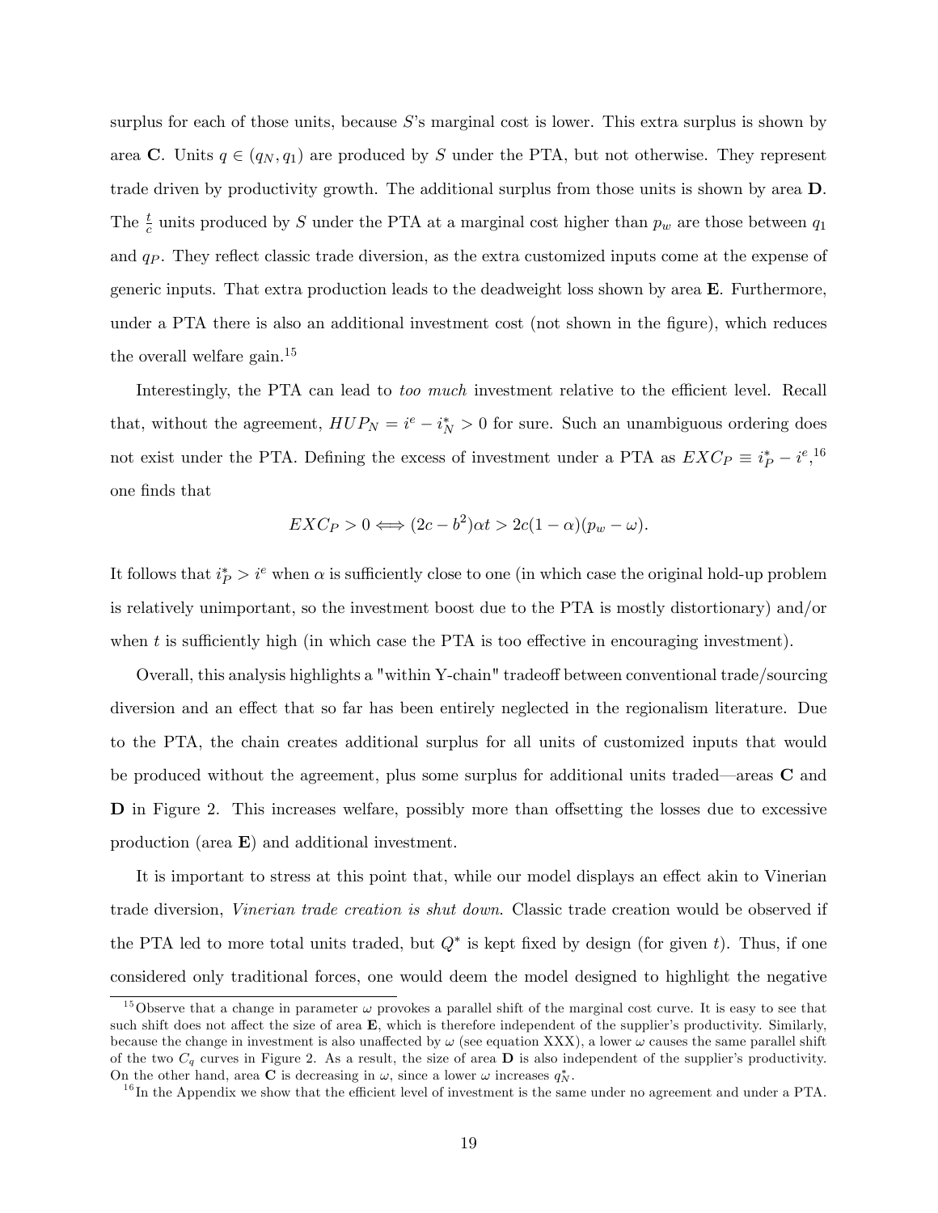surplus for each of those units, because $S$'s marginal cost is lower. This extra surplus is shown by area **C**. Units $q \in (q_N, q_1)$ are produced by $S$ under the PTA, but not otherwise. They represent trade driven by productivity growth. The additional surplus from those units is shown by area **D**. The $\frac{t}{c}$ units produced by $S$ under the PTA at a marginal cost higher than $p_w$ are those between $q_1$ and $q_P$. They reflect classic trade diversion, as the extra customized inputs come at the expense of generic inputs. That extra production leads to the deadweight loss shown by area **E**. Furthermore, under a PTA there is also an additional investment cost (not shown in the figure), which reduces the overall welfare gain.[15]

Interestingly, the PTA can lead to *too much* investment relative to the efficient level. Recall that, without the agreement, $HUP_N = i^e - i_N^* > 0$ for sure. Such an unambiguous ordering does not exist under the PTA. Defining the excess of investment under a PTA as $EXC_P \equiv i_P^* - i^e$,[16] one finds that

$$EXC_P > 0 \Longleftrightarrow (2c - b^2)\alpha t > 2c(1 - \alpha)(p_w - \omega).$$

It follows that $i_P^* > i^e$ when $\alpha$ is sufficiently close to one (in which case the original hold-up problem is relatively unimportant, so the investment boost due to the PTA is mostly distortionary) and/or when $t$ is sufficiently high (in which case the PTA is too effective in encouraging investment).

Overall, this analysis highlights a "within Y-chain" tradeoff between conventional trade/sourcing diversion and an effect that so far has been entirely neglected in the regionalism literature. Due to the PTA, the chain creates additional surplus for all units of customized inputs that would be produced without the agreement, plus some surplus for additional units traded—areas **C** and **D** in Figure 2. This increases welfare, possibly more than offsetting the losses due to excessive production (area **E**) and additional investment.

It is important to stress at this point that, while our model displays an effect akin to Vinerian trade diversion, *Vinerian trade creation is shut down*. Classic trade creation would be observed if the PTA led to more total units traded, but $Q^*$ is kept fixed by design (for given $t$). Thus, if one considered only traditional forces, one would deem the model designed to highlight the negative

---

[15] Observe that a change in parameter $\omega$ provokes a parallel shift of the marginal cost curve. It is easy to see that such shift does not affect the size of area **E**, which is therefore independent of the supplier's productivity. Similarly, because the change in investment is also unaffected by $\omega$ (see equation XXX), a lower $\omega$ causes the same parallel shift of the two $C_q$ curves in Figure 2. As a result, the size of area **D** is also independent of the supplier's productivity. On the other hand, area **C** is decreasing in $\omega$, since a lower $\omega$ increases $q_N^*$.

[16] In the Appendix we show that the efficient level of investment is the same under no agreement and under a PTA.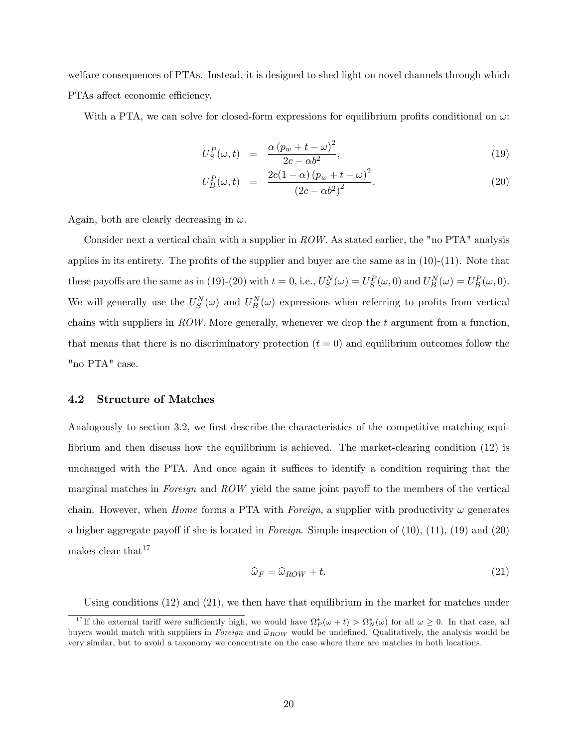welfare consequences of PTAs. Instead, it is designed to shed light on novel channels through which PTAs affect economic efficiency.

With a PTA, we can solve for closed-form expressions for equilibrium profits conditional on $\omega$:

$$U_S^P(\omega, t) = \frac{\alpha (p_w + t - \omega)^2}{2c - \alpha b^2}, \tag{19}$$

$$U_B^P(\omega, t) = \frac{2c(1-\alpha)(p_w + t - \omega)^2}{(2c - \alpha b^2)^2}. \tag{20}$$

Again, both are clearly decreasing in $\omega$.

Consider next a vertical chain with a supplier in *ROW*. As stated earlier, the "no PTA" analysis applies in its entirety. The profits of the supplier and buyer are the same as in (10)-(11). Note that these payoffs are the same as in (19)-(20) with $t = 0$, i.e., $U_S^N(\omega) = U_S^P(\omega, 0)$ and $U_B^N(\omega) = U_B^P(\omega, 0)$. We will generally use the $U_S^N(\omega)$ and $U_B^N(\omega)$ expressions when referring to profits from vertical chains with suppliers in *ROW*. More generally, whenever we drop the $t$ argument from a function, that means that there is no discriminatory protection ($t = 0$) and equilibrium outcomes follow the "no PTA" case.

### 4.2 Structure of Matches

Analogously to section 3.2, we first describe the characteristics of the competitive matching equilibrium and then discuss how the equilibrium is achieved. The market-clearing condition (12) is unchanged with the PTA. And once again it suffices to identify a condition requiring that the marginal matches in *Foreign* and *ROW* yield the same joint payoff to the members of the vertical chain. However, when *Home* forms a PTA with *Foreign*, a supplier with productivity $\omega$ generates a higher aggregate payoff if she is located in *Foreign*. Simple inspection of (10), (11), (19) and (20) makes clear that[17]

$$\widehat{\omega}_F = \widehat{\omega}_{ROW} + t. \tag{21}$$

Using conditions (12) and (21), we then have that equilibrium in the market for matches under

[17] If the external tariff were sufficiently high, we would have $\Omega_P^*(\omega + t) > \Omega_N^*(\omega)$ for all $\omega \geq 0$. In that case, all buyers would match with suppliers in *Foreign* and $\widetilde{\omega}_{ROW}$ would be undefined. Qualitatively, the analysis would be very similar, but to avoid a taxonomy we concentrate on the case where there are matches in both locations.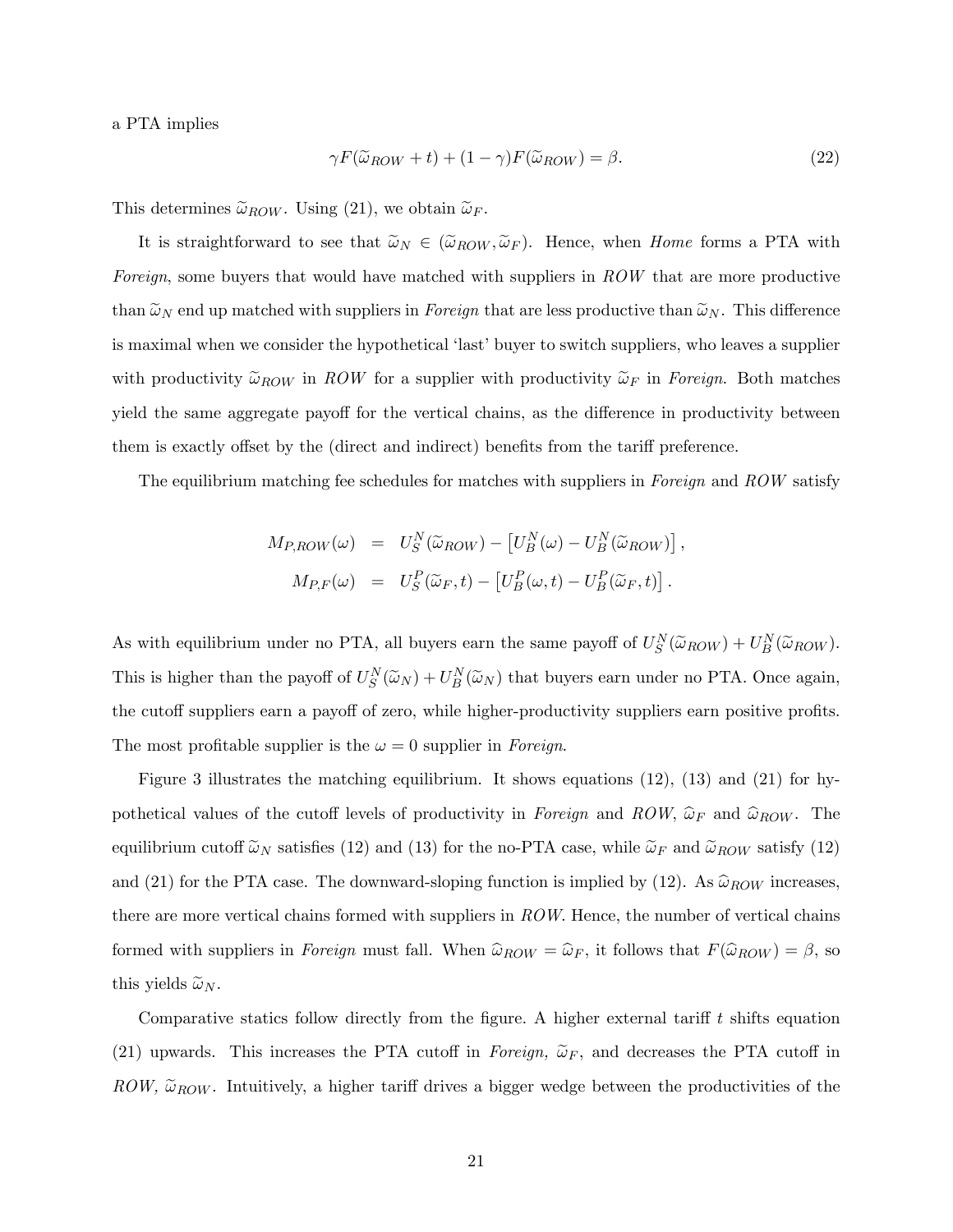a PTA implies

$$\gamma F(\widetilde{\omega}_{ROW} + t) + (1 - \gamma) F(\widetilde{\omega}_{ROW}) = \beta. \tag{22}$$

This determines $\widetilde{\omega}_{ROW}$. Using (21), we obtain $\widetilde{\omega}_F$.

It is straightforward to see that $\widetilde{\omega}_N \in (\widetilde{\omega}_{ROW}, \widetilde{\omega}_F)$. Hence, when *Home* forms a PTA with *Foreign*, some buyers that would have matched with suppliers in *ROW* that are more productive than $\widetilde{\omega}_N$ end up matched with suppliers in *Foreign* that are less productive than $\widetilde{\omega}_N$. This difference is maximal when we consider the hypothetical 'last' buyer to switch suppliers, who leaves a supplier with productivity $\widetilde{\omega}_{ROW}$ in *ROW* for a supplier with productivity $\widetilde{\omega}_F$ in *Foreign*. Both matches yield the same aggregate payoff for the vertical chains, as the difference in productivity between them is exactly offset by the (direct and indirect) benefits from the tariff preference.

The equilibrium matching fee schedules for matches with suppliers in *Foreign* and *ROW* satisfy

$$\begin{aligned} M_{P,ROW}(\omega) &= U_S^N(\widetilde{\omega}_{ROW}) - \left[U_B^N(\omega) - U_B^N(\widetilde{\omega}_{ROW})\right], \\ M_{P,F}(\omega) &= U_S^P(\widetilde{\omega}_F, t) - \left[U_B^P(\omega, t) - U_B^P(\widetilde{\omega}_F, t)\right]. \end{aligned}$$

As with equilibrium under no PTA, all buyers earn the same payoff of $U_S^N(\widetilde{\omega}_{ROW}) + U_B^N(\widetilde{\omega}_{ROW})$. This is higher than the payoff of $U_S^N(\widetilde{\omega}_N) + U_B^N(\widetilde{\omega}_N)$ that buyers earn under no PTA. Once again, the cutoff suppliers earn a payoff of zero, while higher-productivity suppliers earn positive profits. The most profitable supplier is the $\omega = 0$ supplier in *Foreign*.

Figure 3 illustrates the matching equilibrium. It shows equations (12), (13) and (21) for hypothetical values of the cutoff levels of productivity in *Foreign* and *ROW*, $\widehat{\omega}_F$ and $\widehat{\omega}_{ROW}$. The equilibrium cutoff $\widetilde{\omega}_N$ satisfies (12) and (13) for the no-PTA case, while $\widetilde{\omega}_F$ and $\widetilde{\omega}_{ROW}$ satisfy (12) and (21) for the PTA case. The downward-sloping function is implied by (12). As $\widehat{\omega}_{ROW}$ increases, there are more vertical chains formed with suppliers in *ROW*. Hence, the number of vertical chains formed with suppliers in *Foreign* must fall. When $\widehat{\omega}_{ROW} = \widehat{\omega}_F$, it follows that $F(\widehat{\omega}_{ROW}) = \beta$, so this yields $\widetilde{\omega}_N$.

Comparative statics follow directly from the figure. A higher external tariff $t$ shifts equation (21) upwards. This increases the PTA cutoff in *Foreign,* $\widetilde{\omega}_F$, and decreases the PTA cutoff in *ROW,* $\widetilde{\omega}_{ROW}$. Intuitively, a higher tariff drives a bigger wedge between the productivities of the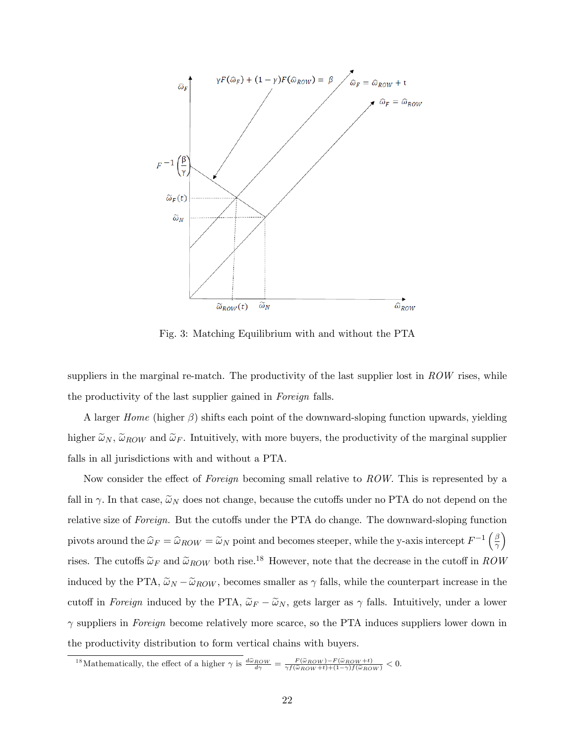Fig. 3: Matching Equilibrium with and without the PTA

suppliers in the marginal re-match. The productivity of the last supplier lost in *ROW* rises, while the productivity of the last supplier gained in *Foreign* falls.

A larger *Home* (higher $\beta$) shifts each point of the downward-sloping function upwards, yielding higher $\widetilde{\omega}_N$, $\widetilde{\omega}_{ROW}$ and $\widetilde{\omega}_F$. Intuitively, with more buyers, the productivity of the marginal supplier falls in all jurisdictions with and without a PTA.

Now consider the effect of *Foreign* becoming small relative to *ROW*. This is represented by a fall in $\gamma$. In that case, $\widetilde{\omega}_N$ does not change, because the cutoffs under no PTA do not depend on the relative size of *Foreign.* But the cutoffs under the PTA do change. The downward-sloping function pivots around the $\widehat{\omega}_F = \widehat{\omega}_{ROW} = \widetilde{\omega}_N$ point and becomes steeper, while the y-axis intercept $F^{-1}\left(\frac{\beta}{\gamma}\right)$ rises. The cutoffs $\widetilde{\omega}_F$ and $\widetilde{\omega}_{ROW}$ both rise.[18] However, note that the decrease in the cutoff in *ROW* induced by the PTA, $\widetilde{\omega}_N - \widetilde{\omega}_{ROW}$, becomes smaller as $\gamma$ falls, while the counterpart increase in the cutoff in *Foreign* induced by the PTA, $\widetilde{\omega}_F - \widetilde{\omega}_N$, gets larger as $\gamma$ falls. Intuitively, under a lower $\gamma$ suppliers in *Foreign* become relatively more scarce, so the PTA induces suppliers lower down in the productivity distribution to form vertical chains with buyers.

[18] Mathematically, the effect of a higher $\gamma$ is $\frac{d\widetilde{\omega}_{ROW}}{d\gamma} = \frac{F(\widetilde{\omega}_{ROW}) - F(\widetilde{\omega}_{ROW}+t)}{\gamma f(\widetilde{\omega}_{ROW}+t)+(1-\gamma)f(\widetilde{\omega}_{ROW})} < 0$.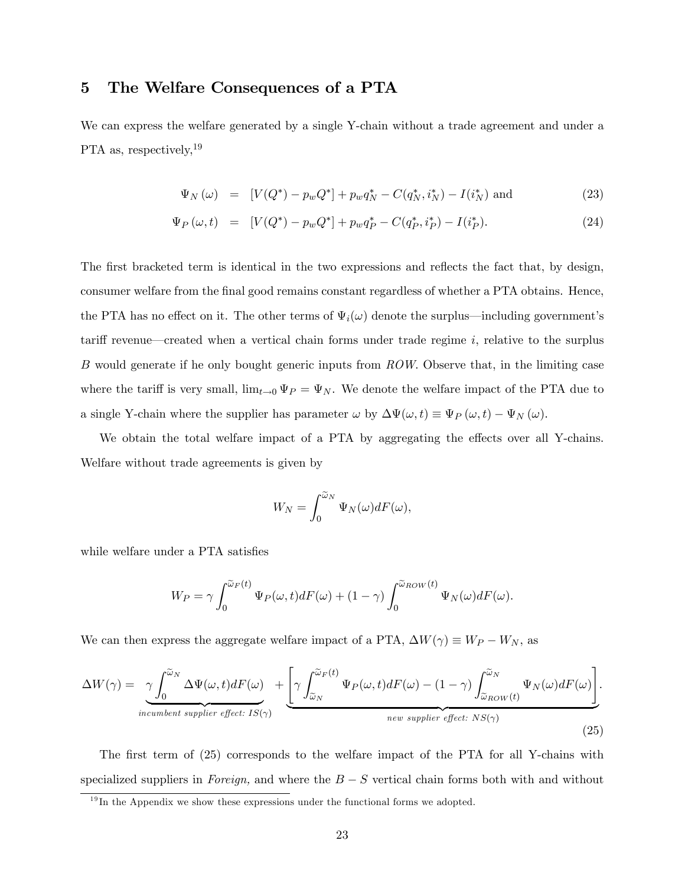## 5 The Welfare Consequences of a PTA

We can express the welfare generated by a single Y-chain without a trade agreement and under a PTA as, respectively,[19]

$$
\begin{aligned}
\Psi_N(\omega) &= [V(Q^*) - p_w Q^*] + p_w q_N^* - C(q_N^*, i_N^*) - I(i_N^*) \text{ and} \qquad (23) \\
\Psi_P(\omega, t) &= [V(Q^*) - p_w Q^*] + p_w q_P^* - C(q_P^*, i_P^*) - I(i_P^*). \qquad (24)
\end{aligned}
$$

The first bracketed term is identical in the two expressions and reflects the fact that, by design, consumer welfare from the final good remains constant regardless of whether a PTA obtains. Hence, the PTA has no effect on it. The other terms of $\Psi_i(\omega)$ denote the surplus—including government's tariff revenue—created when a vertical chain forms under trade regime $i$, relative to the surplus $B$ would generate if he only bought generic inputs from $ROW$. Observe that, in the limiting case where the tariff is very small, $\lim_{t \to 0} \Psi_P = \Psi_N$. We denote the welfare impact of the PTA due to a single Y-chain where the supplier has parameter $\omega$ by $\Delta\Psi(\omega, t) \equiv \Psi_P(\omega, t) - \Psi_N(\omega)$.

We obtain the total welfare impact of a PTA by aggregating the effects over all Y-chains. Welfare without trade agreements is given by

$$
W_N = \int_0^{\widetilde{\omega}_N} \Psi_N(\omega) dF(\omega),
$$

while welfare under a PTA satisfies

$$
W_P = \gamma \int_0^{\widetilde{\omega}_F(t)} \Psi_P(\omega, t) dF(\omega) + (1 - \gamma) \int_0^{\widetilde{\omega}_{ROW}(t)} \Psi_N(\omega) dF(\omega).
$$

We can then express the aggregate welfare impact of a PTA, $\Delta W(\gamma) \equiv W_P - W_N$, as

$$
\Delta W(\gamma) = \underbrace{\gamma \int_0^{\widetilde{\omega}_N} \Delta\Psi(\omega, t) dF(\omega)}_{\textit{incumbent supplier effect: } IS(\gamma)} + \underbrace{\left[ \gamma \int_{\widetilde{\omega}_N}^{\widetilde{\omega}_F(t)} \Psi_P(\omega, t) dF(\omega) - (1 - \gamma) \int_{\widetilde{\omega}_{ROW}(t)}^{\widetilde{\omega}_N} \Psi_N(\omega) dF(\omega) \right]}_{\textit{new supplier effect: } NS(\gamma)}. \qquad (25)
$$

The first term of (25) corresponds to the welfare impact of the PTA for all Y-chains with specialized suppliers in *Foreign,* and where the $B - S$ vertical chain forms both with and without

[19] In the Appendix we show these expressions under the functional forms we adopted.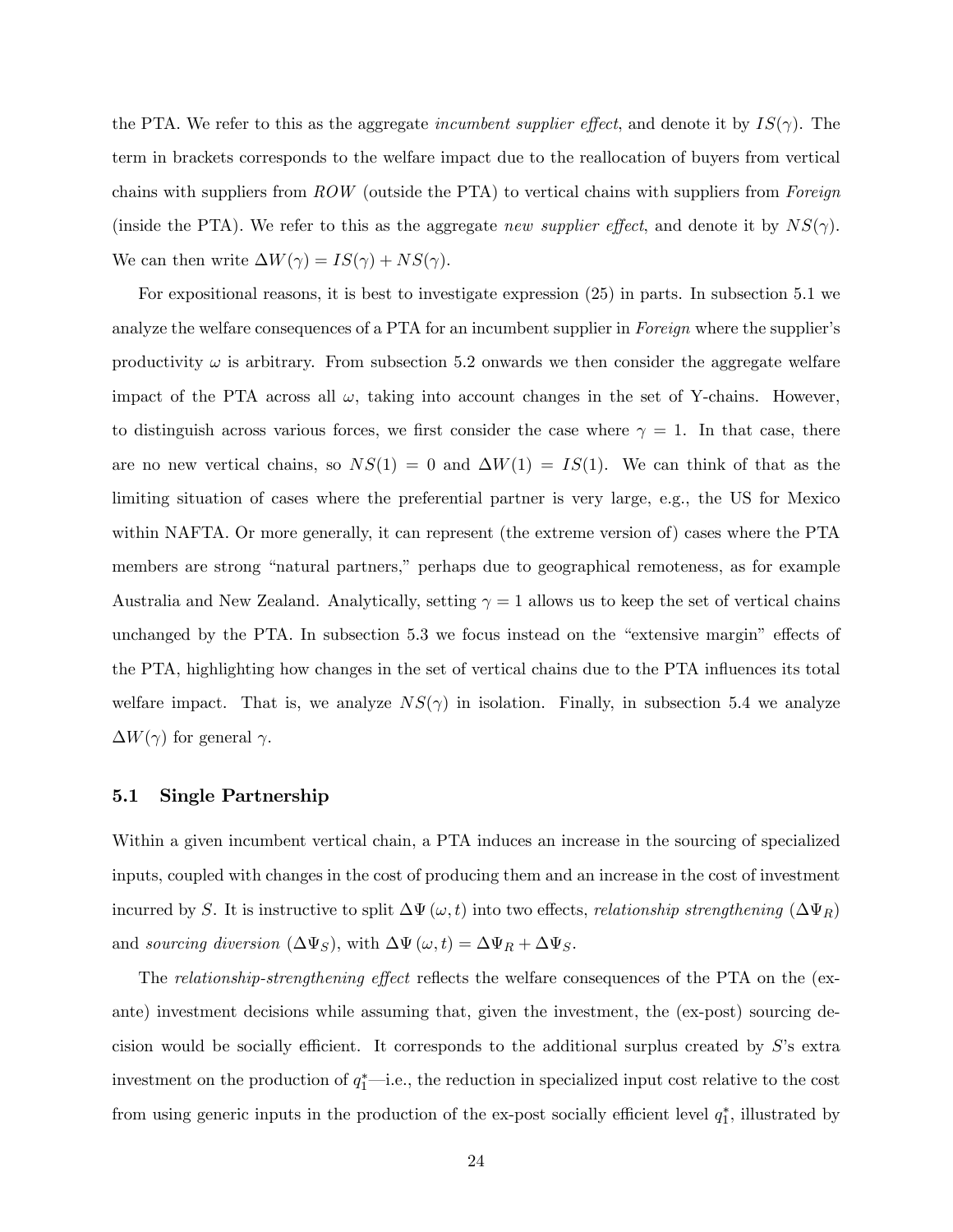the PTA. We refer to this as the aggregate *incumbent supplier effect*, and denote it by $IS(\gamma)$. The term in brackets corresponds to the welfare impact due to the reallocation of buyers from vertical chains with suppliers from *ROW* (outside the PTA) to vertical chains with suppliers from *Foreign* (inside the PTA). We refer to this as the aggregate *new supplier effect*, and denote it by $NS(\gamma)$. We can then write $\Delta W(\gamma) = IS(\gamma) + NS(\gamma)$.

For expositional reasons, it is best to investigate expression (25) in parts. In subsection 5.1 we analyze the welfare consequences of a PTA for an incumbent supplier in *Foreign* where the supplier's productivity $\omega$ is arbitrary. From subsection 5.2 onwards we then consider the aggregate welfare impact of the PTA across all $\omega$, taking into account changes in the set of Y-chains. However, to distinguish across various forces, we first consider the case where $\gamma = 1$. In that case, there are no new vertical chains, so $NS(1) = 0$ and $\Delta W(1) = IS(1)$. We can think of that as the limiting situation of cases where the preferential partner is very large, e.g., the US for Mexico within NAFTA. Or more generally, it can represent (the extreme version of) cases where the PTA members are strong "natural partners," perhaps due to geographical remoteness, as for example Australia and New Zealand. Analytically, setting $\gamma = 1$ allows us to keep the set of vertical chains unchanged by the PTA. In subsection 5.3 we focus instead on the "extensive margin" effects of the PTA, highlighting how changes in the set of vertical chains due to the PTA influences its total welfare impact. That is, we analyze $NS(\gamma)$ in isolation. Finally, in subsection 5.4 we analyze $\Delta W(\gamma)$ for general $\gamma$.

### 5.1 Single Partnership

Within a given incumbent vertical chain, a PTA induces an increase in the sourcing of specialized inputs, coupled with changes in the cost of producing them and an increase in the cost of investment incurred by $S$. It is instructive to split $\Delta\Psi(\omega, t)$ into two effects, *relationship strengthening* ($\Delta\Psi_R$) and *sourcing diversion* ($\Delta\Psi_S$), with $\Delta\Psi(\omega, t) = \Delta\Psi_R + \Delta\Psi_S$.

The *relationship-strengthening effect* reflects the welfare consequences of the PTA on the (ex-ante) investment decisions while assuming that, given the investment, the (ex-post) sourcing decision would be socially efficient. It corresponds to the additional surplus created by $S$'s extra investment on the production of $q_1^*$—i.e., the reduction in specialized input cost relative to the cost from using generic inputs in the production of the ex-post socially efficient level $q_1^*$, illustrated by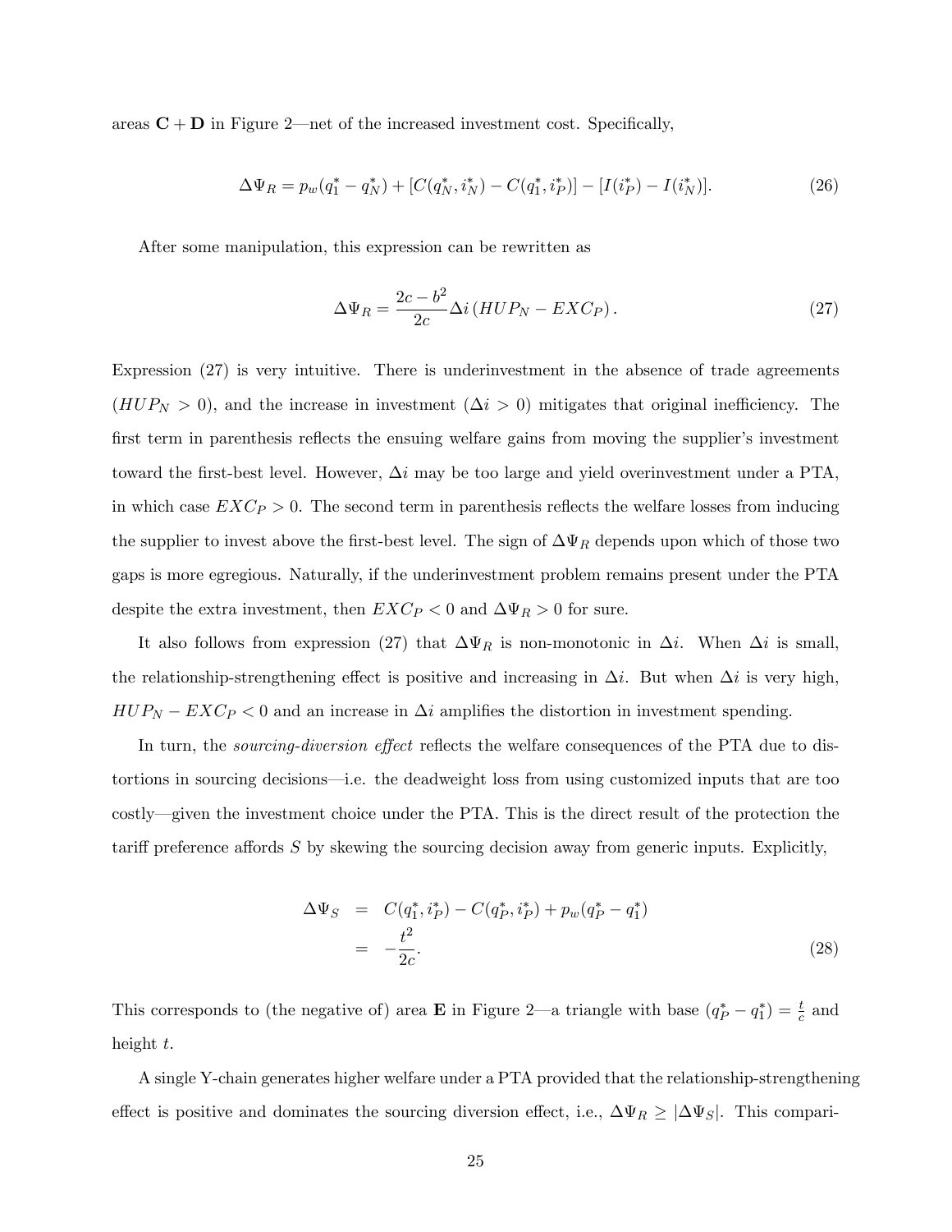areas **C** + **D** in Figure 2—net of the increased investment cost. Specifically,

$$\Delta\Psi_R = p_w(q_1^* - q_N^*) + [C(q_N^*, i_N^*) - C(q_1^*, i_P^*)] - [I(i_P^*) - I(i_N^*)]. \tag{26}$$

After some manipulation, this expression can be rewritten as

$$\Delta\Psi_R = \frac{2c - b^2}{2c} \Delta i \left( HUP_N - EXC_P \right). \tag{27}$$

Expression (27) is very intuitive. There is underinvestment in the absence of trade agreements ($HUP_N > 0$), and the increase in investment ($\Delta i > 0$) mitigates that original inefficiency. The first term in parenthesis reflects the ensuing welfare gains from moving the supplier's investment toward the first-best level. However, $\Delta i$ may be too large and yield overinvestment under a PTA, in which case $EXC_P > 0$. The second term in parenthesis reflects the welfare losses from inducing the supplier to invest above the first-best level. The sign of $\Delta\Psi_R$ depends upon which of those two gaps is more egregious. Naturally, if the underinvestment problem remains present under the PTA despite the extra investment, then $EXC_P < 0$ and $\Delta\Psi_R > 0$ for sure.

It also follows from expression (27) that $\Delta\Psi_R$ is non-monotonic in $\Delta i$. When $\Delta i$ is small, the relationship-strengthening effect is positive and increasing in $\Delta i$. But when $\Delta i$ is very high, $HUP_N - EXC_P < 0$ and an increase in $\Delta i$ amplifies the distortion in investment spending.

In turn, the *sourcing-diversion effect* reflects the welfare consequences of the PTA due to distortions in sourcing decisions—i.e. the deadweight loss from using customized inputs that are too costly—given the investment choice under the PTA. This is the direct result of the protection the tariff preference affords $S$ by skewing the sourcing decision away from generic inputs. Explicitly,

$$\begin{aligned}
\Delta\Psi_S &= C(q_1^*, i_P^*) - C(q_P^*, i_P^*) + p_w(q_P^* - q_1^*) \\
&= -\frac{t^2}{2c}.
\end{aligned} \tag{28}$$

This corresponds to (the negative of) area **E** in Figure 2—a triangle with base $(q_P^* - q_1^*) = \frac{t}{c}$ and height $t$.

A single Y-chain generates higher welfare under a PTA provided that the relationship-strengthening effect is positive and dominates the sourcing diversion effect, i.e., $\Delta\Psi_R \geq |\Delta\Psi_S|$. This compari-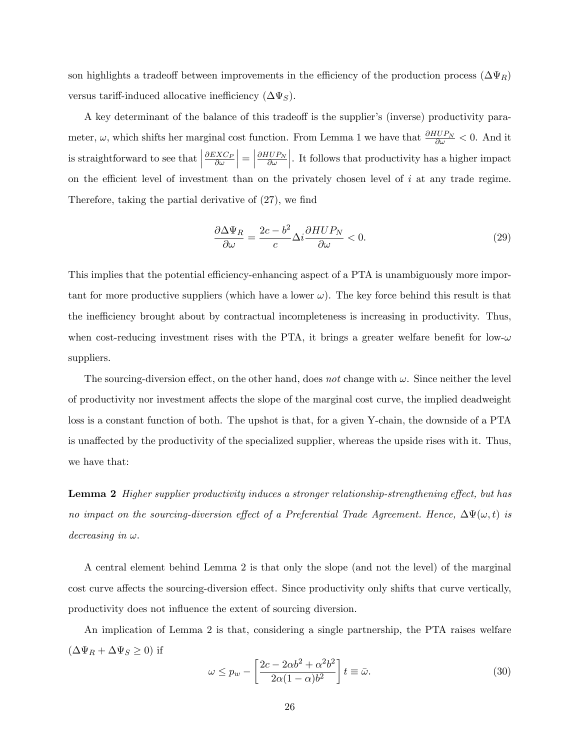son highlights a tradeoff between improvements in the efficiency of the production process ($\Delta\Psi_R$) versus tariff-induced allocative inefficiency ($\Delta\Psi_S$).

A key determinant of the balance of this tradeoff is the supplier's (inverse) productivity parameter, $\omega$, which shifts her marginal cost function. From Lemma 1 we have that $\frac{\partial HUP_N}{\partial \omega} < 0$. And it is straightforward to see that $\left|\frac{\partial EXC_P}{\partial \omega}\right| = \left|\frac{\partial HUP_N}{\partial \omega}\right|$. It follows that productivity has a higher impact on the efficient level of investment than on the privately chosen level of $i$ at any trade regime. Therefore, taking the partial derivative of (27), we find

$$\frac{\partial \Delta\Psi_R}{\partial \omega} = \frac{2c - b^2}{c} \Delta i \frac{\partial HUP_N}{\partial \omega} < 0. \tag{29}$$

This implies that the potential efficiency-enhancing aspect of a PTA is unambiguously more important for more productive suppliers (which have a lower $\omega$). The key force behind this result is that the inefficiency brought about by contractual incompleteness is increasing in productivity. Thus, when cost-reducing investment rises with the PTA, it brings a greater welfare benefit for low-$\omega$ suppliers.

The sourcing-diversion effect, on the other hand, does *not* change with $\omega$. Since neither the level of productivity nor investment affects the slope of the marginal cost curve, the implied deadweight loss is a constant function of both. The upshot is that, for a given Y-chain, the downside of a PTA is unaffected by the productivity of the specialized supplier, whereas the upside rises with it. Thus, we have that:

**Lemma 2** *Higher supplier productivity induces a stronger relationship-strengthening effect, but has no impact on the sourcing-diversion effect of a Preferential Trade Agreement. Hence, $\Delta\Psi(\omega, t)$ is decreasing in $\omega$.*

A central element behind Lemma 2 is that only the slope (and not the level) of the marginal cost curve affects the sourcing-diversion effect. Since productivity only shifts that curve vertically, productivity does not influence the extent of sourcing diversion.

An implication of Lemma 2 is that, considering a single partnership, the PTA raises welfare ($\Delta\Psi_R + \Delta\Psi_S \geq 0$) if

$$\omega \leq p_w - \left[\frac{2c - 2\alpha b^2 + \alpha^2 b^2}{2\alpha(1-\alpha)b^2}\right] t \equiv \bar{\omega}. \tag{30}$$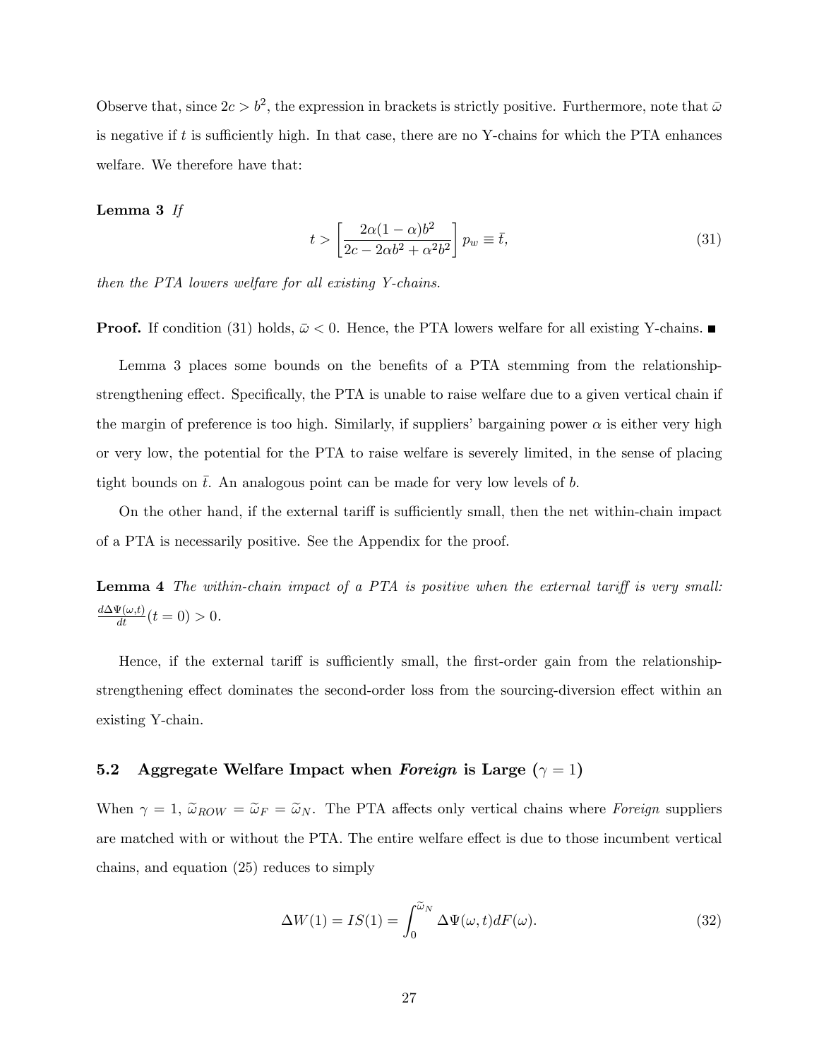Observe that, since $2c > b^2$, the expression in brackets is strictly positive. Furthermore, note that $\bar{\omega}$ is negative if $t$ is sufficiently high. In that case, there are no Y-chains for which the PTA enhances welfare. We therefore have that:

**Lemma 3** *If*

$$t > \left[ \frac{2\alpha(1-\alpha)b^2}{2c - 2\alpha b^2 + \alpha^2 b^2} \right] p_w \equiv \bar{t}, \tag{31}$$

*then the PTA lowers welfare for all existing Y-chains.*

**Proof.** If condition (31) holds, $\bar{\omega} < 0$. Hence, the PTA lowers welfare for all existing Y-chains. ■

Lemma 3 places some bounds on the benefits of a PTA stemming from the relationship-strengthening effect. Specifically, the PTA is unable to raise welfare due to a given vertical chain if the margin of preference is too high. Similarly, if suppliers' bargaining power $\alpha$ is either very high or very low, the potential for the PTA to raise welfare is severely limited, in the sense of placing tight bounds on $\bar{t}$. An analogous point can be made for very low levels of $b$.

On the other hand, if the external tariff is sufficiently small, then the net within-chain impact of a PTA is necessarily positive. See the Appendix for the proof.

**Lemma 4** *The within-chain impact of a PTA is positive when the external tariff is very small:* $\frac{d\Delta\Psi(\omega,t)}{dt}(t=0) > 0$.

Hence, if the external tariff is sufficiently small, the first-order gain from the relationship-strengthening effect dominates the second-order loss from the sourcing-diversion effect within an existing Y-chain.

### 5.2 Aggregate Welfare Impact when *Foreign* is Large ($\gamma = 1$)

When $\gamma = 1$, $\widetilde{\omega}_{ROW} = \widetilde{\omega}_F = \widetilde{\omega}_N$. The PTA affects only vertical chains where *Foreign* suppliers are matched with or without the PTA. The entire welfare effect is due to those incumbent vertical chains, and equation (25) reduces to simply

$$\Delta W(1) = IS(1) = \int_0^{\widetilde{\omega}_N} \Delta\Psi(\omega, t) dF(\omega). \tag{32}$$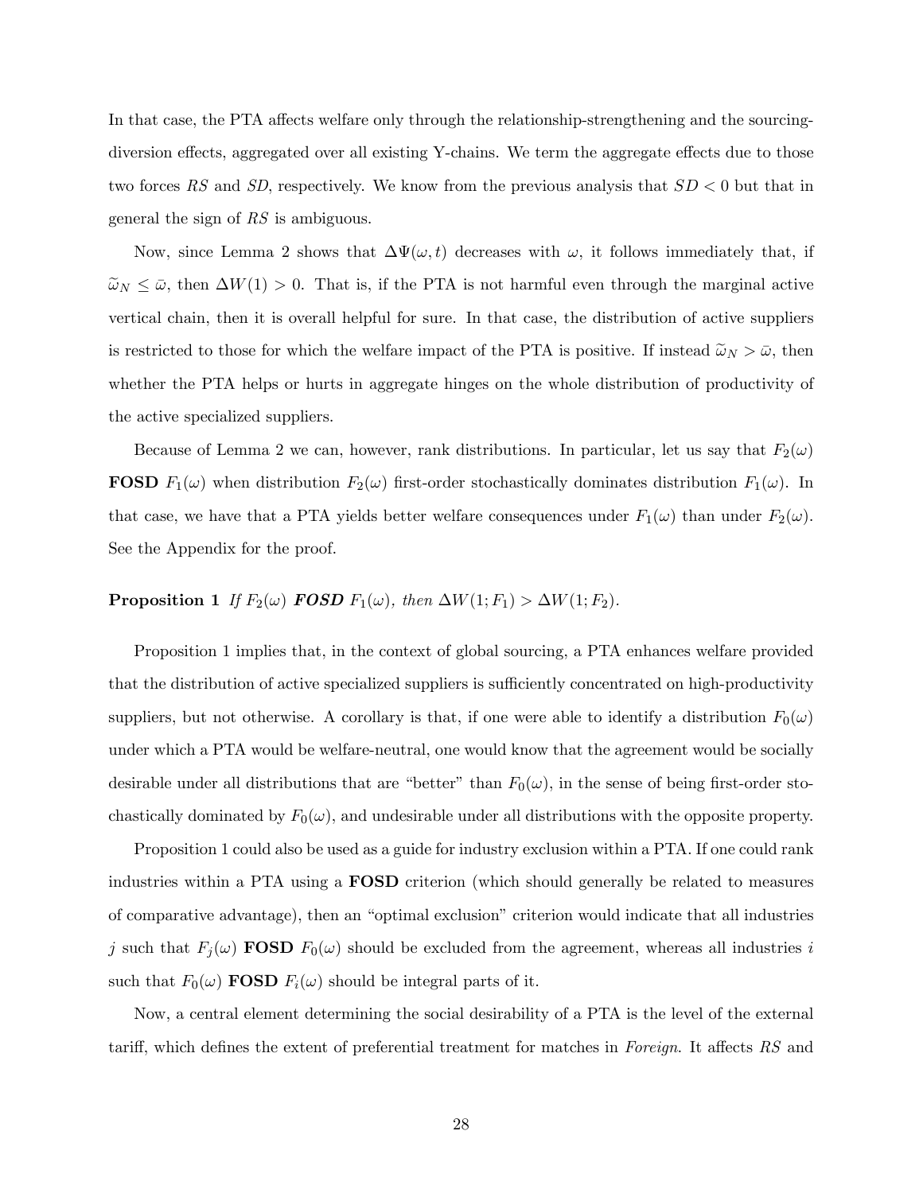In that case, the PTA affects welfare only through the relationship-strengthening and the sourcing-diversion effects, aggregated over all existing Y-chains. We term the aggregate effects due to those two forces *RS* and *SD*, respectively. We know from the previous analysis that $SD < 0$ but that in general the sign of *RS* is ambiguous.

Now, since Lemma 2 shows that $\Delta\Psi(\omega, t)$ decreases with $\omega$, it follows immediately that, if $\widetilde{\omega}_N \leq \bar{\omega}$, then $\Delta W(1) > 0$. That is, if the PTA is not harmful even through the marginal active vertical chain, then it is overall helpful for sure. In that case, the distribution of active suppliers is restricted to those for which the welfare impact of the PTA is positive. If instead $\widetilde{\omega}_N > \bar{\omega}$, then whether the PTA helps or hurts in aggregate hinges on the whole distribution of productivity of the active specialized suppliers.

Because of Lemma 2 we can, however, rank distributions. In particular, let us say that $F_2(\omega)$ **FOSD** $F_1(\omega)$ when distribution $F_2(\omega)$ first-order stochastically dominates distribution $F_1(\omega)$. In that case, we have that a PTA yields better welfare consequences under $F_1(\omega)$ than under $F_2(\omega)$. See the Appendix for the proof.

**Proposition 1** *If $F_2(\omega)$ **FOSD** $F_1(\omega)$, then $\Delta W(1; F_1) > \Delta W(1; F_2)$.*

Proposition 1 implies that, in the context of global sourcing, a PTA enhances welfare provided that the distribution of active specialized suppliers is sufficiently concentrated on high-productivity suppliers, but not otherwise. A corollary is that, if one were able to identify a distribution $F_0(\omega)$ under which a PTA would be welfare-neutral, one would know that the agreement would be socially desirable under all distributions that are "better" than $F_0(\omega)$, in the sense of being first-order stochastically dominated by $F_0(\omega)$, and undesirable under all distributions with the opposite property.

Proposition 1 could also be used as a guide for industry exclusion within a PTA. If one could rank industries within a PTA using a **FOSD** criterion (which should generally be related to measures of comparative advantage), then an "optimal exclusion" criterion would indicate that all industries $j$ such that $F_j(\omega)$ **FOSD** $F_0(\omega)$ should be excluded from the agreement, whereas all industries $i$ such that $F_0(\omega)$ **FOSD** $F_i(\omega)$ should be integral parts of it.

Now, a central element determining the social desirability of a PTA is the level of the external tariff, which defines the extent of preferential treatment for matches in *Foreign*. It affects *RS* and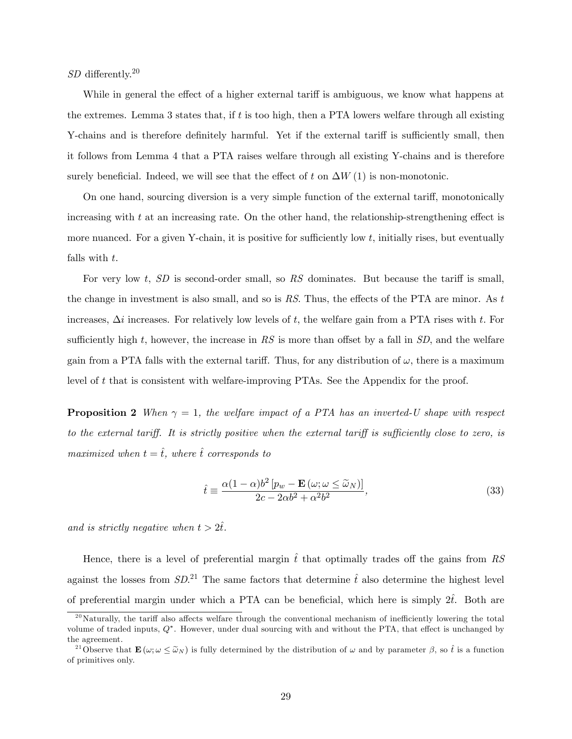$SD$ differently.[20]

While in general the effect of a higher external tariff is ambiguous, we know what happens at the extremes. Lemma 3 states that, if $t$ is too high, then a PTA lowers welfare through all existing Y-chains and is therefore definitely harmful. Yet if the external tariff is sufficiently small, then it follows from Lemma 4 that a PTA raises welfare through all existing Y-chains and is therefore surely beneficial. Indeed, we will see that the effect of $t$ on $\Delta W(1)$ is non-monotonic.

On one hand, sourcing diversion is a very simple function of the external tariff, monotonically increasing with $t$ at an increasing rate. On the other hand, the relationship-strengthening effect is more nuanced. For a given Y-chain, it is positive for sufficiently low $t$, initially rises, but eventually falls with $t$.

For very low $t$, $SD$ is second-order small, so $RS$ dominates. But because the tariff is small, the change in investment is also small, and so is $RS$. Thus, the effects of the PTA are minor. As $t$ increases, $\Delta i$ increases. For relatively low levels of $t$, the welfare gain from a PTA rises with $t$. For sufficiently high $t$, however, the increase in $RS$ is more than offset by a fall in $SD$, and the welfare gain from a PTA falls with the external tariff. Thus, for any distribution of $\omega$, there is a maximum level of $t$ that is consistent with welfare-improving PTAs. See the Appendix for the proof.

**Proposition 2** *When $\gamma = 1$, the welfare impact of a PTA has an inverted-U shape with respect to the external tariff. It is strictly positive when the external tariff is sufficiently close to zero, is maximized when $t = \hat{t}$, where $\hat{t}$ corresponds to*

$$\hat{t} \equiv \frac{\alpha(1-\alpha)b^2 \left[p_w - \mathbf{E}\left(\omega; \omega \leq \widetilde{\omega}_N\right)\right]}{2c - 2\alpha b^2 + \alpha^2 b^2}, \tag{33}$$

*and is strictly negative when $t > 2\hat{t}$.*

Hence, there is a level of preferential margin $\hat{t}$ that optimally trades off the gains from $RS$ against the losses from $SD$.[21] The same factors that determine $\hat{t}$ also determine the highest level of preferential margin under which a PTA can be beneficial, which here is simply $2\hat{t}$. Both are

[20] Naturally, the tariff also affects welfare through the conventional mechanism of inefficiently lowering the total volume of traded inputs, $Q^*$. However, under dual sourcing with and without the PTA, that effect is unchanged by the agreement.

[21] Observe that $\mathbf{E}\left(\omega; \omega \leq \widetilde{\omega}_N\right)$ is fully determined by the distribution of $\omega$ and by parameter $\beta$, so $\hat{t}$ is a function of primitives only.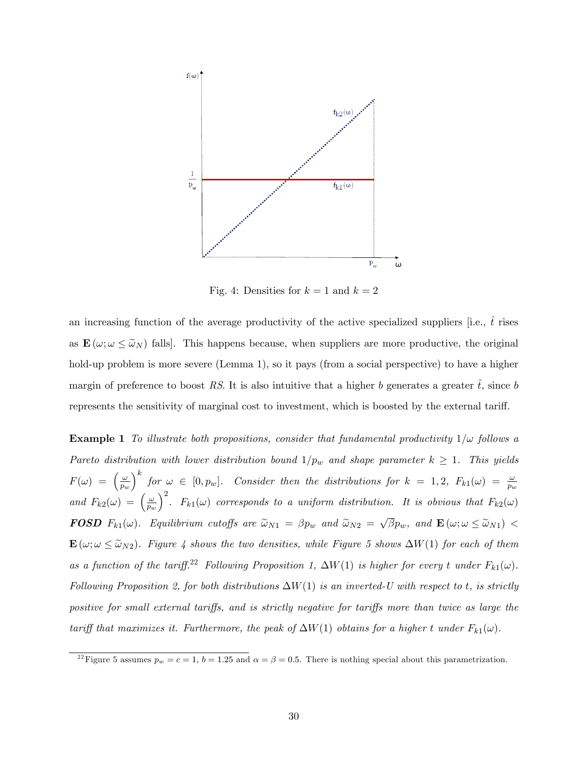Fig. 4: Densities for $k = 1$ and $k = 2$

an increasing function of the average productivity of the active specialized suppliers [i.e., $\hat{t}$ rises as $\mathbf{E}(\omega; \omega \leq \widetilde{\omega}_N)$ falls]. This happens because, when suppliers are more productive, the original hold-up problem is more severe (Lemma 1), so it pays (from a social perspective) to have a higher margin of preference to boost $RS$. It is also intuitive that a higher $b$ generates a greater $\hat{t}$, since $b$ represents the sensitivity of marginal cost to investment, which is boosted by the external tariff.

**Example 1** *To illustrate both propositions, consider that fundamental productivity $1/\omega$ follows a Pareto distribution with lower distribution bound $1/p_w$ and shape parameter $k \geq 1$. This yields $F(\omega) = \left(\frac{\omega}{p_w}\right)^k$ for $\omega \in [0, p_w]$. Consider then the distributions for $k = 1, 2$, $F_{k1}(\omega) = \frac{\omega}{p_w}$ and $F_{k2}(\omega) = \left(\frac{\omega}{p_w}\right)^2$. $F_{k1}(\omega)$ corresponds to a uniform distribution. It is obvious that $F_{k2}(\omega)$* ***FOSD*** *$F_{k1}(\omega)$. Equilibrium cutoffs are $\widetilde{\omega}_{N1} = \beta p_w$ and $\widetilde{\omega}_{N2} = \sqrt{\beta} p_w$, and $\mathbf{E}(\omega; \omega \leq \widetilde{\omega}_{N1}) < \mathbf{E}(\omega; \omega \leq \widetilde{\omega}_{N2})$. Figure 4 shows the two densities, while Figure 5 shows $\Delta W(1)$ for each of them as a function of the tariff.*[22] *Following Proposition 1, $\Delta W(1)$ is higher for every $t$ under $F_{k1}(\omega)$. Following Proposition 2, for both distributions $\Delta W(1)$ is an inverted-U with respect to $t$, is strictly positive for small external tariffs, and is strictly negative for tariffs more than twice as large the tariff that maximizes it. Furthermore, the peak of $\Delta W(1)$ obtains for a higher $t$ under $F_{k1}(\omega)$.*

[22] Figure 5 assumes $p_w = c = 1$, $b = 1.25$ and $\alpha = \beta = 0.5$. There is nothing special about this parametrization.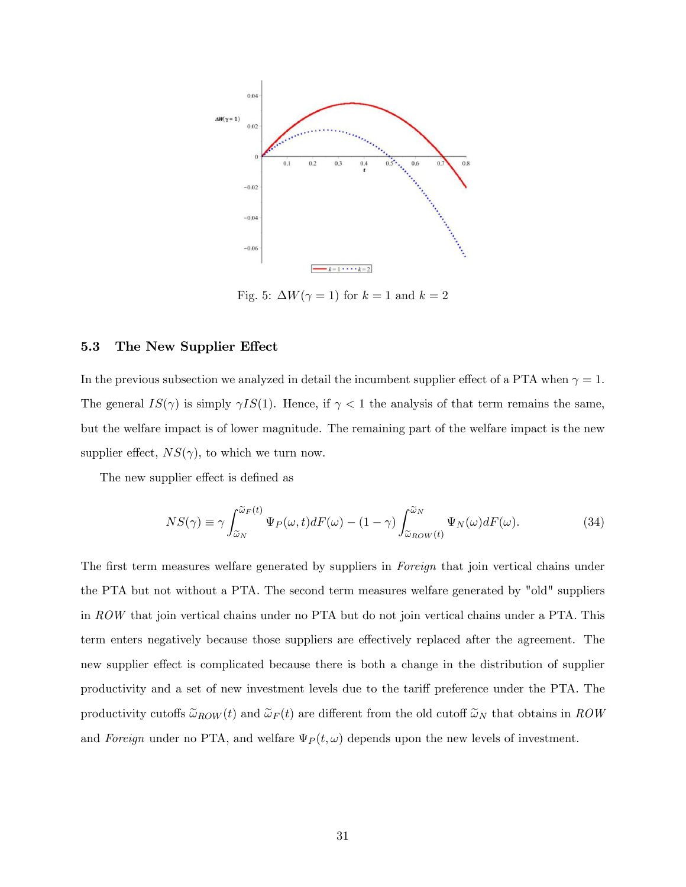Fig. 5: $\Delta W(\gamma = 1)$ for $k = 1$ and $k = 2$

### 5.3 The New Supplier Effect

In the previous subsection we analyzed in detail the incumbent supplier effect of a PTA when $\gamma = 1$. The general $IS(\gamma)$ is simply $\gamma IS(1)$. Hence, if $\gamma < 1$ the analysis of that term remains the same, but the welfare impact is of lower magnitude. The remaining part of the welfare impact is the new supplier effect, $NS(\gamma)$, to which we turn now.

The new supplier effect is defined as

$$NS(\gamma) \equiv \gamma \int_{\widetilde{\omega}_N}^{\widetilde{\omega}_F(t)} \Psi_P(\omega, t) dF(\omega) - (1 - \gamma) \int_{\widetilde{\omega}_{ROW}(t)}^{\widetilde{\omega}_N} \Psi_N(\omega) dF(\omega). \tag{34}$$

The first term measures welfare generated by suppliers in *Foreign* that join vertical chains under the PTA but not without a PTA. The second term measures welfare generated by "old" suppliers in *ROW* that join vertical chains under no PTA but do not join vertical chains under a PTA. This term enters negatively because those suppliers are effectively replaced after the agreement. The new supplier effect is complicated because there is both a change in the distribution of supplier productivity and a set of new investment levels due to the tariff preference under the PTA. The productivity cutoffs $\widetilde{\omega}_{ROW}(t)$ and $\widetilde{\omega}_F(t)$ are different from the old cutoff $\widetilde{\omega}_N$ that obtains in *ROW* and *Foreign* under no PTA, and welfare $\Psi_P(t, \omega)$ depends upon the new levels of investment.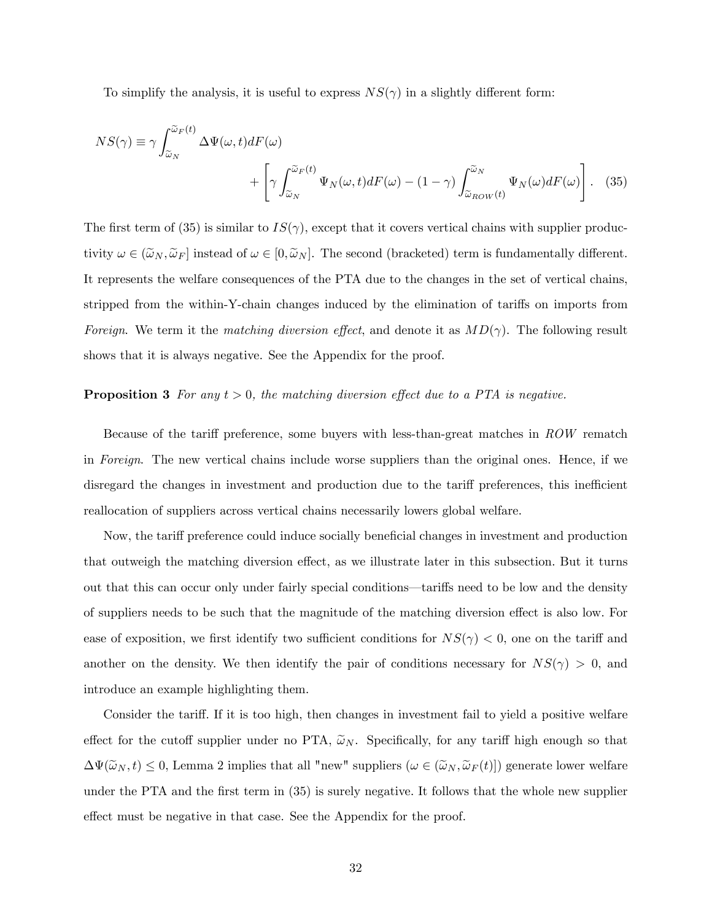To simplify the analysis, it is useful to express $NS(\gamma)$ in a slightly different form:

$$NS(\gamma) \equiv \gamma \int_{\widetilde{\omega}_N}^{\widetilde{\omega}_F(t)} \Delta\Psi(\omega, t) dF(\omega) + \left[ \gamma \int_{\widetilde{\omega}_N}^{\widetilde{\omega}_F(t)} \Psi_N(\omega, t) dF(\omega) - (1-\gamma) \int_{\widetilde{\omega}_{ROW}(t)}^{\widetilde{\omega}_N} \Psi_N(\omega) dF(\omega) \right]. \quad (35)$$

The first term of (35) is similar to $IS(\gamma)$, except that it covers vertical chains with supplier productivity $\omega \in (\widetilde{\omega}_N, \widetilde{\omega}_F]$ instead of $\omega \in [0, \widetilde{\omega}_N]$. The second (bracketed) term is fundamentally different. It represents the welfare consequences of the PTA due to the changes in the set of vertical chains, stripped from the within-Y-chain changes induced by the elimination of tariffs on imports from *Foreign*. We term it the *matching diversion effect*, and denote it as $MD(\gamma)$. The following result shows that it is always negative. See the Appendix for the proof.

**Proposition 3** *For any $t > 0$, the matching diversion effect due to a PTA is negative.*

Because of the tariff preference, some buyers with less-than-great matches in *ROW* rematch in *Foreign*. The new vertical chains include worse suppliers than the original ones. Hence, if we disregard the changes in investment and production due to the tariff preferences, this inefficient reallocation of suppliers across vertical chains necessarily lowers global welfare.

Now, the tariff preference could induce socially beneficial changes in investment and production that outweigh the matching diversion effect, as we illustrate later in this subsection. But it turns out that this can occur only under fairly special conditions—tariffs need to be low and the density of suppliers needs to be such that the magnitude of the matching diversion effect is also low. For ease of exposition, we first identify two sufficient conditions for $NS(\gamma) < 0$, one on the tariff and another on the density. We then identify the pair of conditions necessary for $NS(\gamma) > 0$, and introduce an example highlighting them.

Consider the tariff. If it is too high, then changes in investment fail to yield a positive welfare effect for the cutoff supplier under no PTA, $\widetilde{\omega}_N$. Specifically, for any tariff high enough so that $\Delta\Psi(\widetilde{\omega}_N, t) \leq 0$, Lemma 2 implies that all "new" suppliers ($\omega \in (\widetilde{\omega}_N, \widetilde{\omega}_F(t)]$) generate lower welfare under the PTA and the first term in (35) is surely negative. It follows that the whole new supplier effect must be negative in that case. See the Appendix for the proof.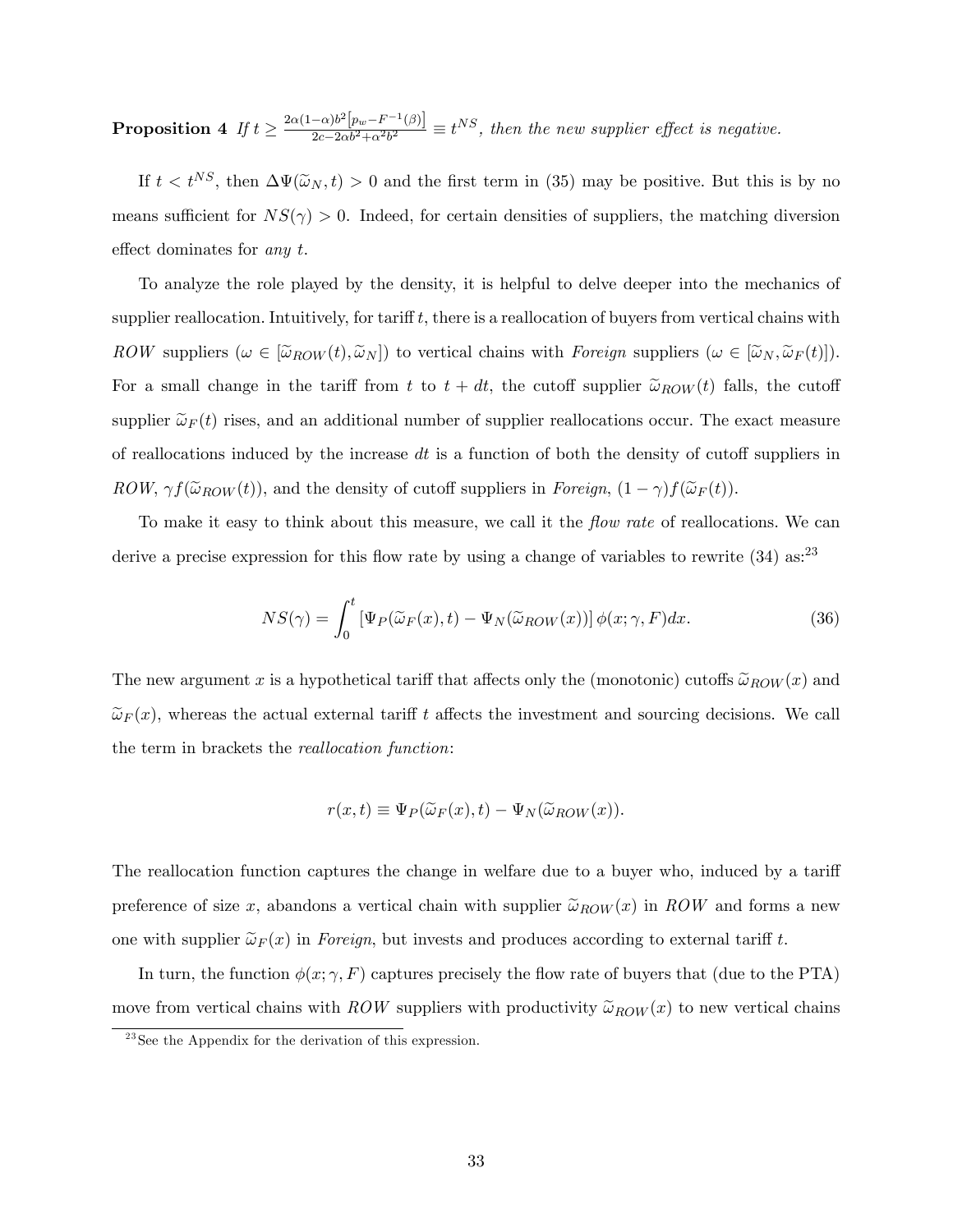**Proposition 4** *If* $t \geq \frac{2\alpha(1-\alpha)b^2\left[p_w - F^{-1}(\beta)\right]}{2c - 2\alpha b^2 + \alpha^2 b^2} \equiv t^{NS}$*, then the new supplier effect is negative.*

If $t < t^{NS}$, then $\Delta\Psi(\widetilde{\omega}_N, t) > 0$ and the first term in (35) may be positive. But this is by no means sufficient for $NS(\gamma) > 0$. Indeed, for certain densities of suppliers, the matching diversion effect dominates for *any* $t$.

To analyze the role played by the density, it is helpful to delve deeper into the mechanics of supplier reallocation. Intuitively, for tariff $t$, there is a reallocation of buyers from vertical chains with *ROW* suppliers ($\omega \in [\widetilde{\omega}_{ROW}(t), \widetilde{\omega}_N]$) to vertical chains with *Foreign* suppliers ($\omega \in [\widetilde{\omega}_N, \widetilde{\omega}_F(t)]$). For a small change in the tariff from $t$ to $t + dt$, the cutoff supplier $\widetilde{\omega}_{ROW}(t)$ falls, the cutoff supplier $\widetilde{\omega}_F(t)$ rises, and an additional number of supplier reallocations occur. The exact measure of reallocations induced by the increase $dt$ is a function of both the density of cutoff suppliers in *ROW*, $\gamma f(\widetilde{\omega}_{ROW}(t))$, and the density of cutoff suppliers in *Foreign*, $(1-\gamma)f(\widetilde{\omega}_F(t))$.

To make it easy to think about this measure, we call it the *flow rate* of reallocations. We can derive a precise expression for this flow rate by using a change of variables to rewrite (34) as:[23]

$$NS(\gamma) = \int_0^t \left[\Psi_P(\widetilde{\omega}_F(x), t) - \Psi_N(\widetilde{\omega}_{ROW}(x))\right] \phi(x; \gamma, F) dx. \tag{36}$$

The new argument $x$ is a hypothetical tariff that affects only the (monotonic) cutoffs $\widetilde{\omega}_{ROW}(x)$ and $\widetilde{\omega}_F(x)$, whereas the actual external tariff $t$ affects the investment and sourcing decisions. We call the term in brackets the *reallocation function*:

$$r(x, t) \equiv \Psi_P(\widetilde{\omega}_F(x), t) - \Psi_N(\widetilde{\omega}_{ROW}(x)).$$

The reallocation function captures the change in welfare due to a buyer who, induced by a tariff preference of size $x$, abandons a vertical chain with supplier $\widetilde{\omega}_{ROW}(x)$ in *ROW* and forms a new one with supplier $\widetilde{\omega}_F(x)$ in *Foreign*, but invests and produces according to external tariff $t$.

In turn, the function $\phi(x; \gamma, F)$ captures precisely the flow rate of buyers that (due to the PTA) move from vertical chains with *ROW* suppliers with productivity $\widetilde{\omega}_{ROW}(x)$ to new vertical chains

[23] See the Appendix for the derivation of this expression.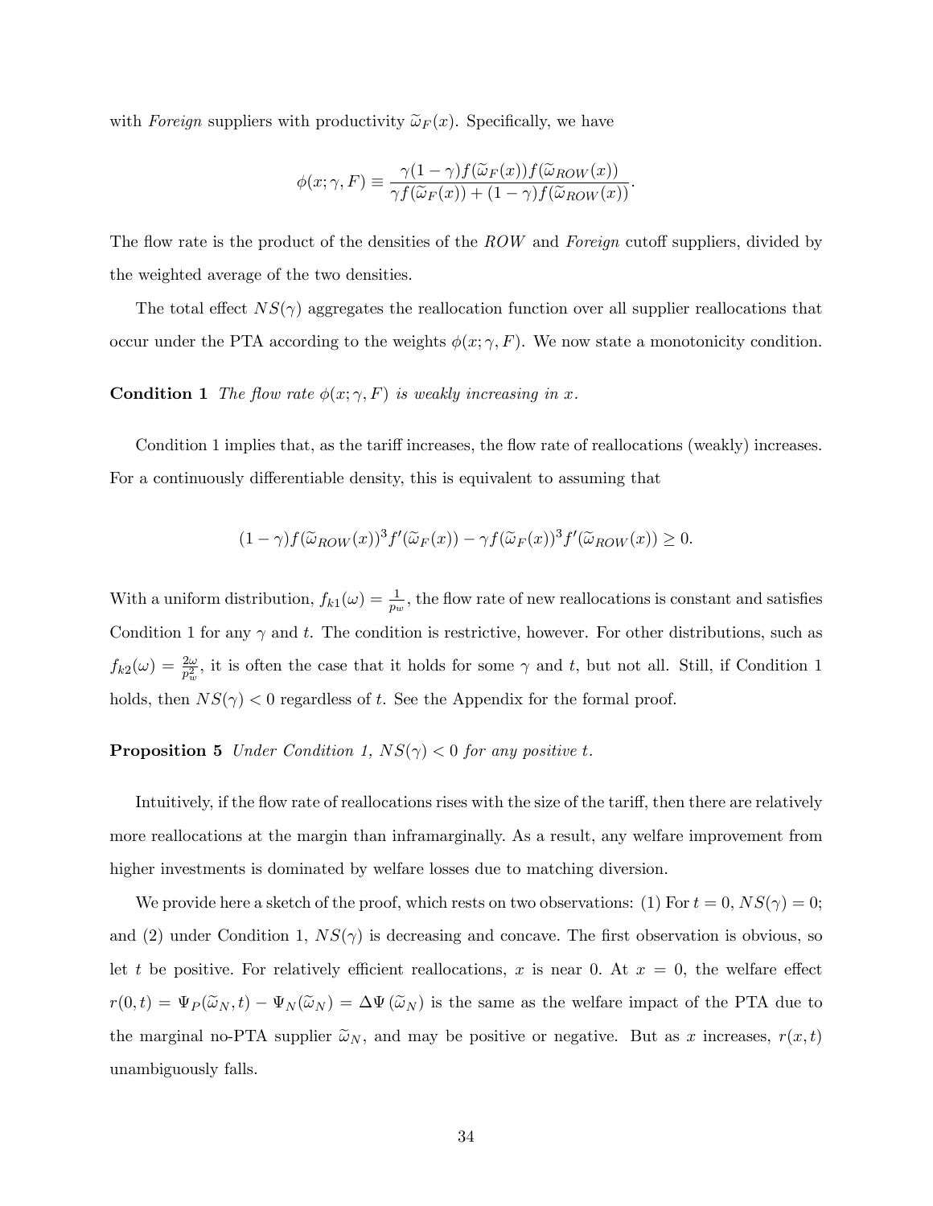with *Foreign* suppliers with productivity $\widetilde{\omega}_F(x)$. Specifically, we have

$$\phi(x;\gamma,F) \equiv \frac{\gamma(1-\gamma)f(\widetilde{\omega}_F(x))f(\widetilde{\omega}_{ROW}(x))}{\gamma f(\widetilde{\omega}_F(x)) + (1-\gamma)f(\widetilde{\omega}_{ROW}(x))}.$$

The flow rate is the product of the densities of the $ROW$ and *Foreign* cutoff suppliers, divided by the weighted average of the two densities.

The total effect $NS(\gamma)$ aggregates the reallocation function over all supplier reallocations that occur under the PTA according to the weights $\phi(x;\gamma,F)$. We now state a monotonicity condition.

**Condition 1** *The flow rate $\phi(x;\gamma,F)$ is weakly increasing in $x$.*

Condition 1 implies that, as the tariff increases, the flow rate of reallocations (weakly) increases. For a continuously differentiable density, this is equivalent to assuming that

$$(1-\gamma)f(\widetilde{\omega}_{ROW}(x))^3 f'(\widetilde{\omega}_F(x)) - \gamma f(\widetilde{\omega}_F(x))^3 f'(\widetilde{\omega}_{ROW}(x)) \geq 0.$$

With a uniform distribution, $f_{k1}(\omega) = \frac{1}{p_w}$, the flow rate of new reallocations is constant and satisfies Condition 1 for any $\gamma$ and $t$. The condition is restrictive, however. For other distributions, such as $f_{k2}(\omega) = \frac{2\omega}{p_w^2}$, it is often the case that it holds for some $\gamma$ and $t$, but not all. Still, if Condition 1 holds, then $NS(\gamma) < 0$ regardless of $t$. See the Appendix for the formal proof.

**Proposition 5** *Under Condition 1, $NS(\gamma) < 0$ for any positive $t$.*

Intuitively, if the flow rate of reallocations rises with the size of the tariff, then there are relatively more reallocations at the margin than inframarginally. As a result, any welfare improvement from higher investments is dominated by welfare losses due to matching diversion.

We provide here a sketch of the proof, which rests on two observations: (1) For $t = 0$, $NS(\gamma) = 0$; and (2) under Condition 1, $NS(\gamma)$ is decreasing and concave. The first observation is obvious, so let $t$ be positive. For relatively efficient reallocations, $x$ is near 0. At $x = 0$, the welfare effect $r(0,t) = \Psi_P(\widetilde{\omega}_N, t) - \Psi_N(\widetilde{\omega}_N) = \Delta\Psi(\widetilde{\omega}_N)$ is the same as the welfare impact of the PTA due to the marginal no-PTA supplier $\widetilde{\omega}_N$, and may be positive or negative. But as $x$ increases, $r(x,t)$ unambiguously falls.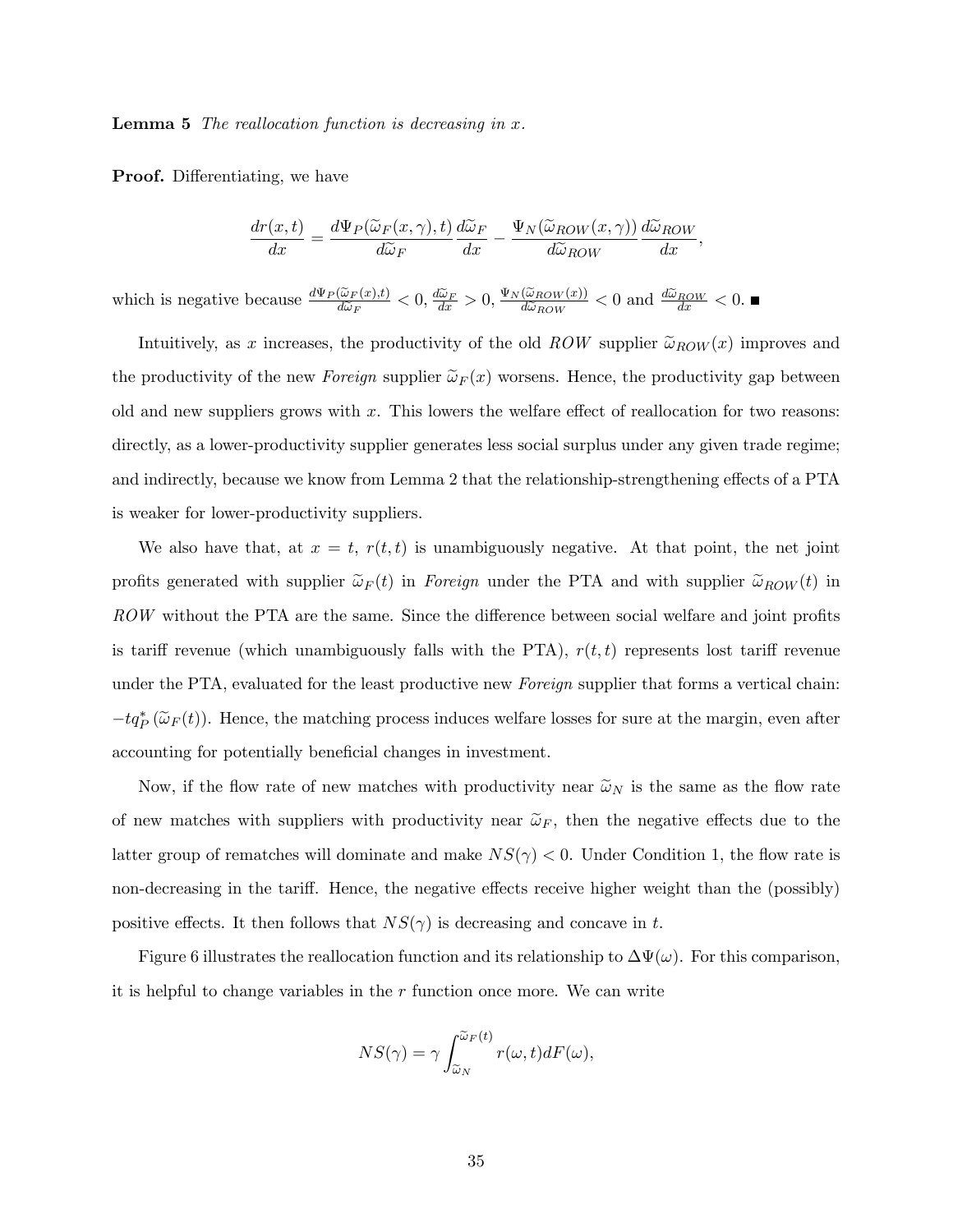**Lemma 5** *The reallocation function is decreasing in x.*

**Proof.** Differentiating, we have

$$\frac{dr(x,t)}{dx} = \frac{d\Psi_P(\widetilde{\omega}_F(x,\gamma),t)}{d\widetilde{\omega}_F}\frac{d\widetilde{\omega}_F}{dx} - \frac{\Psi_N(\widetilde{\omega}_{ROW}(x,\gamma))}{d\widetilde{\omega}_{ROW}}\frac{d\widetilde{\omega}_{ROW}}{dx},$$

which is negative because $\frac{d\Psi_P(\widetilde{\omega}_F(x),t)}{d\widetilde{\omega}_F} < 0$, $\frac{d\widetilde{\omega}_F}{dx} > 0$, $\frac{\Psi_N(\widetilde{\omega}_{ROW}(x))}{d\widetilde{\omega}_{ROW}} < 0$ and $\frac{d\widetilde{\omega}_{ROW}}{dx} < 0$. ■

Intuitively, as $x$ increases, the productivity of the old $ROW$ supplier $\widetilde{\omega}_{ROW}(x)$ improves and the productivity of the new *Foreign* supplier $\widetilde{\omega}_F(x)$ worsens. Hence, the productivity gap between old and new suppliers grows with $x$. This lowers the welfare effect of reallocation for two reasons: directly, as a lower-productivity supplier generates less social surplus under any given trade regime; and indirectly, because we know from Lemma 2 that the relationship-strengthening effects of a PTA is weaker for lower-productivity suppliers.

We also have that, at $x = t$, $r(t,t)$ is unambiguously negative. At that point, the net joint profits generated with supplier $\widetilde{\omega}_F(t)$ in *Foreign* under the PTA and with supplier $\widetilde{\omega}_{ROW}(t)$ in $ROW$ without the PTA are the same. Since the difference between social welfare and joint profits is tariff revenue (which unambiguously falls with the PTA), $r(t,t)$ represents lost tariff revenue under the PTA, evaluated for the least productive new *Foreign* supplier that forms a vertical chain: $-tq_P^*(\widetilde{\omega}_F(t))$. Hence, the matching process induces welfare losses for sure at the margin, even after accounting for potentially beneficial changes in investment.

Now, if the flow rate of new matches with productivity near $\widetilde{\omega}_N$ is the same as the flow rate of new matches with suppliers with productivity near $\widetilde{\omega}_F$, then the negative effects due to the latter group of rematches will dominate and make $NS(\gamma) < 0$. Under Condition 1, the flow rate is non-decreasing in the tariff. Hence, the negative effects receive higher weight than the (possibly) positive effects. It then follows that $NS(\gamma)$ is decreasing and concave in $t$.

Figure 6 illustrates the reallocation function and its relationship to $\Delta\Psi(\omega)$. For this comparison, it is helpful to change variables in the $r$ function once more. We can write

$$NS(\gamma) = \gamma \int_{\widetilde{\omega}_N}^{\widetilde{\omega}_F(t)} r(\omega,t)dF(\omega),$$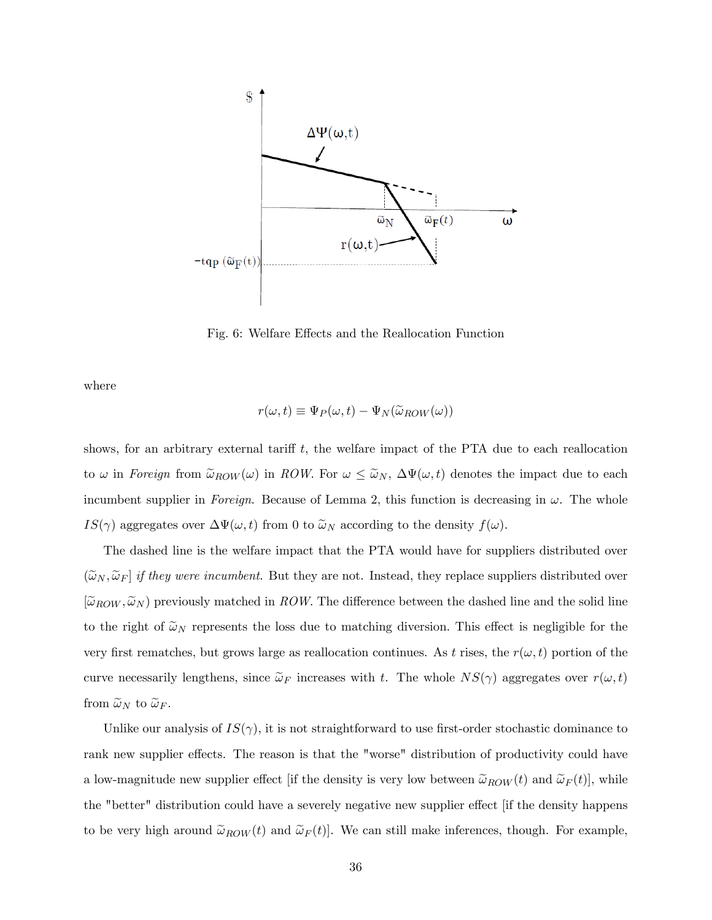Fig. 6: Welfare Effects and the Reallocation Function

where

$$r(\omega, t) \equiv \Psi_P(\omega, t) - \Psi_N(\widetilde{\omega}_{ROW}(\omega))$$

shows, for an arbitrary external tariff $t$, the welfare impact of the PTA due to each reallocation to $\omega$ in *Foreign* from $\widetilde{\omega}_{ROW}(\omega)$ in *ROW*. For $\omega \leq \widetilde{\omega}_N$, $\Delta\Psi(\omega, t)$ denotes the impact due to each incumbent supplier in *Foreign*. Because of Lemma 2, this function is decreasing in $\omega$. The whole $IS(\gamma)$ aggregates over $\Delta\Psi(\omega, t)$ from 0 to $\widetilde{\omega}_N$ according to the density $f(\omega)$.

The dashed line is the welfare impact that the PTA would have for suppliers distributed over $(\widetilde{\omega}_N, \widetilde{\omega}_F]$ *if they were incumbent*. But they are not. Instead, they replace suppliers distributed over $[\widetilde{\omega}_{ROW}, \widetilde{\omega}_N)$ previously matched in *ROW*. The difference between the dashed line and the solid line to the right of $\widetilde{\omega}_N$ represents the loss due to matching diversion. This effect is negligible for the very first rematches, but grows large as reallocation continues. As $t$ rises, the $r(\omega, t)$ portion of the curve necessarily lengthens, since $\widetilde{\omega}_F$ increases with $t$. The whole $NS(\gamma)$ aggregates over $r(\omega, t)$ from $\widetilde{\omega}_N$ to $\widetilde{\omega}_F$.

Unlike our analysis of $IS(\gamma)$, it is not straightforward to use first-order stochastic dominance to rank new supplier effects. The reason is that the "worse" distribution of productivity could have a low-magnitude new supplier effect [if the density is very low between $\widetilde{\omega}_{ROW}(t)$ and $\widetilde{\omega}_F(t)$], while the "better" distribution could have a severely negative new supplier effect [if the density happens to be very high around $\widetilde{\omega}_{ROW}(t)$ and $\widetilde{\omega}_F(t)$]. We can still make inferences, though. For example,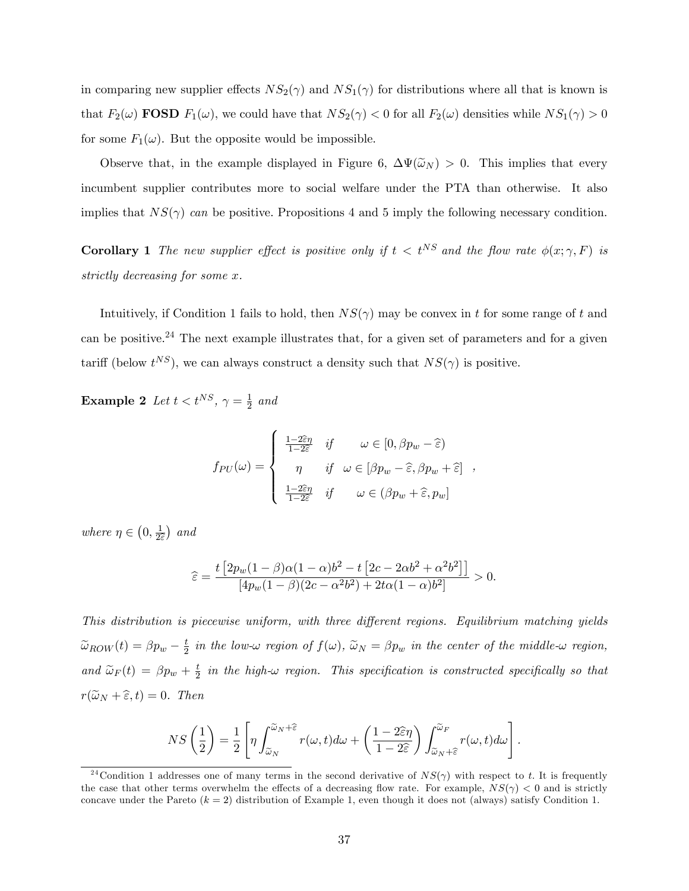in comparing new supplier effects $NS_2(\gamma)$ and $NS_1(\gamma)$ for distributions where all that is known is that $F_2(\omega)$ **FOSD** $F_1(\omega)$, we could have that $NS_2(\gamma) < 0$ for all $F_2(\omega)$ densities while $NS_1(\gamma) > 0$ for some $F_1(\omega)$. But the opposite would be impossible.

Observe that, in the example displayed in Figure 6, $\Delta\Psi(\widetilde{\omega}_N) > 0$. This implies that every incumbent supplier contributes more to social welfare under the PTA than otherwise. It also implies that $NS(\gamma)$ *can* be positive. Propositions 4 and 5 imply the following necessary condition.

**Corollary 1** *The new supplier effect is positive only if $t < t^{NS}$ and the flow rate $\phi(x; \gamma, F)$ is strictly decreasing for some $x$.*

Intuitively, if Condition 1 fails to hold, then $NS(\gamma)$ may be convex in $t$ for some range of $t$ and can be positive.[24] The next example illustrates that, for a given set of parameters and for a given tariff (below $t^{NS}$), we can always construct a density such that $NS(\gamma)$ is positive.

**Example 2** *Let $t < t^{NS}$, $\gamma = \frac{1}{2}$ and*

$$f_{PU}(\omega) = \begin{cases} \frac{1-2\widehat{\varepsilon}\eta}{1-2\widehat{\varepsilon}} & if \quad \omega \in [0, \beta p_w - \widehat{\varepsilon}) \\ \eta & if \quad \omega \in [\beta p_w - \widehat{\varepsilon}, \beta p_w + \widehat{\varepsilon}] \\ \frac{1-2\widehat{\varepsilon}\eta}{1-2\widehat{\varepsilon}} & if \quad \omega \in (\beta p_w + \widehat{\varepsilon}, p_w] \end{cases},$$

*where $\eta \in \left(0, \frac{1}{2\widehat{\varepsilon}}\right)$ and*

$$\widehat{\varepsilon} = \frac{t\left[2p_w(1-\beta)\alpha(1-\alpha)b^2 - t\left[2c - 2\alpha b^2 + \alpha^2 b^2\right]\right]}{\left[4p_w(1-\beta)(2c - \alpha^2 b^2) + 2t\alpha(1-\alpha)b^2\right]} > 0.$$

*This distribution is piecewise uniform, with three different regions. Equilibrium matching yields $\widetilde{\omega}_{ROW}(t) = \beta p_w - \frac{t}{2}$ in the low-$\omega$ region of $f(\omega)$, $\widetilde{\omega}_N = \beta p_w$ in the center of the middle-$\omega$ region, and $\widetilde{\omega}_F(t) = \beta p_w + \frac{t}{2}$ in the high-$\omega$ region. This specification is constructed specifically so that $r(\widetilde{\omega}_N + \widehat{\varepsilon}, t) = 0$. Then*

$$NS\left(\frac{1}{2}\right) = \frac{1}{2}\left[\eta \int_{\widetilde{\omega}_N}^{\widetilde{\omega}_N + \widehat{\varepsilon}} r(\omega, t)d\omega + \left(\frac{1-2\widehat{\varepsilon}\eta}{1-2\widehat{\varepsilon}}\right)\int_{\widetilde{\omega}_N + \widehat{\varepsilon}}^{\widetilde{\omega}_F} r(\omega, t)d\omega\right].$$

[24] Condition 1 addresses one of many terms in the second derivative of $NS(\gamma)$ with respect to $t$. It is frequently the case that other terms overwhelm the effects of a decreasing flow rate. For example, $NS(\gamma) < 0$ and is strictly concave under the Pareto ($k = 2$) distribution of Example 1, even though it does not (always) satisfy Condition 1.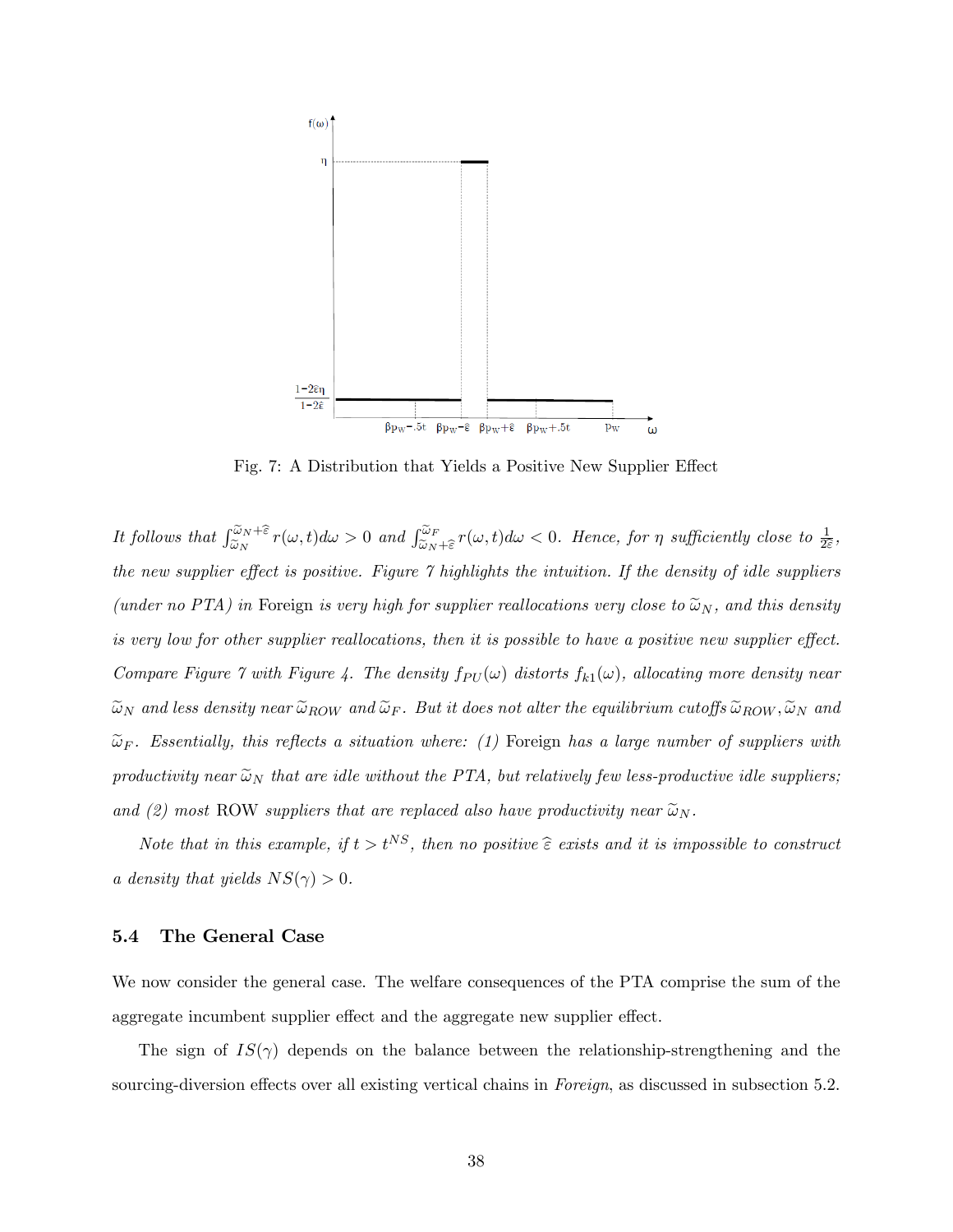Fig. 7: A Distribution that Yields a Positive New Supplier Effect

*It follows that* $\int_{\widetilde{\omega}_N}^{\widetilde{\omega}_N+\widehat{\varepsilon}} r(\omega,t)d\omega > 0$ *and* $\int_{\widetilde{\omega}_N+\widehat{\varepsilon}}^{\widetilde{\omega}_F} r(\omega,t)d\omega < 0$. *Hence, for* $\eta$ *sufficiently close to* $\frac{1}{2\widehat{\varepsilon}}$, *the new supplier effect is positive. Figure 7 highlights the intuition. If the density of idle suppliers (under no PTA) in* Foreign *is very high for supplier reallocations very close to* $\widetilde{\omega}_N$, *and this density is very low for other supplier reallocations, then it is possible to have a positive new supplier effect. Compare Figure 7 with Figure 4. The density* $f_{PU}(\omega)$ *distorts* $f_{k1}(\omega)$, *allocating more density near* $\widetilde{\omega}_N$ *and less density near* $\widetilde{\omega}_{ROW}$ *and* $\widetilde{\omega}_F$. *But it does not alter the equilibrium cutoffs* $\widetilde{\omega}_{ROW}, \widetilde{\omega}_N$ *and* $\widetilde{\omega}_F$. *Essentially, this reflects a situation where: (1)* Foreign *has a large number of suppliers with productivity near* $\widetilde{\omega}_N$ *that are idle without the PTA, but relatively few less-productive idle suppliers; and (2) most* ROW *suppliers that are replaced also have productivity near* $\widetilde{\omega}_N$.

*Note that in this example, if* $t > t^{NS}$, *then no positive* $\widehat{\varepsilon}$ *exists and it is impossible to construct a density that yields* $NS(\gamma) > 0$.

### 5.4 The General Case

We now consider the general case. The welfare consequences of the PTA comprise the sum of the aggregate incumbent supplier effect and the aggregate new supplier effect.

The sign of $IS(\gamma)$ depends on the balance between the relationship-strengthening and the sourcing-diversion effects over all existing vertical chains in *Foreign*, as discussed in subsection 5.2.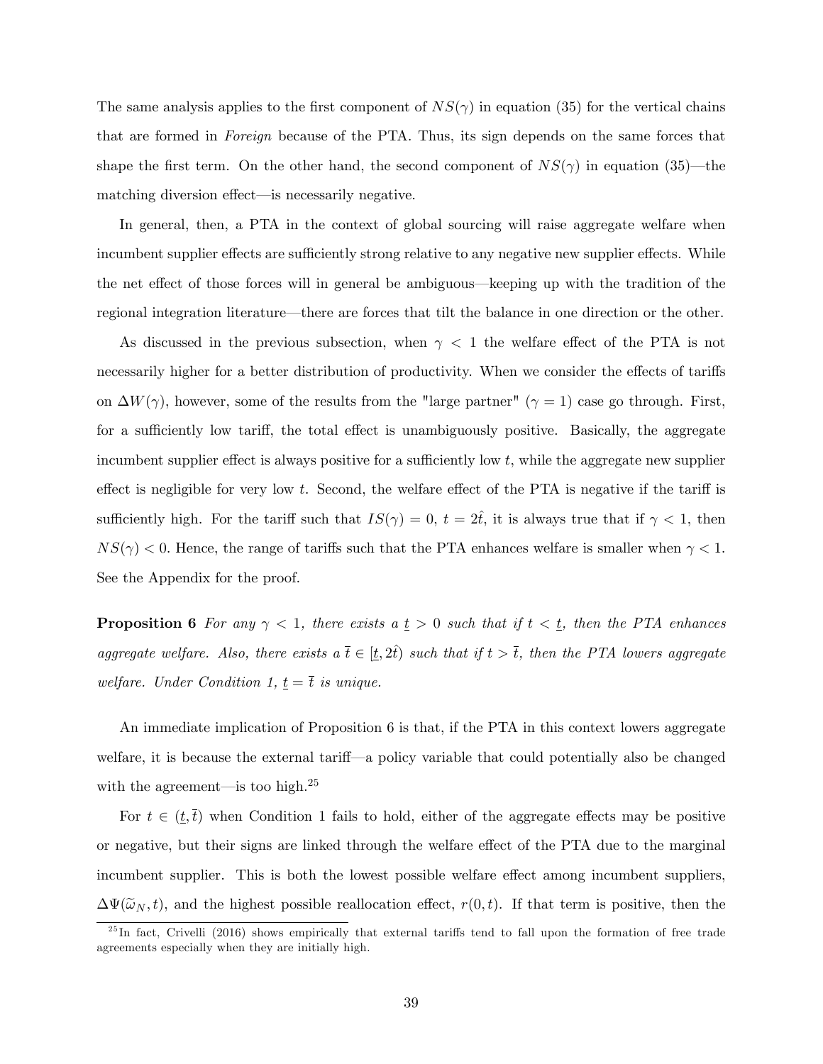The same analysis applies to the first component of $NS(\gamma)$ in equation (35) for the vertical chains that are formed in *Foreign* because of the PTA. Thus, its sign depends on the same forces that shape the first term. On the other hand, the second component of $NS(\gamma)$ in equation (35)—the matching diversion effect—is necessarily negative.

In general, then, a PTA in the context of global sourcing will raise aggregate welfare when incumbent supplier effects are sufficiently strong relative to any negative new supplier effects. While the net effect of those forces will in general be ambiguous—keeping up with the tradition of the regional integration literature—there are forces that tilt the balance in one direction or the other.

As discussed in the previous subsection, when $\gamma < 1$ the welfare effect of the PTA is not necessarily higher for a better distribution of productivity. When we consider the effects of tariffs on $\Delta W(\gamma)$, however, some of the results from the "large partner" ($\gamma = 1$) case go through. First, for a sufficiently low tariff, the total effect is unambiguously positive. Basically, the aggregate incumbent supplier effect is always positive for a sufficiently low $t$, while the aggregate new supplier effect is negligible for very low $t$. Second, the welfare effect of the PTA is negative if the tariff is sufficiently high. For the tariff such that $IS(\gamma) = 0$, $t = 2\hat{t}$, it is always true that if $\gamma < 1$, then $NS(\gamma) < 0$. Hence, the range of tariffs such that the PTA enhances welfare is smaller when $\gamma < 1$. See the Appendix for the proof.

**Proposition 6** *For any $\gamma < 1$, there exists a $\underline{t} > 0$ such that if $t < \underline{t}$, then the PTA enhances aggregate welfare. Also, there exists a $\overline{t} \in [\underline{t}, 2\hat{t})$ such that if $t > \overline{t}$, then the PTA lowers aggregate welfare. Under Condition 1, $\underline{t} = \overline{t}$ is unique.*

An immediate implication of Proposition 6 is that, if the PTA in this context lowers aggregate welfare, it is because the external tariff—a policy variable that could potentially also be changed with the agreement—is too high.[25]

For $t \in (\underline{t}, \overline{t})$ when Condition 1 fails to hold, either of the aggregate effects may be positive or negative, but their signs are linked through the welfare effect of the PTA due to the marginal incumbent supplier. This is both the lowest possible welfare effect among incumbent suppliers, $\Delta\Psi(\widetilde{\omega}_N, t)$, and the highest possible reallocation effect, $r(0, t)$. If that term is positive, then the

[25] In fact, Crivelli (2016) shows empirically that external tariffs tend to fall upon the formation of free trade agreements especially when they are initially high.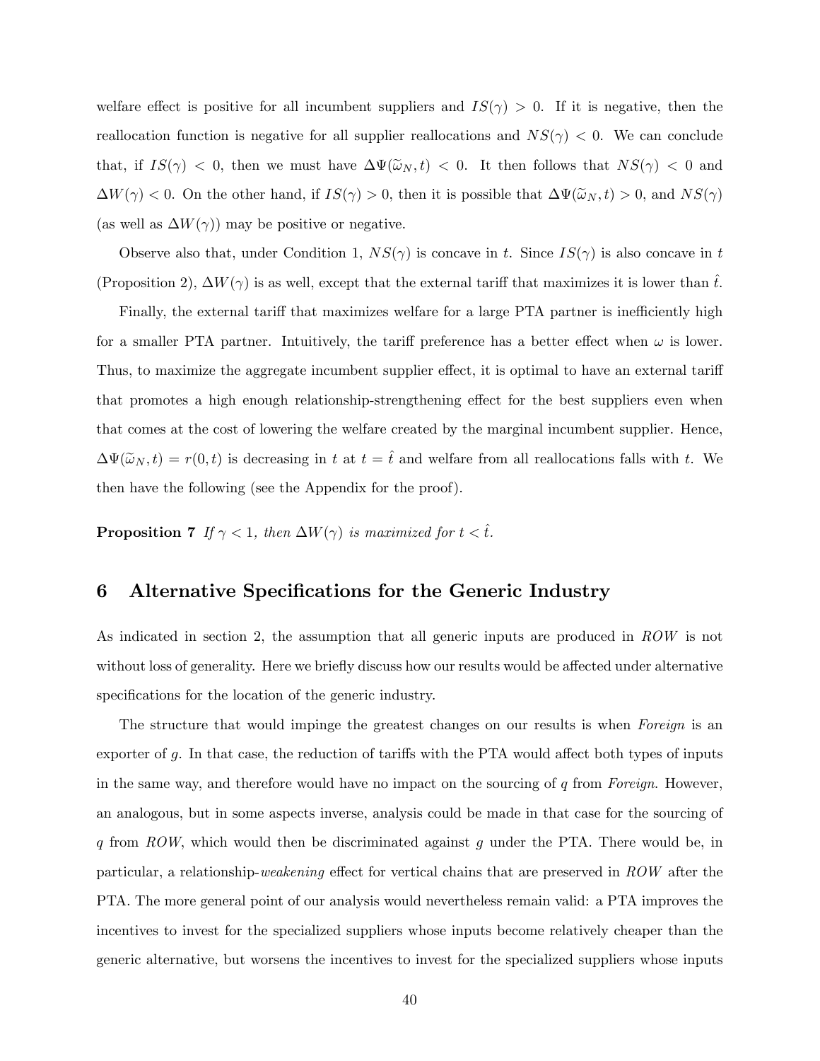welfare effect is positive for all incumbent suppliers and $IS(\gamma) > 0$. If it is negative, then the reallocation function is negative for all supplier reallocations and $NS(\gamma) < 0$. We can conclude that, if $IS(\gamma) < 0$, then we must have $\Delta\Psi(\widetilde{\omega}_N, t) < 0$. It then follows that $NS(\gamma) < 0$ and $\Delta W(\gamma) < 0$. On the other hand, if $IS(\gamma) > 0$, then it is possible that $\Delta\Psi(\widetilde{\omega}_N, t) > 0$, and $NS(\gamma)$ (as well as $\Delta W(\gamma)$) may be positive or negative.

Observe also that, under Condition 1, $NS(\gamma)$ is concave in $t$. Since $IS(\gamma)$ is also concave in $t$ (Proposition 2), $\Delta W(\gamma)$ is as well, except that the external tariff that maximizes it is lower than $\hat{t}$.

Finally, the external tariff that maximizes welfare for a large PTA partner is inefficiently high for a smaller PTA partner. Intuitively, the tariff preference has a better effect when $\omega$ is lower. Thus, to maximize the aggregate incumbent supplier effect, it is optimal to have an external tariff that promotes a high enough relationship-strengthening effect for the best suppliers even when that comes at the cost of lowering the welfare created by the marginal incumbent supplier. Hence, $\Delta\Psi(\widetilde{\omega}_N, t) = r(0, t)$ is decreasing in $t$ at $t = \hat{t}$ and welfare from all reallocations falls with $t$. We then have the following (see the Appendix for the proof).

**Proposition 7** *If $\gamma < 1$, then $\Delta W(\gamma)$ is maximized for $t < \hat{t}$.*

## 6 Alternative Specifications for the Generic Industry

As indicated in section 2, the assumption that all generic inputs are produced in *ROW* is not without loss of generality. Here we briefly discuss how our results would be affected under alternative specifications for the location of the generic industry.

The structure that would impinge the greatest changes on our results is when *Foreign* is an exporter of $g$. In that case, the reduction of tariffs with the PTA would affect both types of inputs in the same way, and therefore would have no impact on the sourcing of $q$ from *Foreign*. However, an analogous, but in some aspects inverse, analysis could be made in that case for the sourcing of $q$ from *ROW*, which would then be discriminated against $g$ under the PTA. There would be, in particular, a relationship-*weakening* effect for vertical chains that are preserved in *ROW* after the PTA. The more general point of our analysis would nevertheless remain valid: a PTA improves the incentives to invest for the specialized suppliers whose inputs become relatively cheaper than the generic alternative, but worsens the incentives to invest for the specialized suppliers whose inputs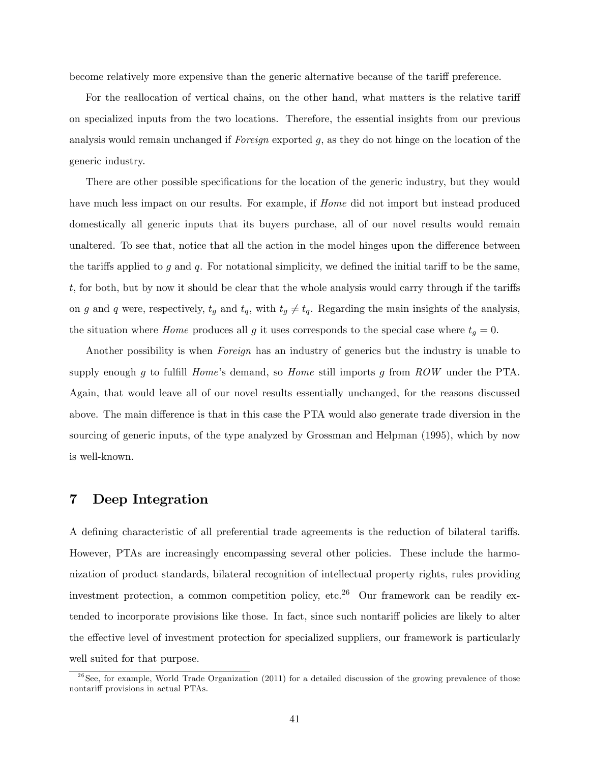become relatively more expensive than the generic alternative because of the tariff preference.

For the reallocation of vertical chains, on the other hand, what matters is the relative tariff on specialized inputs from the two locations. Therefore, the essential insights from our previous analysis would remain unchanged if *Foreign* exported $g$, as they do not hinge on the location of the generic industry.

There are other possible specifications for the location of the generic industry, but they would have much less impact on our results. For example, if *Home* did not import but instead produced domestically all generic inputs that its buyers purchase, all of our novel results would remain unaltered. To see that, notice that all the action in the model hinges upon the difference between the tariffs applied to $g$ and $q$. For notational simplicity, we defined the initial tariff to be the same, $t$, for both, but by now it should be clear that the whole analysis would carry through if the tariffs on $g$ and $q$ were, respectively, $t_g$ and $t_q$, with $t_g \neq t_q$. Regarding the main insights of the analysis, the situation where *Home* produces all $g$ it uses corresponds to the special case where $t_g = 0$.

Another possibility is when *Foreign* has an industry of generics but the industry is unable to supply enough $g$ to fulfill *Home*'s demand, so *Home* still imports $g$ from *ROW* under the PTA. Again, that would leave all of our novel results essentially unchanged, for the reasons discussed above. The main difference is that in this case the PTA would also generate trade diversion in the sourcing of generic inputs, of the type analyzed by Grossman and Helpman (1995), which by now is well-known.

# 7 Deep Integration

A defining characteristic of all preferential trade agreements is the reduction of bilateral tariffs. However, PTAs are increasingly encompassing several other policies. These include the harmonization of product standards, bilateral recognition of intellectual property rights, rules providing investment protection, a common competition policy, etc.[26] Our framework can be readily extended to incorporate provisions like those. In fact, since such nontariff policies are likely to alter the effective level of investment protection for specialized suppliers, our framework is particularly well suited for that purpose.

[26] See, for example, World Trade Organization (2011) for a detailed discussion of the growing prevalence of those nontariff provisions in actual PTAs.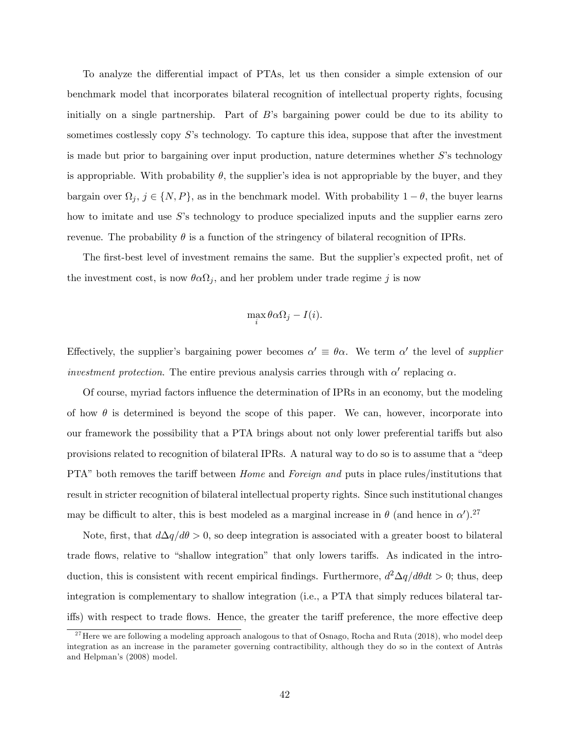To analyze the differential impact of PTAs, let us then consider a simple extension of our benchmark model that incorporates bilateral recognition of intellectual property rights, focusing initially on a single partnership. Part of $B$'s bargaining power could be due to its ability to sometimes costlessly copy $S$'s technology. To capture this idea, suppose that after the investment is made but prior to bargaining over input production, nature determines whether $S$'s technology is appropriable. With probability $\theta$, the supplier's idea is not appropriable by the buyer, and they bargain over $\Omega_j$, $j \in \{N, P\}$, as in the benchmark model. With probability $1 - \theta$, the buyer learns how to imitate and use $S$'s technology to produce specialized inputs and the supplier earns zero revenue. The probability $\theta$ is a function of the stringency of bilateral recognition of IPRs.

The first-best level of investment remains the same. But the supplier's expected profit, net of the investment cost, is now $\theta\alpha\Omega_j$, and her problem under trade regime $j$ is now

$$\max_i \theta\alpha\Omega_j - I(i).$$

Effectively, the supplier's bargaining power becomes $\alpha' \equiv \theta\alpha$. We term $\alpha'$ the level of *supplier investment protection*. The entire previous analysis carries through with $\alpha'$ replacing $\alpha$.

Of course, myriad factors influence the determination of IPRs in an economy, but the modeling of how $\theta$ is determined is beyond the scope of this paper. We can, however, incorporate into our framework the possibility that a PTA brings about not only lower preferential tariffs but also provisions related to recognition of bilateral IPRs. A natural way to do so is to assume that a "deep PTA" both removes the tariff between *Home* and *Foreign and* puts in place rules/institutions that result in stricter recognition of bilateral intellectual property rights. Since such institutional changes may be difficult to alter, this is best modeled as a marginal increase in $\theta$ (and hence in $\alpha'$).[27]

Note, first, that $d\Delta q/d\theta > 0$, so deep integration is associated with a greater boost to bilateral trade flows, relative to "shallow integration" that only lowers tariffs. As indicated in the introduction, this is consistent with recent empirical findings. Furthermore, $d^2\Delta q/d\theta dt > 0$; thus, deep integration is complementary to shallow integration (i.e., a PTA that simply reduces bilateral tariffs) with respect to trade flows. Hence, the greater the tariff preference, the more effective deep

[27] Here we are following a modeling approach analogous to that of Osnago, Rocha and Ruta (2018), who model deep integration as an increase in the parameter governing contractibility, although they do so in the context of Antràs and Helpman's (2008) model.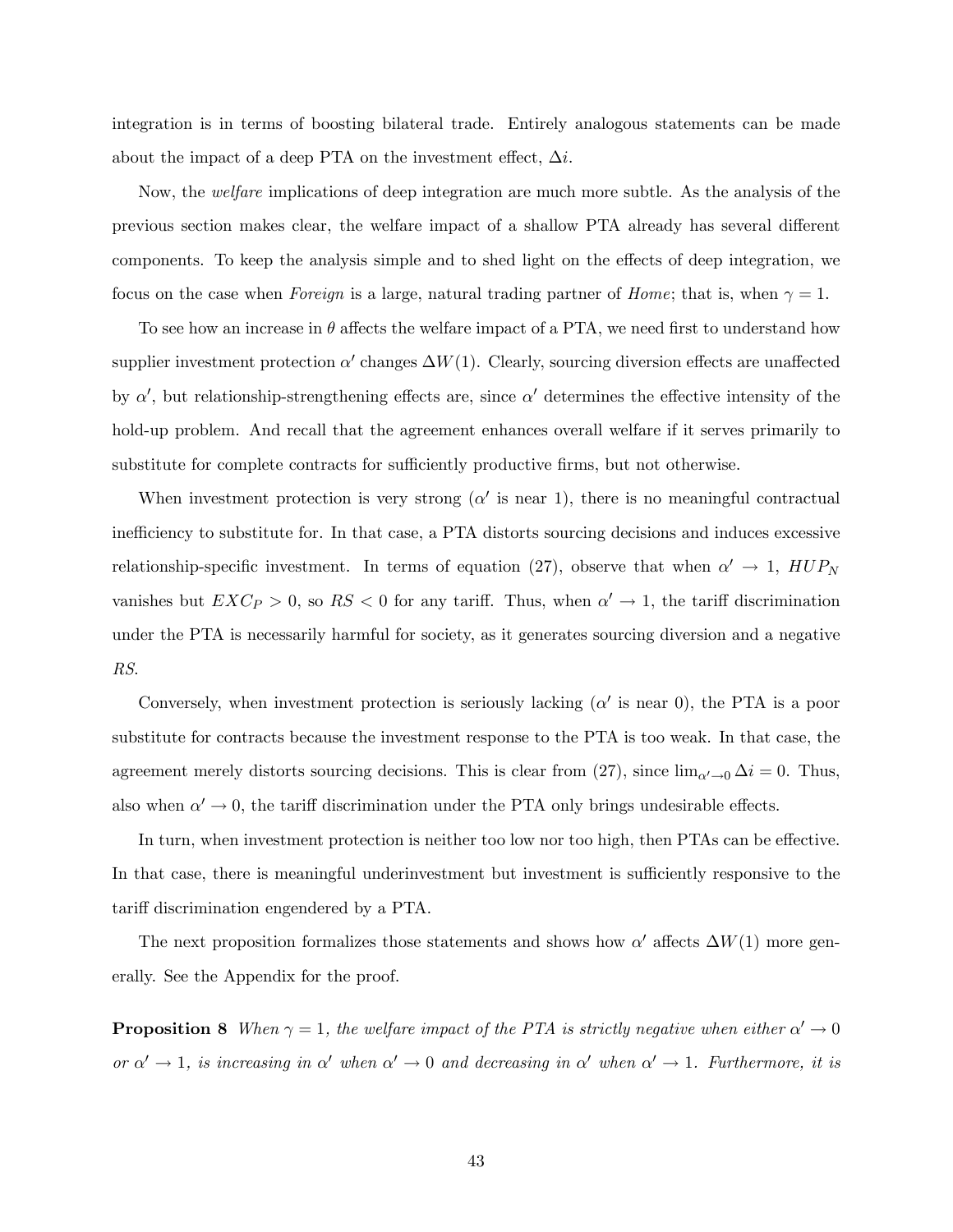integration is in terms of boosting bilateral trade. Entirely analogous statements can be made about the impact of a deep PTA on the investment effect, $\Delta i$.

Now, the *welfare* implications of deep integration are much more subtle. As the analysis of the previous section makes clear, the welfare impact of a shallow PTA already has several different components. To keep the analysis simple and to shed light on the effects of deep integration, we focus on the case when *Foreign* is a large, natural trading partner of *Home*; that is, when $\gamma = 1$.

To see how an increase in $\theta$ affects the welfare impact of a PTA, we need first to understand how supplier investment protection $\alpha'$ changes $\Delta W(1)$. Clearly, sourcing diversion effects are unaffected by $\alpha'$, but relationship-strengthening effects are, since $\alpha'$ determines the effective intensity of the hold-up problem. And recall that the agreement enhances overall welfare if it serves primarily to substitute for complete contracts for sufficiently productive firms, but not otherwise.

When investment protection is very strong ($\alpha'$ is near 1), there is no meaningful contractual inefficiency to substitute for. In that case, a PTA distorts sourcing decisions and induces excessive relationship-specific investment. In terms of equation (27), observe that when $\alpha' \to 1$, $HUP_N$ vanishes but $EXC_P > 0$, so $RS < 0$ for any tariff. Thus, when $\alpha' \to 1$, the tariff discrimination under the PTA is necessarily harmful for society, as it generates sourcing diversion and a negative *RS*.

Conversely, when investment protection is seriously lacking ($\alpha'$ is near 0), the PTA is a poor substitute for contracts because the investment response to the PTA is too weak. In that case, the agreement merely distorts sourcing decisions. This is clear from (27), since $\lim_{\alpha' \to 0} \Delta i = 0$. Thus, also when $\alpha' \to 0$, the tariff discrimination under the PTA only brings undesirable effects.

In turn, when investment protection is neither too low nor too high, then PTAs can be effective. In that case, there is meaningful underinvestment but investment is sufficiently responsive to the tariff discrimination engendered by a PTA.

The next proposition formalizes those statements and shows how $\alpha'$ affects $\Delta W(1)$ more generally. See the Appendix for the proof.

**Proposition 8** *When $\gamma = 1$, the welfare impact of the PTA is strictly negative when either $\alpha' \to 0$ or $\alpha' \to 1$, is increasing in $\alpha'$ when $\alpha' \to 0$ and decreasing in $\alpha'$ when $\alpha' \to 1$. Furthermore, it is*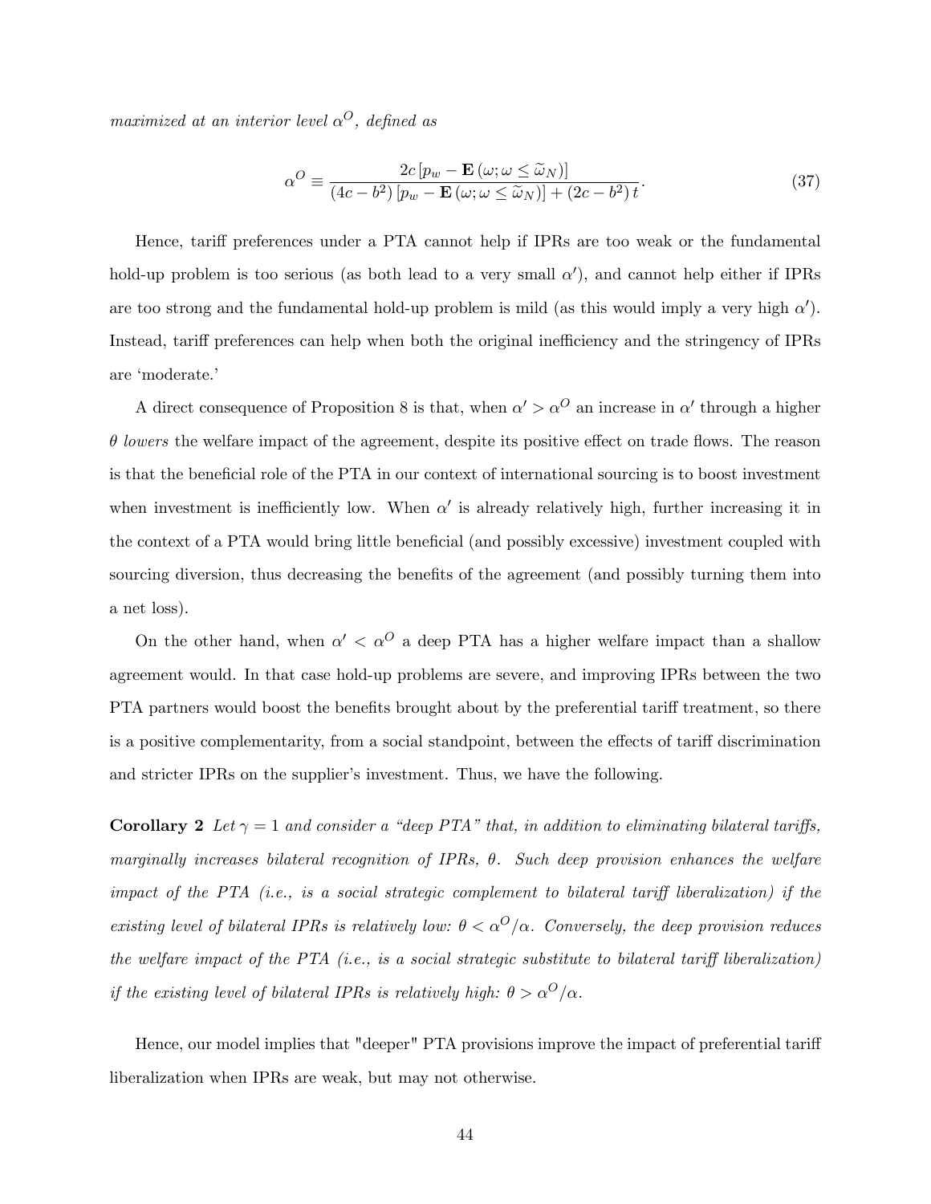*maximized at an interior level $\alpha^O$, defined as*

$$\alpha^O \equiv \frac{2c\left[p_w - \mathbf{E}\left(\omega; \omega \leq \widetilde{\omega}_N\right)\right]}{\left(4c - b^2\right)\left[p_w - \mathbf{E}\left(\omega; \omega \leq \widetilde{\omega}_N\right)\right] + \left(2c - b^2\right)t}. \tag{37}$$

Hence, tariff preferences under a PTA cannot help if IPRs are too weak or the fundamental hold-up problem is too serious (as both lead to a very small $\alpha'$), and cannot help either if IPRs are too strong and the fundamental hold-up problem is mild (as this would imply a very high $\alpha'$). Instead, tariff preferences can help when both the original inefficiency and the stringency of IPRs are 'moderate.'

A direct consequence of Proposition 8 is that, when $\alpha' > \alpha^O$ an increase in $\alpha'$ through a higher $\theta$ *lowers* the welfare impact of the agreement, despite its positive effect on trade flows. The reason is that the beneficial role of the PTA in our context of international sourcing is to boost investment when investment is inefficiently low. When $\alpha'$ is already relatively high, further increasing it in the context of a PTA would bring little beneficial (and possibly excessive) investment coupled with sourcing diversion, thus decreasing the benefits of the agreement (and possibly turning them into a net loss).

On the other hand, when $\alpha' < \alpha^O$ a deep PTA has a higher welfare impact than a shallow agreement would. In that case hold-up problems are severe, and improving IPRs between the two PTA partners would boost the benefits brought about by the preferential tariff treatment, so there is a positive complementarity, from a social standpoint, between the effects of tariff discrimination and stricter IPRs on the supplier's investment. Thus, we have the following.

**Corollary 2** *Let $\gamma = 1$ and consider a "deep PTA" that, in addition to eliminating bilateral tariffs, marginally increases bilateral recognition of IPRs, $\theta$. Such deep provision enhances the welfare impact of the PTA (i.e., is a social strategic complement to bilateral tariff liberalization) if the existing level of bilateral IPRs is relatively low: $\theta < \alpha^O/\alpha$. Conversely, the deep provision reduces the welfare impact of the PTA (i.e., is a social strategic substitute to bilateral tariff liberalization) if the existing level of bilateral IPRs is relatively high: $\theta > \alpha^O/\alpha$.*

Hence, our model implies that "deeper" PTA provisions improve the impact of preferential tariff liberalization when IPRs are weak, but may not otherwise.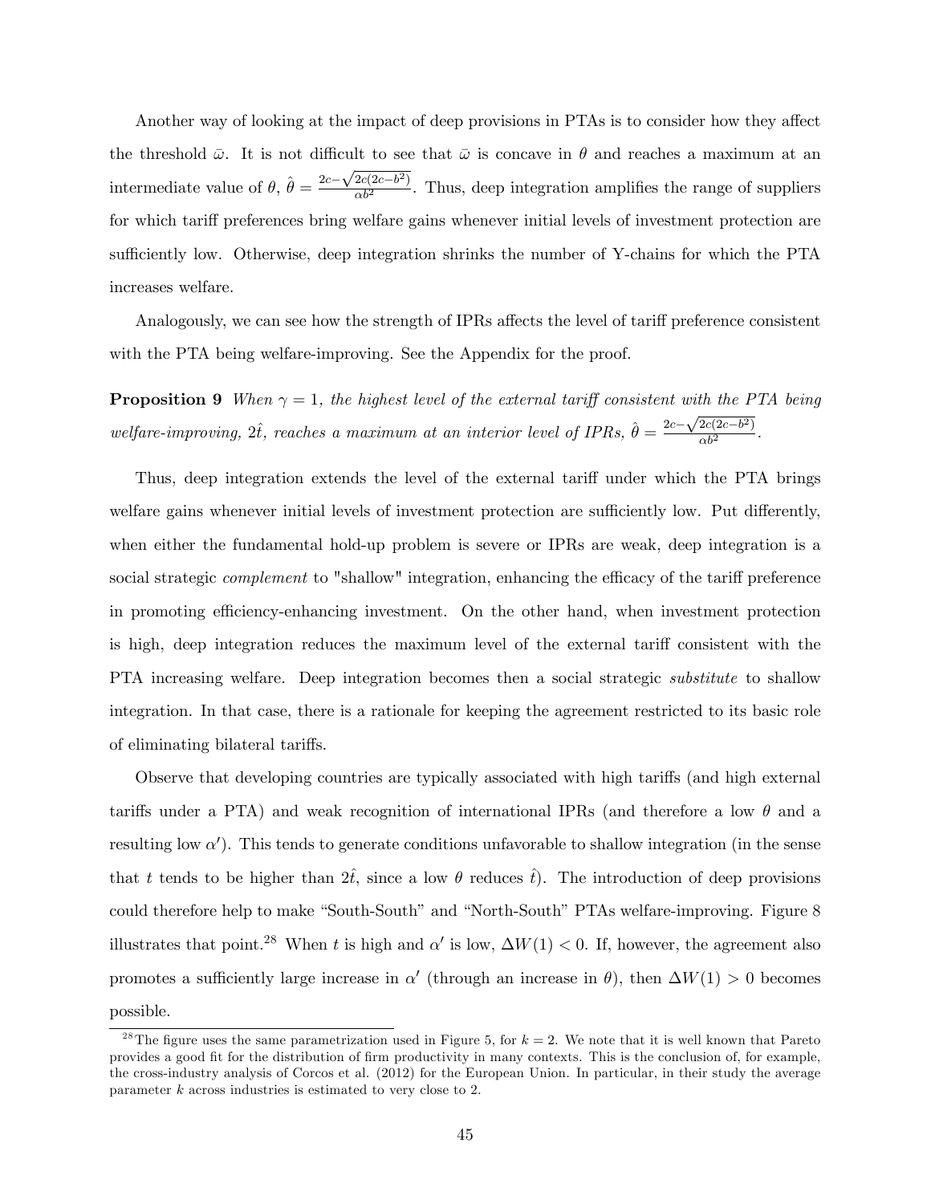Another way of looking at the impact of deep provisions in PTAs is to consider how they affect the threshold $\bar{\omega}$. It is not difficult to see that $\bar{\omega}$ is concave in $\theta$ and reaches a maximum at an intermediate value of $\theta$, $\hat{\theta} = \frac{2c - \sqrt{2c(2c-b^2)}}{\alpha b^2}$. Thus, deep integration amplifies the range of suppliers for which tariff preferences bring welfare gains whenever initial levels of investment protection are sufficiently low. Otherwise, deep integration shrinks the number of Y-chains for which the PTA increases welfare.

Analogously, we can see how the strength of IPRs affects the level of tariff preference consistent with the PTA being welfare-improving. See the Appendix for the proof.

**Proposition 9** *When $\gamma = 1$, the highest level of the external tariff consistent with the PTA being welfare-improving, $2\hat{t}$, reaches a maximum at an interior level of IPRs, $\hat{\theta} = \frac{2c - \sqrt{2c(2c-b^2)}}{\alpha b^2}$.*

Thus, deep integration extends the level of the external tariff under which the PTA brings welfare gains whenever initial levels of investment protection are sufficiently low. Put differently, when either the fundamental hold-up problem is severe or IPRs are weak, deep integration is a social strategic *complement* to "shallow" integration, enhancing the efficacy of the tariff preference in promoting efficiency-enhancing investment. On the other hand, when investment protection is high, deep integration reduces the maximum level of the external tariff consistent with the PTA increasing welfare. Deep integration becomes then a social strategic *substitute* to shallow integration. In that case, there is a rationale for keeping the agreement restricted to its basic role of eliminating bilateral tariffs.

Observe that developing countries are typically associated with high tariffs (and high external tariffs under a PTA) and weak recognition of international IPRs (and therefore a low $\theta$ and a resulting low $\alpha'$). This tends to generate conditions unfavorable to shallow integration (in the sense that $t$ tends to be higher than $2\hat{t}$, since a low $\theta$ reduces $\hat{t}$). The introduction of deep provisions could therefore help to make "South-South" and "North-South" PTAs welfare-improving. Figure 8 illustrates that point.[28] When $t$ is high and $\alpha'$ is low, $\Delta W(1) < 0$. If, however, the agreement also promotes a sufficiently large increase in $\alpha'$ (through an increase in $\theta$), then $\Delta W(1) > 0$ becomes possible.

[28] The figure uses the same parametrization used in Figure 5, for $k = 2$. We note that it is well known that Pareto provides a good fit for the distribution of firm productivity in many contexts. This is the conclusion of, for example, the cross-industry analysis of Corcos et al. (2012) for the European Union. In particular, in their study the average parameter $k$ across industries is estimated to very close to 2.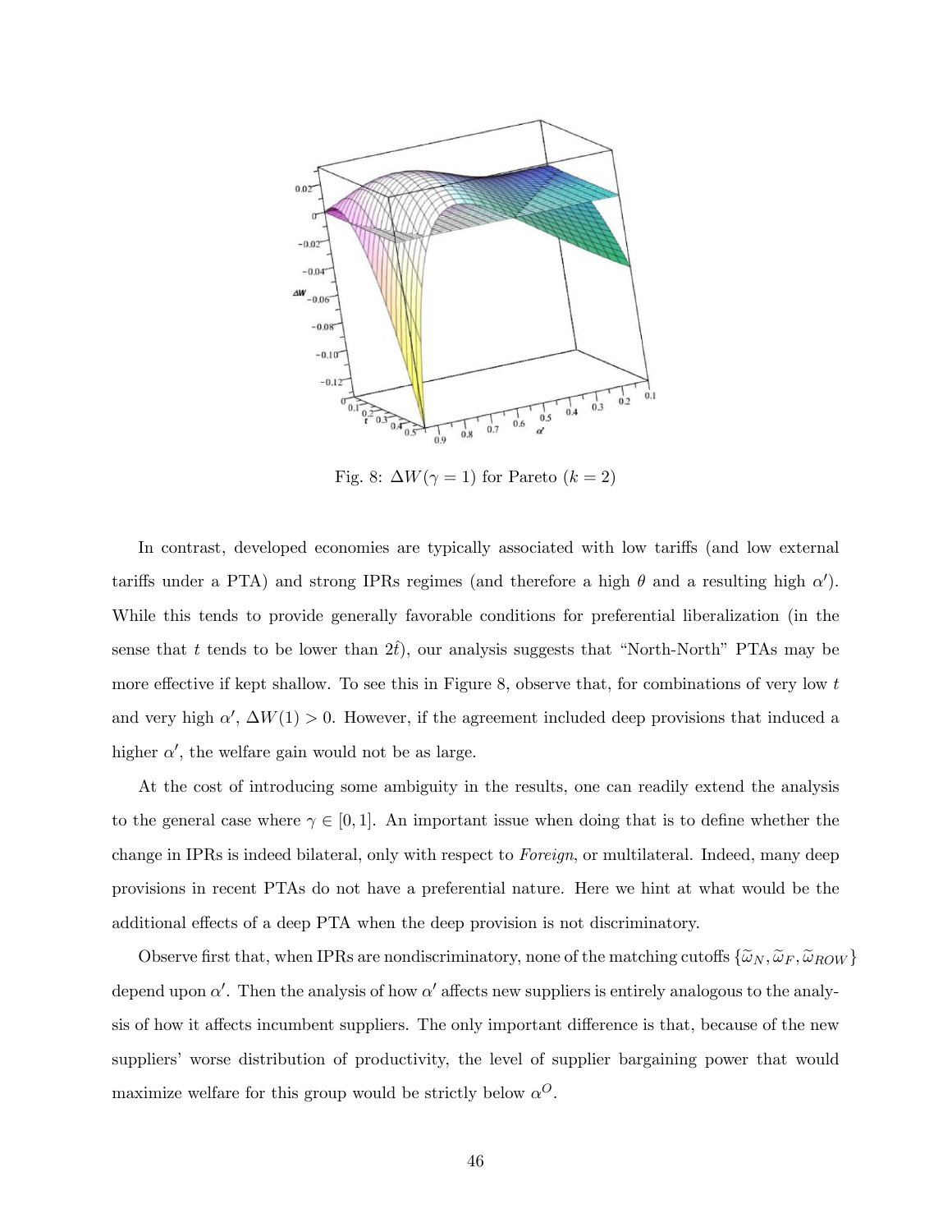Fig. 8: $\Delta W(\gamma = 1)$ for Pareto ($k = 2$)

In contrast, developed economies are typically associated with low tariffs (and low external tariffs under a PTA) and strong IPRs regimes (and therefore a high $\theta$ and a resulting high $\alpha'$). While this tends to provide generally favorable conditions for preferential liberalization (in the sense that $t$ tends to be lower than $2\hat{t}$), our analysis suggests that "North-North" PTAs may be more effective if kept shallow. To see this in Figure 8, observe that, for combinations of very low $t$ and very high $\alpha'$, $\Delta W(1) > 0$. However, if the agreement included deep provisions that induced a higher $\alpha'$, the welfare gain would not be as large.

At the cost of introducing some ambiguity in the results, one can readily extend the analysis to the general case where $\gamma \in [0, 1]$. An important issue when doing that is to define whether the change in IPRs is indeed bilateral, only with respect to *Foreign*, or multilateral. Indeed, many deep provisions in recent PTAs do not have a preferential nature. Here we hint at what would be the additional effects of a deep PTA when the deep provision is not discriminatory.

Observe first that, when IPRs are nondiscriminatory, none of the matching cutoffs $\{\widetilde{\omega}_N, \widetilde{\omega}_F, \widetilde{\omega}_{ROW}\}$ depend upon $\alpha'$. Then the analysis of how $\alpha'$ affects new suppliers is entirely analogous to the analysis of how it affects incumbent suppliers. The only important difference is that, because of the new suppliers' worse distribution of productivity, the level of supplier bargaining power that would maximize welfare for this group would be strictly below $\alpha^O$.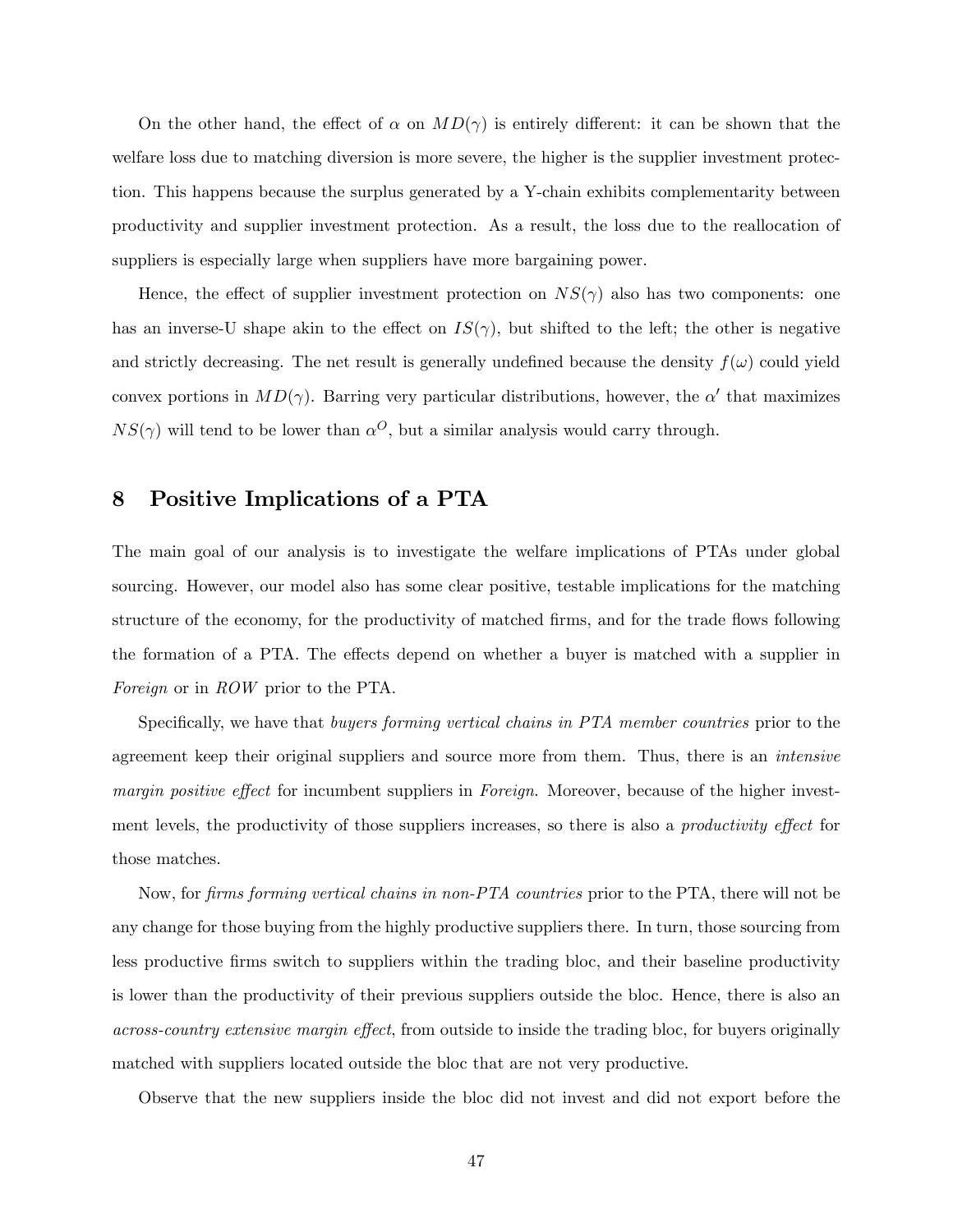On the other hand, the effect of $\alpha$ on $MD(\gamma)$ is entirely different: it can be shown that the welfare loss due to matching diversion is more severe, the higher is the supplier investment protection. This happens because the surplus generated by a Y-chain exhibits complementarity between productivity and supplier investment protection. As a result, the loss due to the reallocation of suppliers is especially large when suppliers have more bargaining power.

Hence, the effect of supplier investment protection on $NS(\gamma)$ also has two components: one has an inverse-U shape akin to the effect on $IS(\gamma)$, but shifted to the left; the other is negative and strictly decreasing. The net result is generally undefined because the density $f(\omega)$ could yield convex portions in $MD(\gamma)$. Barring very particular distributions, however, the $\alpha'$ that maximizes $NS(\gamma)$ will tend to be lower than $\alpha^O$, but a similar analysis would carry through.

# 8 Positive Implications of a PTA

The main goal of our analysis is to investigate the welfare implications of PTAs under global sourcing. However, our model also has some clear positive, testable implications for the matching structure of the economy, for the productivity of matched firms, and for the trade flows following the formation of a PTA. The effects depend on whether a buyer is matched with a supplier in *Foreign* or in *ROW* prior to the PTA.

Specifically, we have that *buyers forming vertical chains in PTA member countries* prior to the agreement keep their original suppliers and source more from them. Thus, there is an *intensive margin positive effect* for incumbent suppliers in *Foreign*. Moreover, because of the higher investment levels, the productivity of those suppliers increases, so there is also a *productivity effect* for those matches.

Now, for *firms forming vertical chains in non-PTA countries* prior to the PTA, there will not be any change for those buying from the highly productive suppliers there. In turn, those sourcing from less productive firms switch to suppliers within the trading bloc, and their baseline productivity is lower than the productivity of their previous suppliers outside the bloc. Hence, there is also an *across-country extensive margin effect*, from outside to inside the trading bloc, for buyers originally matched with suppliers located outside the bloc that are not very productive.

Observe that the new suppliers inside the bloc did not invest and did not export before the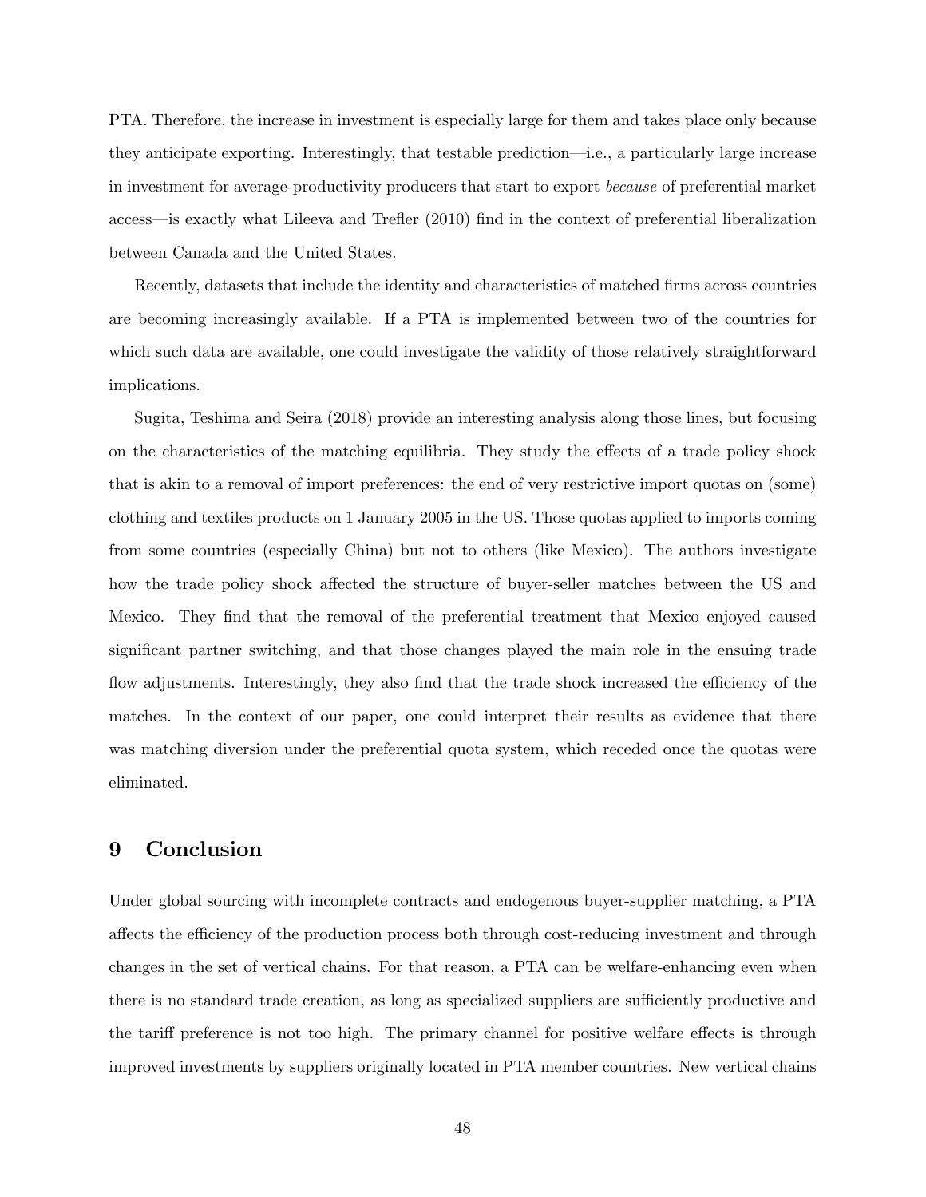PTA. Therefore, the increase in investment is especially large for them and takes place only because they anticipate exporting. Interestingly, that testable prediction—i.e., a particularly large increase in investment for average-productivity producers that start to export *because* of preferential market access—is exactly what Lileeva and Trefler (2010) find in the context of preferential liberalization between Canada and the United States.

Recently, datasets that include the identity and characteristics of matched firms across countries are becoming increasingly available. If a PTA is implemented between two of the countries for which such data are available, one could investigate the validity of those relatively straightforward implications.

Sugita, Teshima and Seira (2018) provide an interesting analysis along those lines, but focusing on the characteristics of the matching equilibria. They study the effects of a trade policy shock that is akin to a removal of import preferences: the end of very restrictive import quotas on (some) clothing and textiles products on 1 January 2005 in the US. Those quotas applied to imports coming from some countries (especially China) but not to others (like Mexico). The authors investigate how the trade policy shock affected the structure of buyer-seller matches between the US and Mexico. They find that the removal of the preferential treatment that Mexico enjoyed caused significant partner switching, and that those changes played the main role in the ensuing trade flow adjustments. Interestingly, they also find that the trade shock increased the efficiency of the matches. In the context of our paper, one could interpret their results as evidence that there was matching diversion under the preferential quota system, which receded once the quotas were eliminated.

# 9 Conclusion

Under global sourcing with incomplete contracts and endogenous buyer-supplier matching, a PTA affects the efficiency of the production process both through cost-reducing investment and through changes in the set of vertical chains. For that reason, a PTA can be welfare-enhancing even when there is no standard trade creation, as long as specialized suppliers are sufficiently productive and the tariff preference is not too high. The primary channel for positive welfare effects is through improved investments by suppliers originally located in PTA member countries. New vertical chains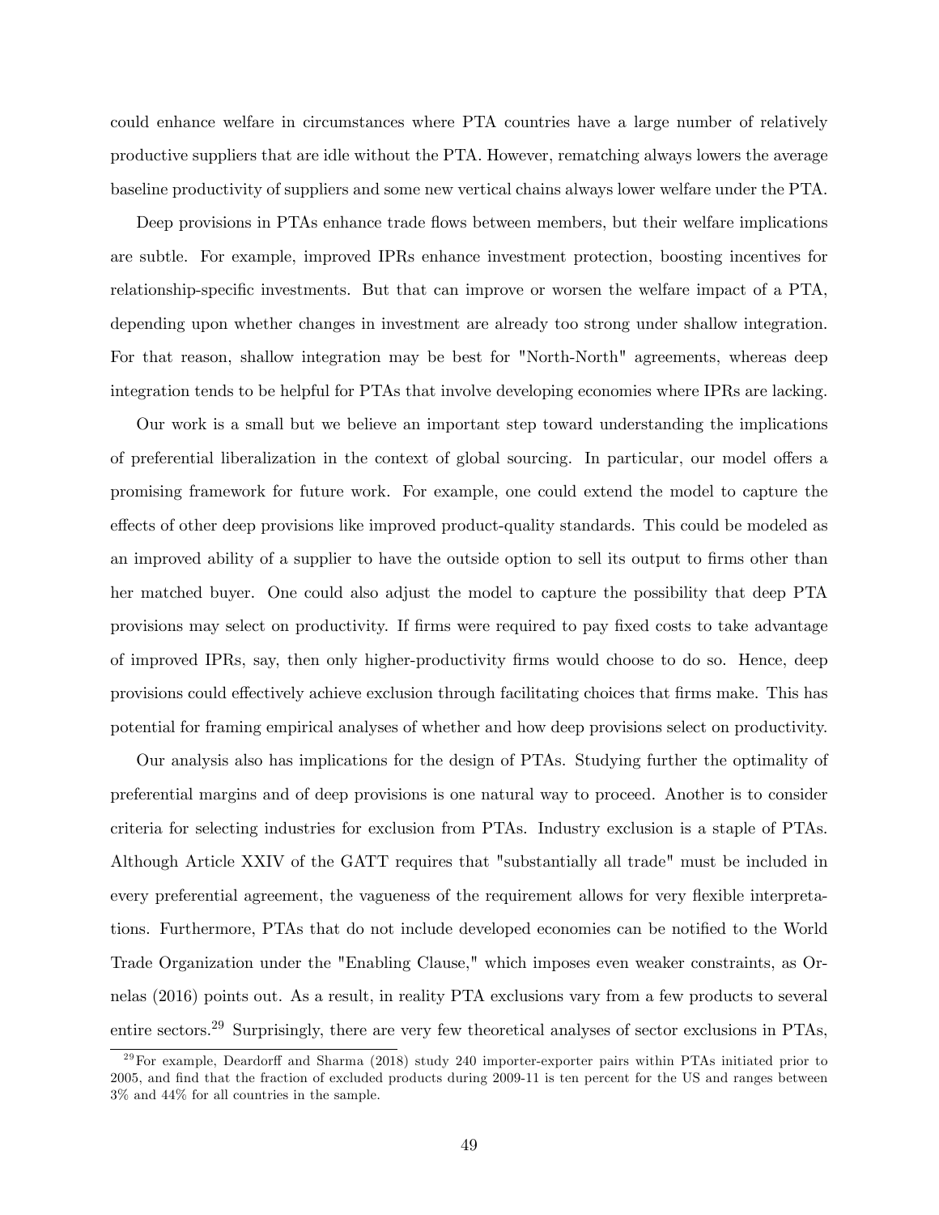could enhance welfare in circumstances where PTA countries have a large number of relatively productive suppliers that are idle without the PTA. However, rematching always lowers the average baseline productivity of suppliers and some new vertical chains always lower welfare under the PTA.

Deep provisions in PTAs enhance trade flows between members, but their welfare implications are subtle. For example, improved IPRs enhance investment protection, boosting incentives for relationship-specific investments. But that can improve or worsen the welfare impact of a PTA, depending upon whether changes in investment are already too strong under shallow integration. For that reason, shallow integration may be best for "North-North" agreements, whereas deep integration tends to be helpful for PTAs that involve developing economies where IPRs are lacking.

Our work is a small but we believe an important step toward understanding the implications of preferential liberalization in the context of global sourcing. In particular, our model offers a promising framework for future work. For example, one could extend the model to capture the effects of other deep provisions like improved product-quality standards. This could be modeled as an improved ability of a supplier to have the outside option to sell its output to firms other than her matched buyer. One could also adjust the model to capture the possibility that deep PTA provisions may select on productivity. If firms were required to pay fixed costs to take advantage of improved IPRs, say, then only higher-productivity firms would choose to do so. Hence, deep provisions could effectively achieve exclusion through facilitating choices that firms make. This has potential for framing empirical analyses of whether and how deep provisions select on productivity.

Our analysis also has implications for the design of PTAs. Studying further the optimality of preferential margins and of deep provisions is one natural way to proceed. Another is to consider criteria for selecting industries for exclusion from PTAs. Industry exclusion is a staple of PTAs. Although Article XXIV of the GATT requires that "substantially all trade" must be included in every preferential agreement, the vagueness of the requirement allows for very flexible interpretations. Furthermore, PTAs that do not include developed economies can be notified to the World Trade Organization under the "Enabling Clause," which imposes even weaker constraints, as Ornelas (2016) points out. As a result, in reality PTA exclusions vary from a few products to several entire sectors.[29] Surprisingly, there are very few theoretical analyses of sector exclusions in PTAs,

[29] For example, Deardorff and Sharma (2018) study 240 importer-exporter pairs within PTAs initiated prior to 2005, and find that the fraction of excluded products during 2009-11 is ten percent for the US and ranges between 3% and 44% for all countries in the sample.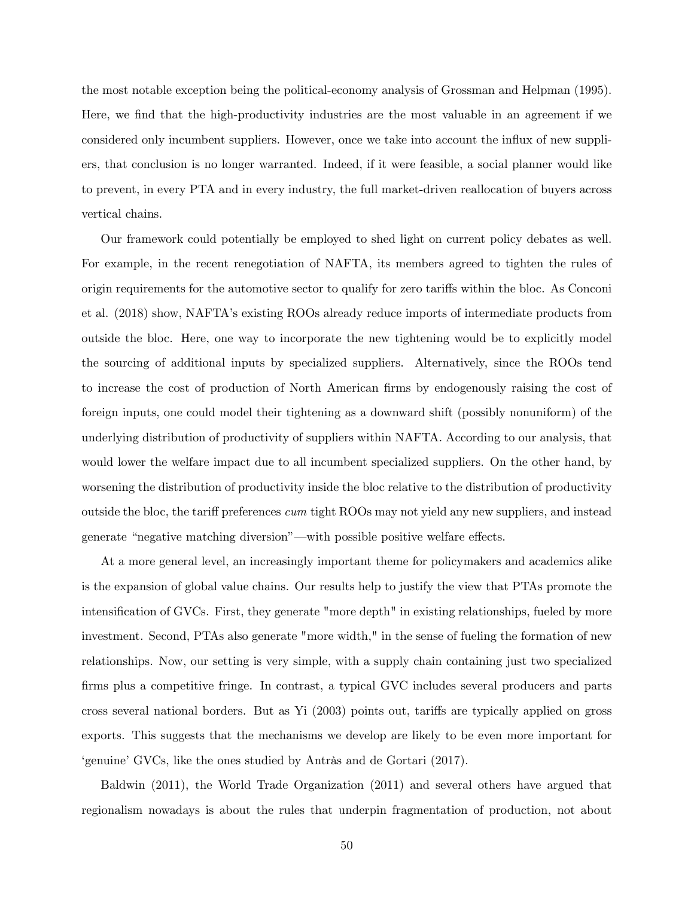the most notable exception being the political-economy analysis of Grossman and Helpman (1995). Here, we find that the high-productivity industries are the most valuable in an agreement if we considered only incumbent suppliers. However, once we take into account the influx of new suppliers, that conclusion is no longer warranted. Indeed, if it were feasible, a social planner would like to prevent, in every PTA and in every industry, the full market-driven reallocation of buyers across vertical chains.

Our framework could potentially be employed to shed light on current policy debates as well. For example, in the recent renegotiation of NAFTA, its members agreed to tighten the rules of origin requirements for the automotive sector to qualify for zero tariffs within the bloc. As Conconi et al. (2018) show, NAFTA's existing ROOs already reduce imports of intermediate products from outside the bloc. Here, one way to incorporate the new tightening would be to explicitly model the sourcing of additional inputs by specialized suppliers. Alternatively, since the ROOs tend to increase the cost of production of North American firms by endogenously raising the cost of foreign inputs, one could model their tightening as a downward shift (possibly nonuniform) of the underlying distribution of productivity of suppliers within NAFTA. According to our analysis, that would lower the welfare impact due to all incumbent specialized suppliers. On the other hand, by worsening the distribution of productivity inside the bloc relative to the distribution of productivity outside the bloc, the tariff preferences *cum* tight ROOs may not yield any new suppliers, and instead generate "negative matching diversion"—with possible positive welfare effects.

At a more general level, an increasingly important theme for policymakers and academics alike is the expansion of global value chains. Our results help to justify the view that PTAs promote the intensification of GVCs. First, they generate "more depth" in existing relationships, fueled by more investment. Second, PTAs also generate "more width," in the sense of fueling the formation of new relationships. Now, our setting is very simple, with a supply chain containing just two specialized firms plus a competitive fringe. In contrast, a typical GVC includes several producers and parts cross several national borders. But as Yi (2003) points out, tariffs are typically applied on gross exports. This suggests that the mechanisms we develop are likely to be even more important for 'genuine' GVCs, like the ones studied by Antràs and de Gortari (2017).

Baldwin (2011), the World Trade Organization (2011) and several others have argued that regionalism nowadays is about the rules that underpin fragmentation of production, not about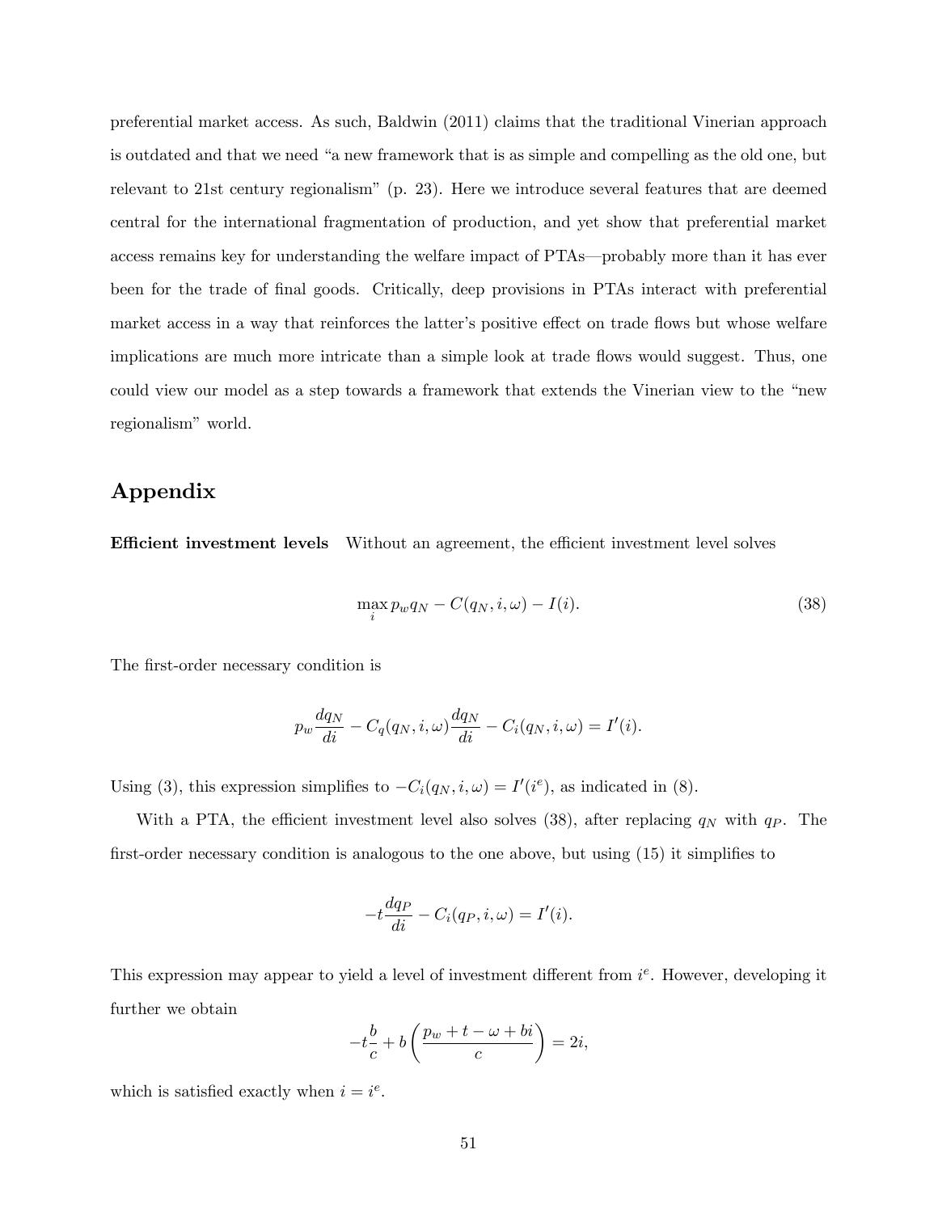preferential market access. As such, Baldwin (2011) claims that the traditional Vinerian approach is outdated and that we need "a new framework that is as simple and compelling as the old one, but relevant to 21st century regionalism" (p. 23). Here we introduce several features that are deemed central for the international fragmentation of production, and yet show that preferential market access remains key for understanding the welfare impact of PTAs—probably more than it has ever been for the trade of final goods. Critically, deep provisions in PTAs interact with preferential market access in a way that reinforces the latter's positive effect on trade flows but whose welfare implications are much more intricate than a simple look at trade flows would suggest. Thus, one could view our model as a step towards a framework that extends the Vinerian view to the "new regionalism" world.

## Appendix

**Efficient investment levels** Without an agreement, the efficient investment level solves

$$\max_{i} p_w q_N - C(q_N, i, \omega) - I(i). \tag{38}$$

The first-order necessary condition is

$$p_w \frac{dq_N}{di} - C_q(q_N, i, \omega) \frac{dq_N}{di} - C_i(q_N, i, \omega) = I'(i).$$

Using (3), this expression simplifies to $-C_i(q_N, i, \omega) = I'(i^e)$, as indicated in (8).

With a PTA, the efficient investment level also solves (38), after replacing $q_N$ with $q_P$. The first-order necessary condition is analogous to the one above, but using (15) it simplifies to

$$-t \frac{dq_P}{di} - C_i(q_P, i, \omega) = I'(i).$$

This expression may appear to yield a level of investment different from $i^e$. However, developing it further we obtain

$$-t \frac{b}{c} + b \left( \frac{p_w + t - \omega + bi}{c} \right) = 2i,$$

which is satisfied exactly when $i = i^e$.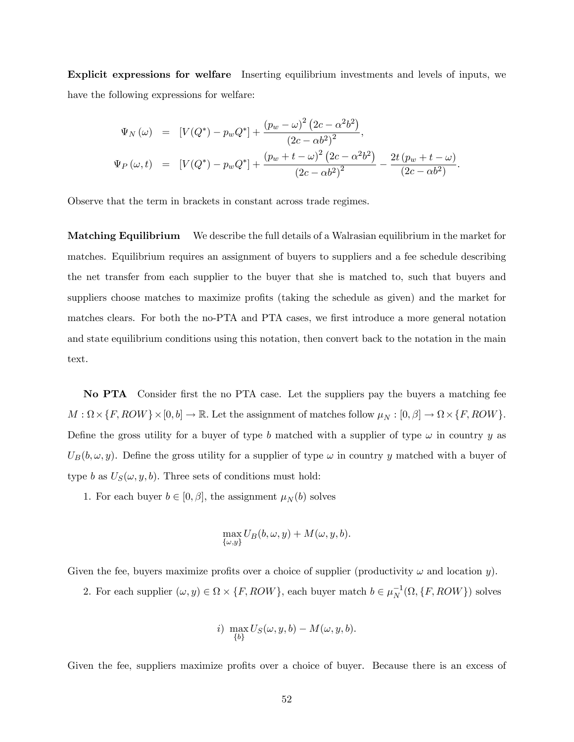**Explicit expressions for welfare** Inserting equilibrium investments and levels of inputs, we have the following expressions for welfare:

$$
\begin{aligned}
\Psi_N(\omega) &= [V(Q^*) - p_w Q^*] + \frac{(p_w - \omega)^2 \left(2c - \alpha^2 b^2\right)}{\left(2c - \alpha b^2\right)^2}, \\
\Psi_P(\omega, t) &= [V(Q^*) - p_w Q^*] + \frac{(p_w + t - \omega)^2 \left(2c - \alpha^2 b^2\right)}{\left(2c - \alpha b^2\right)^2} - \frac{2t\,(p_w + t - \omega)}{(2c - \alpha b^2)}.
\end{aligned}
$$

Observe that the term in brackets in constant across trade regimes.

**Matching Equilibrium** We describe the full details of a Walrasian equilibrium in the market for matches. Equilibrium requires an assignment of buyers to suppliers and a fee schedule describing the net transfer from each supplier to the buyer that she is matched to, such that buyers and suppliers choose matches to maximize profits (taking the schedule as given) and the market for matches clears. For both the no-PTA and PTA cases, we first introduce a more general notation and state equilibrium conditions using this notation, then convert back to the notation in the main text.

**No PTA** Consider first the no PTA case. Let the suppliers pay the buyers a matching fee $M : \Omega \times \{F, ROW\} \times [0, b] \to \mathbb{R}$. Let the assignment of matches follow $\mu_N : [0, \beta] \to \Omega \times \{F, ROW\}$. Define the gross utility for a buyer of type $b$ matched with a supplier of type $\omega$ in country $y$ as $U_B(b, \omega, y)$. Define the gross utility for a supplier of type $\omega$ in country $y$ matched with a buyer of type $b$ as $U_S(\omega, y, b)$. Three sets of conditions must hold:

1. For each buyer $b \in [0, \beta]$, the assignment $\mu_N(b)$ solves

$$
\max_{\{\omega, y\}} U_B(b, \omega, y) + M(\omega, y, b).
$$

Given the fee, buyers maximize profits over a choice of supplier (productivity $\omega$ and location $y$).

2. For each supplier $(\omega, y) \in \Omega \times \{F, ROW\}$, each buyer match $b \in \mu_N^{-1}(\Omega, \{F, ROW\})$ solves

$$
i) \ \max_{\{b\}} U_S(\omega, y, b) - M(\omega, y, b).
$$

Given the fee, suppliers maximize profits over a choice of buyer. Because there is an excess of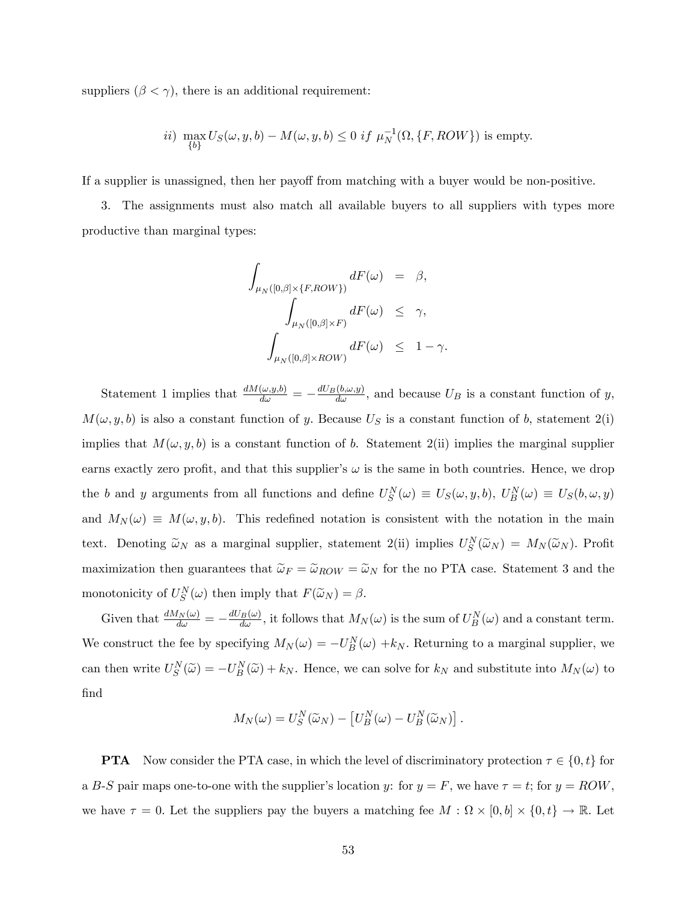suppliers ($\beta < \gamma$), there is an additional requirement:

$$ii) \max_{\{b\}} U_S(\omega, y, b) - M(\omega, y, b) \leq 0 \; if \; \mu_N^{-1}(\Omega, \{F, ROW\}) \text{ is empty.}$$

If a supplier is unassigned, then her payoff from matching with a buyer would be non-positive.

3. The assignments must also match all available buyers to all suppliers with types more productive than marginal types:

$$\begin{aligned}
\int_{\mu_N([0,\beta]\times\{F,ROW\})} dF(\omega) &= \beta, \\
\int_{\mu_N([0,\beta]\times F)} dF(\omega) &\leq \gamma, \\
\int_{\mu_N([0,\beta]\times ROW)} dF(\omega) &\leq 1-\gamma.
\end{aligned}$$

Statement 1 implies that $\frac{dM(\omega,y,b)}{d\omega} = -\frac{dU_B(b,\omega,y)}{d\omega}$, and because $U_B$ is a constant function of $y$, $M(\omega, y, b)$ is also a constant function of $y$. Because $U_S$ is a constant function of $b$, statement 2(i) implies that $M(\omega, y, b)$ is a constant function of $b$. Statement 2(ii) implies the marginal supplier earns exactly zero profit, and that this supplier's $\omega$ is the same in both countries. Hence, we drop the $b$ and $y$ arguments from all functions and define $U_S^N(\omega) \equiv U_S(\omega, y, b)$, $U_B^N(\omega) \equiv U_S(b, \omega, y)$ and $M_N(\omega) \equiv M(\omega, y, b)$. This redefined notation is consistent with the notation in the main text. Denoting $\widetilde{\omega}_N$ as a marginal supplier, statement 2(ii) implies $U_S^N(\widetilde{\omega}_N) = M_N(\widetilde{\omega}_N)$. Profit maximization then guarantees that $\widetilde{\omega}_F = \widetilde{\omega}_{ROW} = \widetilde{\omega}_N$ for the no PTA case. Statement 3 and the monotonicity of $U_S^N(\omega)$ then imply that $F(\widetilde{\omega}_N) = \beta$.

Given that $\frac{dM_N(\omega)}{d\omega} = -\frac{dU_B(\omega)}{d\omega}$, it follows that $M_N(\omega)$ is the sum of $U_B^N(\omega)$ and a constant term. We construct the fee by specifying $M_N(\omega) = -U_B^N(\omega) + k_N$. Returning to a marginal supplier, we can then write $U_S^N(\widetilde{\omega}) = -U_B^N(\widetilde{\omega}) + k_N$. Hence, we can solve for $k_N$ and substitute into $M_N(\omega)$ to find

$$M_N(\omega) = U_S^N(\widetilde{\omega}_N) - \left[U_B^N(\omega) - U_B^N(\widetilde{\omega}_N)\right].$$

**PTA** Now consider the PTA case, in which the level of discriminatory protection $\tau \in \{0, t\}$ for a $B$-$S$ pair maps one-to-one with the supplier's location $y$: for $y = F$, we have $\tau = t$; for $y = ROW$, we have $\tau = 0$. Let the suppliers pay the buyers a matching fee $M : \Omega \times [0, b] \times \{0, t\} \to \mathbb{R}$. Let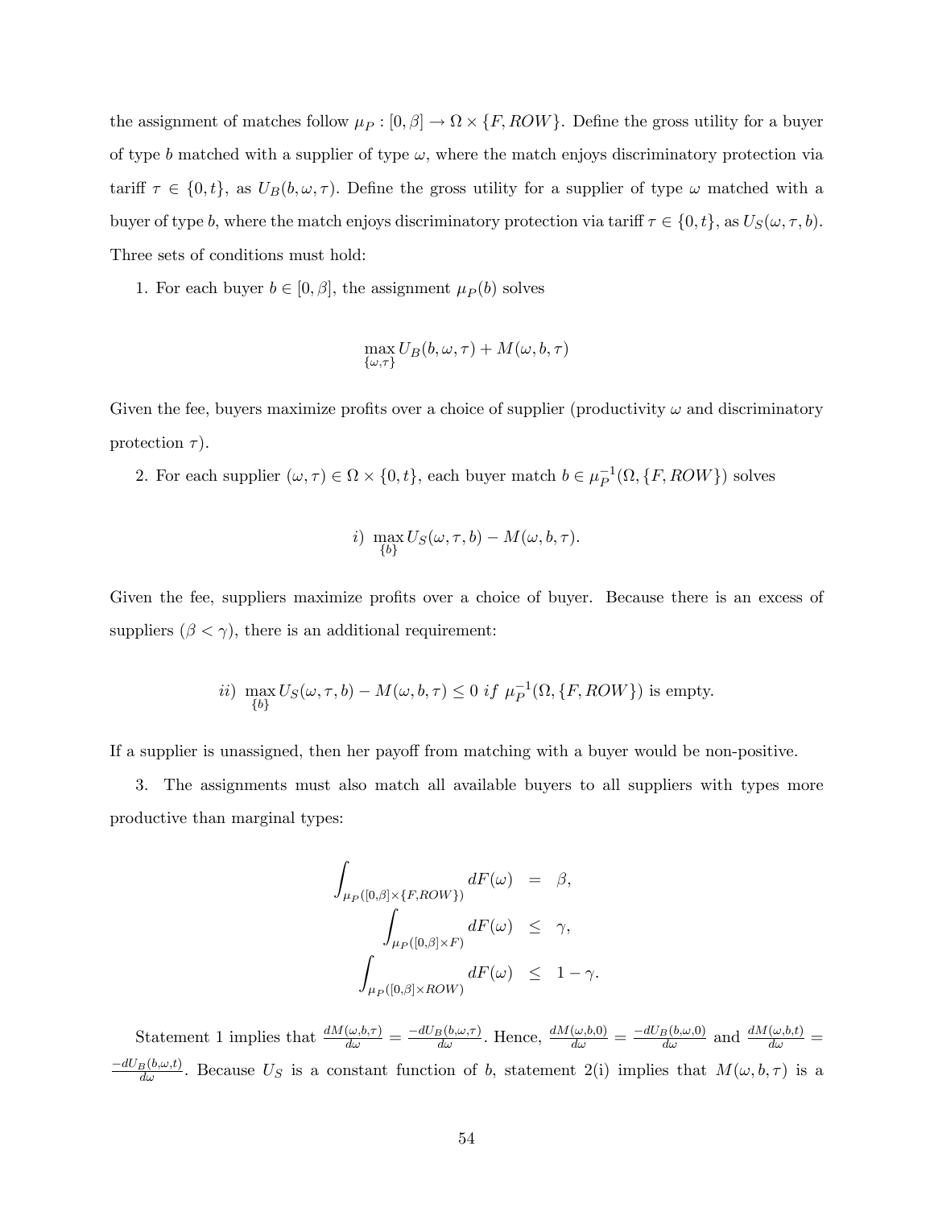the assignment of matches follow $\mu_P : [0, \beta] \to \Omega \times \{F, ROW\}$. Define the gross utility for a buyer of type $b$ matched with a supplier of type $\omega$, where the match enjoys discriminatory protection via tariff $\tau \in \{0, t\}$, as $U_B(b, \omega, \tau)$. Define the gross utility for a supplier of type $\omega$ matched with a buyer of type $b$, where the match enjoys discriminatory protection via tariff $\tau \in \{0, t\}$, as $U_S(\omega, \tau, b)$. Three sets of conditions must hold:

1. For each buyer $b \in [0, \beta]$, the assignment $\mu_P(b)$ solves

$$\max_{\{\omega, \tau\}} U_B(b, \omega, \tau) + M(\omega, b, \tau)$$

Given the fee, buyers maximize profits over a choice of supplier (productivity $\omega$ and discriminatory protection $\tau$).

2. For each supplier $(\omega, \tau) \in \Omega \times \{0, t\}$, each buyer match $b \in \mu_P^{-1}(\Omega, \{F, ROW\})$ solves

$$i) \ \max_{\{b\}} U_S(\omega, \tau, b) - M(\omega, b, \tau).$$

Given the fee, suppliers maximize profits over a choice of buyer. Because there is an excess of suppliers ($\beta < \gamma$), there is an additional requirement:

$$ii) \ \max_{\{b\}} U_S(\omega, \tau, b) - M(\omega, b, \tau) \leq 0 \ if \ \mu_P^{-1}(\Omega, \{F, ROW\}) \text{ is empty.}$$

If a supplier is unassigned, then her payoff from matching with a buyer would be non-positive.

3. The assignments must also match all available buyers to all suppliers with types more productive than marginal types:

$$\begin{aligned}
\int_{\mu_P([0,\beta]\times\{F,ROW\})} dF(\omega) &= \beta, \\
\int_{\mu_P([0,\beta]\times F)} dF(\omega) &\leq \gamma, \\
\int_{\mu_P([0,\beta]\times ROW)} dF(\omega) &\leq 1 - \gamma.
\end{aligned}$$

Statement 1 implies that $\frac{dM(\omega,b,\tau)}{d\omega} = \frac{-dU_B(b,\omega,\tau)}{d\omega}$. Hence, $\frac{dM(\omega,b,0)}{d\omega} = \frac{-dU_B(b,\omega,0)}{d\omega}$ and $\frac{dM(\omega,b,t)}{d\omega} = \frac{-dU_B(b,\omega,t)}{d\omega}$. Because $U_S$ is a constant function of $b$, statement 2(i) implies that $M(\omega, b, \tau)$ is a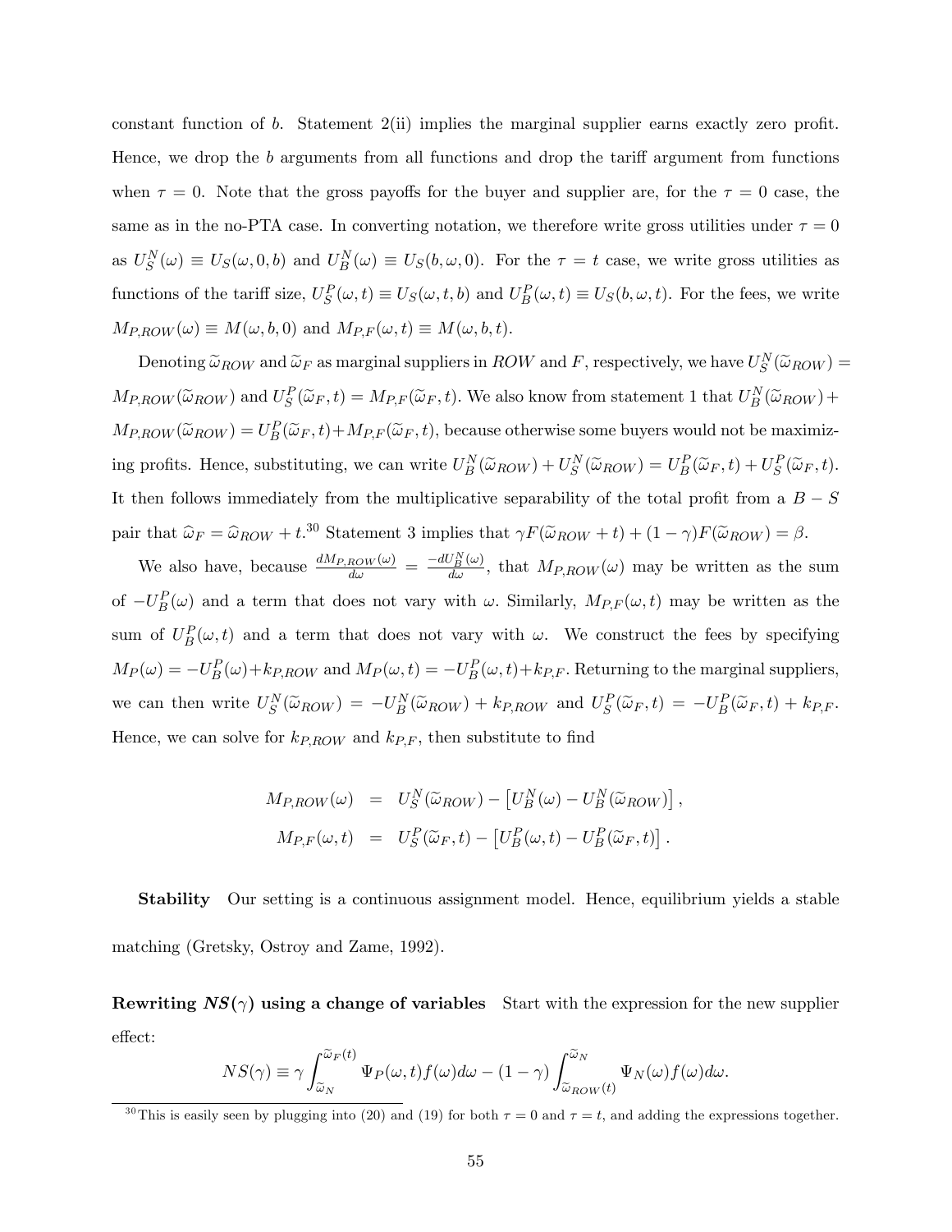constant function of $b$. Statement 2(ii) implies the marginal supplier earns exactly zero profit. Hence, we drop the $b$ arguments from all functions and drop the tariff argument from functions when $\tau = 0$. Note that the gross payoffs for the buyer and supplier are, for the $\tau = 0$ case, the same as in the no-PTA case. In converting notation, we therefore write gross utilities under $\tau = 0$ as $U_S^N(\omega) \equiv U_S(\omega, 0, b)$ and $U_B^N(\omega) \equiv U_S(b, \omega, 0)$. For the $\tau = t$ case, we write gross utilities as functions of the tariff size, $U_S^P(\omega, t) \equiv U_S(\omega, t, b)$ and $U_B^P(\omega, t) \equiv U_S(b, \omega, t)$. For the fees, we write $M_{P,ROW}(\omega) \equiv M(\omega, b, 0)$ and $M_{P,F}(\omega, t) \equiv M(\omega, b, t)$.

Denoting $\widetilde{\omega}_{ROW}$ and $\widetilde{\omega}_F$ as marginal suppliers in $ROW$ and $F$, respectively, we have $U_S^N(\widetilde{\omega}_{ROW}) = M_{P,ROW}(\widetilde{\omega}_{ROW})$ and $U_S^P(\widetilde{\omega}_F, t) = M_{P,F}(\widetilde{\omega}_F, t)$. We also know from statement 1 that $U_B^N(\widetilde{\omega}_{ROW}) + M_{P,ROW}(\widetilde{\omega}_{ROW}) = U_B^P(\widetilde{\omega}_F, t) + M_{P,F}(\widetilde{\omega}_F, t)$, because otherwise some buyers would not be maximizing profits. Hence, substituting, we can write $U_B^N(\widetilde{\omega}_{ROW}) + U_S^N(\widetilde{\omega}_{ROW}) = U_B^P(\widetilde{\omega}_F, t) + U_S^P(\widetilde{\omega}_F, t)$. It then follows immediately from the multiplicative separability of the total profit from a $B-S$ pair that $\widehat{\omega}_F = \widehat{\omega}_{ROW} + t$.[30] Statement 3 implies that $\gamma F(\widetilde{\omega}_{ROW} + t) + (1-\gamma)F(\widetilde{\omega}_{ROW}) = \beta$.

We also have, because $\frac{dM_{P,ROW}(\omega)}{d\omega} = \frac{-dU_B^N(\omega)}{d\omega}$, that $M_{P,ROW}(\omega)$ may be written as the sum of $-U_B^P(\omega)$ and a term that does not vary with $\omega$. Similarly, $M_{P,F}(\omega, t)$ may be written as the sum of $U_B^P(\omega, t)$ and a term that does not vary with $\omega$. We construct the fees by specifying $M_P(\omega) = -U_B^P(\omega) + k_{P,ROW}$ and $M_P(\omega, t) = -U_B^P(\omega, t) + k_{P,F}$. Returning to the marginal suppliers, we can then write $U_S^N(\widetilde{\omega}_{ROW}) = -U_B^N(\widetilde{\omega}_{ROW}) + k_{P,ROW}$ and $U_S^P(\widetilde{\omega}_F, t) = -U_B^P(\widetilde{\omega}_F, t) + k_{P,F}$. Hence, we can solve for $k_{P,ROW}$ and $k_{P,F}$, then substitute to find

$$
\begin{aligned}
M_{P,ROW}(\omega) &= U_S^N(\widetilde{\omega}_{ROW}) - \left[U_B^N(\omega) - U_B^N(\widetilde{\omega}_{ROW})\right], \\
M_{P,F}(\omega, t) &= U_S^P(\widetilde{\omega}_F, t) - \left[U_B^P(\omega, t) - U_B^P(\widetilde{\omega}_F, t)\right].
\end{aligned}
$$

**Stability** Our setting is a continuous assignment model. Hence, equilibrium yields a stable matching (Gretsky, Ostroy and Zame, 1992).

**Rewriting $NS(\gamma)$ using a change of variables** Start with the expression for the new supplier effect:

$$
NS(\gamma) \equiv \gamma \int_{\widetilde{\omega}_N}^{\widetilde{\omega}_F(t)} \Psi_P(\omega, t) f(\omega) d\omega - (1-\gamma) \int_{\widetilde{\omega}_{ROW}(t)}^{\widetilde{\omega}_N} \Psi_N(\omega) f(\omega) d\omega.
$$

[30] This is easily seen by plugging into (20) and (19) for both $\tau = 0$ and $\tau = t$, and adding the expressions together.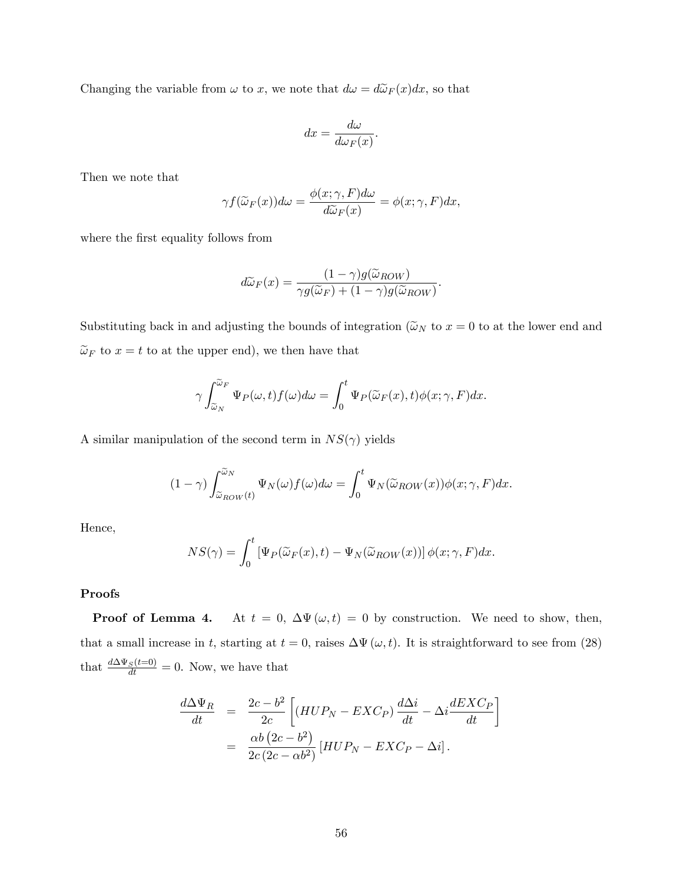Changing the variable from $\omega$ to $x$, we note that $d\omega = d\widetilde{\omega}_F(x)dx$, so that

$$dx = \frac{d\omega}{d\omega_F(x)}.$$

Then we note that

$$\gamma f(\widetilde{\omega}_F(x))d\omega = \frac{\phi(x;\gamma,F)d\omega}{d\widetilde{\omega}_F(x)} = \phi(x;\gamma,F)dx,$$

where the first equality follows from

$$d\widetilde{\omega}_F(x) = \frac{(1-\gamma)g(\widetilde{\omega}_{ROW})}{\gamma g(\widetilde{\omega}_F) + (1-\gamma)g(\widetilde{\omega}_{ROW})}.$$

Substituting back in and adjusting the bounds of integration ($\widetilde{\omega}_N$ to $x=0$ to at the lower end and $\widetilde{\omega}_F$ to $x=t$ to at the upper end), we then have that

$$\gamma \int_{\widetilde{\omega}_N}^{\widetilde{\omega}_F} \Psi_P(\omega,t)f(\omega)d\omega = \int_0^t \Psi_P(\widetilde{\omega}_F(x),t)\phi(x;\gamma,F)dx.$$

A similar manipulation of the second term in $NS(\gamma)$ yields

$$(1-\gamma)\int_{\widetilde{\omega}_{ROW}(t)}^{\widetilde{\omega}_N} \Psi_N(\omega)f(\omega)d\omega = \int_0^t \Psi_N(\widetilde{\omega}_{ROW}(x))\phi(x;\gamma,F)dx.$$

Hence,

$$NS(\gamma) = \int_0^t \left[\Psi_P(\widetilde{\omega}_F(x),t) - \Psi_N(\widetilde{\omega}_{ROW}(x))\right]\phi(x;\gamma,F)dx.$$

**Proofs**

**Proof of Lemma 4.** At $t=0$, $\Delta\Psi(\omega,t)=0$ by construction. We need to show, then, that a small increase in $t$, starting at $t=0$, raises $\Delta\Psi(\omega,t)$. It is straightforward to see from (28) that $\frac{d\Delta\Psi_S(t=0)}{dt}=0$. Now, we have that

$$\begin{aligned}
\frac{d\Delta\Psi_R}{dt} &= \frac{2c-b^2}{2c}\left[(HUP_N - EXC_P)\frac{d\Delta i}{dt} - \Delta i\frac{dEXC_P}{dt}\right] \\
&= \frac{\alpha b\left(2c-b^2\right)}{2c\left(2c-\alpha b^2\right)}\left[HUP_N - EXC_P - \Delta i\right].
\end{aligned}$$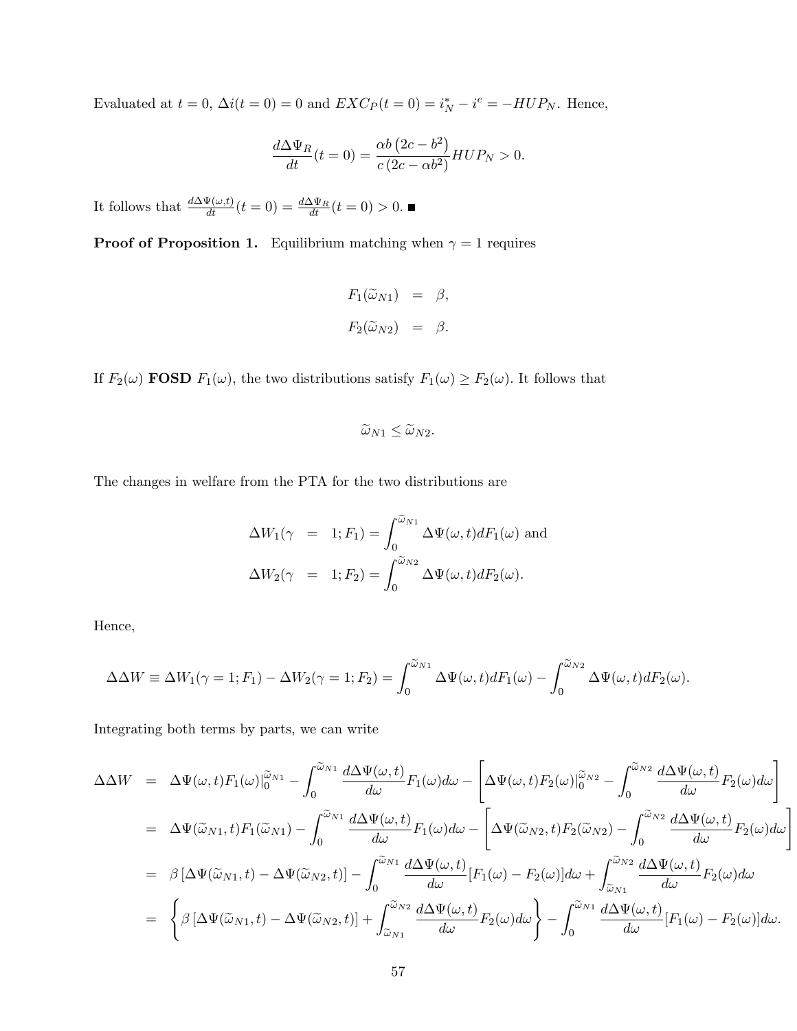Evaluated at $t = 0$, $\Delta i(t = 0) = 0$ and $EXC_P(t = 0) = i_N^* - i^e = -HUP_N$. Hence,

$$\frac{d\Delta\Psi_R}{dt}(t = 0) = \frac{\alpha b \left(2c - b^2\right)}{c\left(2c - \alpha b^2\right)} HUP_N > 0.$$

It follows that $\frac{d\Delta\Psi(\omega,t)}{dt}(t = 0) = \frac{d\Delta\Psi_R}{dt}(t = 0) > 0$. ∎

**Proof of Proposition 1.** Equilibrium matching when $\gamma = 1$ requires

$$\begin{aligned} F_1(\widetilde{\omega}_{N1}) &= \beta, \\ F_2(\widetilde{\omega}_{N2}) &= \beta. \end{aligned}$$

If $F_2(\omega)$ **FOSD** $F_1(\omega)$, the two distributions satisfy $F_1(\omega) \geq F_2(\omega)$. It follows that

$$\widetilde{\omega}_{N1} \leq \widetilde{\omega}_{N2}.$$

The changes in welfare from the PTA for the two distributions are

$$\begin{aligned} \Delta W_1(\gamma &= 1; F_1) = \int_0^{\widetilde{\omega}_{N1}} \Delta\Psi(\omega, t) dF_1(\omega) \text{ and} \\ \Delta W_2(\gamma &= 1; F_2) = \int_0^{\widetilde{\omega}_{N2}} \Delta\Psi(\omega, t) dF_2(\omega). \end{aligned}$$

Hence,

$$\Delta\Delta W \equiv \Delta W_1(\gamma = 1; F_1) - \Delta W_2(\gamma = 1; F_2) = \int_0^{\widetilde{\omega}_{N1}} \Delta\Psi(\omega, t) dF_1(\omega) - \int_0^{\widetilde{\omega}_{N2}} \Delta\Psi(\omega, t) dF_2(\omega).$$

Integrating both terms by parts, we can write

$$\begin{aligned} \Delta\Delta W &= \Delta\Psi(\omega, t) F_1(\omega)|_0^{\widetilde{\omega}_{N1}} - \int_0^{\widetilde{\omega}_{N1}} \frac{d\Delta\Psi(\omega, t)}{d\omega} F_1(\omega) d\omega - \left[ \Delta\Psi(\omega, t) F_2(\omega)|_0^{\widetilde{\omega}_{N2}} - \int_0^{\widetilde{\omega}_{N2}} \frac{d\Delta\Psi(\omega, t)}{d\omega} F_2(\omega) d\omega \right] \\ &= \Delta\Psi(\widetilde{\omega}_{N1}, t) F_1(\widetilde{\omega}_{N1}) - \int_0^{\widetilde{\omega}_{N1}} \frac{d\Delta\Psi(\omega, t)}{d\omega} F_1(\omega) d\omega - \left[ \Delta\Psi(\widetilde{\omega}_{N2}, t) F_2(\widetilde{\omega}_{N2}) - \int_0^{\widetilde{\omega}_{N2}} \frac{d\Delta\Psi(\omega, t)}{d\omega} F_2(\omega) d\omega \right] \\ &= \beta \left[ \Delta\Psi(\widetilde{\omega}_{N1}, t) - \Delta\Psi(\widetilde{\omega}_{N2}, t) \right] - \int_0^{\widetilde{\omega}_{N1}} \frac{d\Delta\Psi(\omega, t)}{d\omega} [F_1(\omega) - F_2(\omega)] d\omega + \int_{\widetilde{\omega}_{N1}}^{\widetilde{\omega}_{N2}} \frac{d\Delta\Psi(\omega, t)}{d\omega} F_2(\omega) d\omega \\ &= \left\{ \beta \left[ \Delta\Psi(\widetilde{\omega}_{N1}, t) - \Delta\Psi(\widetilde{\omega}_{N2}, t) \right] + \int_{\widetilde{\omega}_{N1}}^{\widetilde{\omega}_{N2}} \frac{d\Delta\Psi(\omega, t)}{d\omega} F_2(\omega) d\omega \right\} - \int_0^{\widetilde{\omega}_{N1}} \frac{d\Delta\Psi(\omega, t)}{d\omega} [F_1(\omega) - F_2(\omega)] d\omega. \end{aligned}$$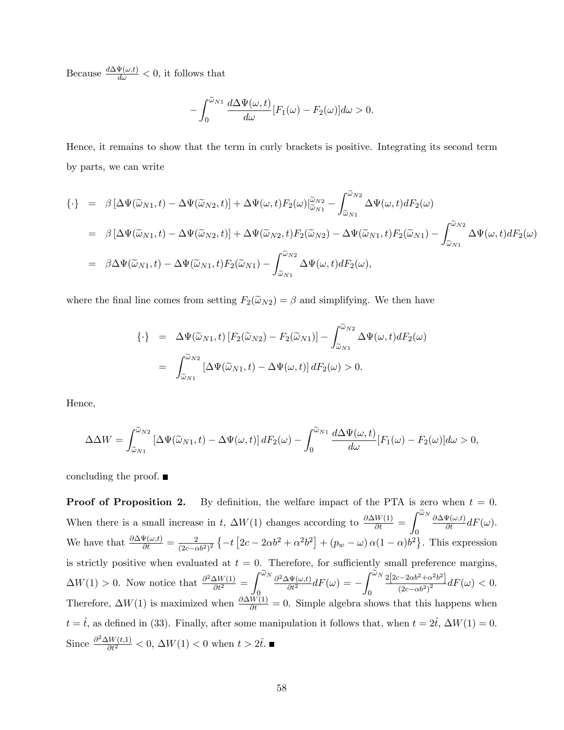Because $\frac{d\Delta\Psi(\omega,t)}{d\omega} < 0$, it follows that

$$-\int_0^{\widetilde{\omega}_{N1}} \frac{d\Delta\Psi(\omega,t)}{d\omega}[F_1(\omega) - F_2(\omega)]d\omega > 0.$$

Hence, it remains to show that the term in curly brackets is positive. Integrating its second term by parts, we can write

$$\begin{aligned}
\{\cdot\} &= \beta\left[\Delta\Psi(\widetilde{\omega}_{N1},t) - \Delta\Psi(\widetilde{\omega}_{N2},t)\right] + \Delta\Psi(\omega,t)F_2(\omega)|_{\widetilde{\omega}_{N1}}^{\widetilde{\omega}_{N2}} - \int_{\widetilde{\omega}_{N1}}^{\widetilde{\omega}_{N2}} \Delta\Psi(\omega,t)dF_2(\omega) \\
&= \beta\left[\Delta\Psi(\widetilde{\omega}_{N1},t) - \Delta\Psi(\widetilde{\omega}_{N2},t)\right] + \Delta\Psi(\widetilde{\omega}_{N2},t)F_2(\widetilde{\omega}_{N2}) - \Delta\Psi(\widetilde{\omega}_{N1},t)F_2(\widetilde{\omega}_{N1}) - \int_{\widetilde{\omega}_{N1}}^{\widetilde{\omega}_{N2}} \Delta\Psi(\omega,t)dF_2(\omega) \\
&= \beta\Delta\Psi(\widetilde{\omega}_{N1},t) - \Delta\Psi(\widetilde{\omega}_{N1},t)F_2(\widetilde{\omega}_{N1}) - \int_{\widetilde{\omega}_{N1}}^{\widetilde{\omega}_{N2}} \Delta\Psi(\omega,t)dF_2(\omega),
\end{aligned}$$

where the final line comes from setting $F_2(\widetilde{\omega}_{N2}) = \beta$ and simplifying. We then have

$$\begin{aligned}
\{\cdot\} &= \Delta\Psi(\widetilde{\omega}_{N1},t)\left[F_2(\widetilde{\omega}_{N2}) - F_2(\widetilde{\omega}_{N1})\right] - \int_{\widetilde{\omega}_{N1}}^{\widetilde{\omega}_{N2}} \Delta\Psi(\omega,t)dF_2(\omega) \\
&= \int_{\widetilde{\omega}_{N1}}^{\widetilde{\omega}_{N2}} \left[\Delta\Psi(\widetilde{\omega}_{N1},t) - \Delta\Psi(\omega,t)\right] dF_2(\omega) > 0.
\end{aligned}$$

Hence,

$$\Delta\Delta W = \int_{\widetilde{\omega}_{N1}}^{\widetilde{\omega}_{N2}} \left[\Delta\Psi(\widetilde{\omega}_{N1},t) - \Delta\Psi(\omega,t)\right] dF_2(\omega) - \int_0^{\widetilde{\omega}_{N1}} \frac{d\Delta\Psi(\omega,t)}{d\omega}[F_1(\omega) - F_2(\omega)]d\omega > 0,$$

concluding the proof. ■

**Proof of Proposition 2.** By definition, the welfare impact of the PTA is zero when $t = 0$. When there is a small increase in $t$, $\Delta W(1)$ changes according to $\frac{\partial \Delta W(1)}{\partial t} = \int_0^{\widetilde{\omega}_N} \frac{\partial \Delta\Psi(\omega,t)}{\partial t} dF(\omega)$. We have that $\frac{\partial \Delta\Psi(\omega,t)}{\partial t} = \frac{2}{(2c-\alpha b^2)^2}\left\{-t\left[2c - 2\alpha b^2 + \alpha^2 b^2\right] + (p_w - \omega)\,\alpha(1-\alpha)b^2\right\}$. This expression is strictly positive when evaluated at $t = 0$. Therefore, for sufficiently small preference margins, $\Delta W(1) > 0$. Now notice that $\frac{\partial^2 \Delta W(1)}{\partial t^2} = \int_0^{\widetilde{\omega}_N} \frac{\partial^2 \Delta\Psi(\omega,t)}{\partial t^2} dF(\omega) = -\int_0^{\widetilde{\omega}_N} \frac{2\left[2c-2\alpha b^2+\alpha^2 b^2\right]}{(2c-\alpha b^2)^2} dF(\omega) < 0$. Therefore, $\Delta W(1)$ is maximized when $\frac{\partial \Delta W(1)}{\partial t} = 0$. Simple algebra shows that this happens when $t = \hat{t}$, as defined in (33). Finally, after some manipulation it follows that, when $t = 2\hat{t}$, $\Delta W(1) = 0$. Since $\frac{\partial^2 \Delta W(t,1)}{\partial t^2} < 0$, $\Delta W(1) < 0$ when $t > 2\hat{t}$. ■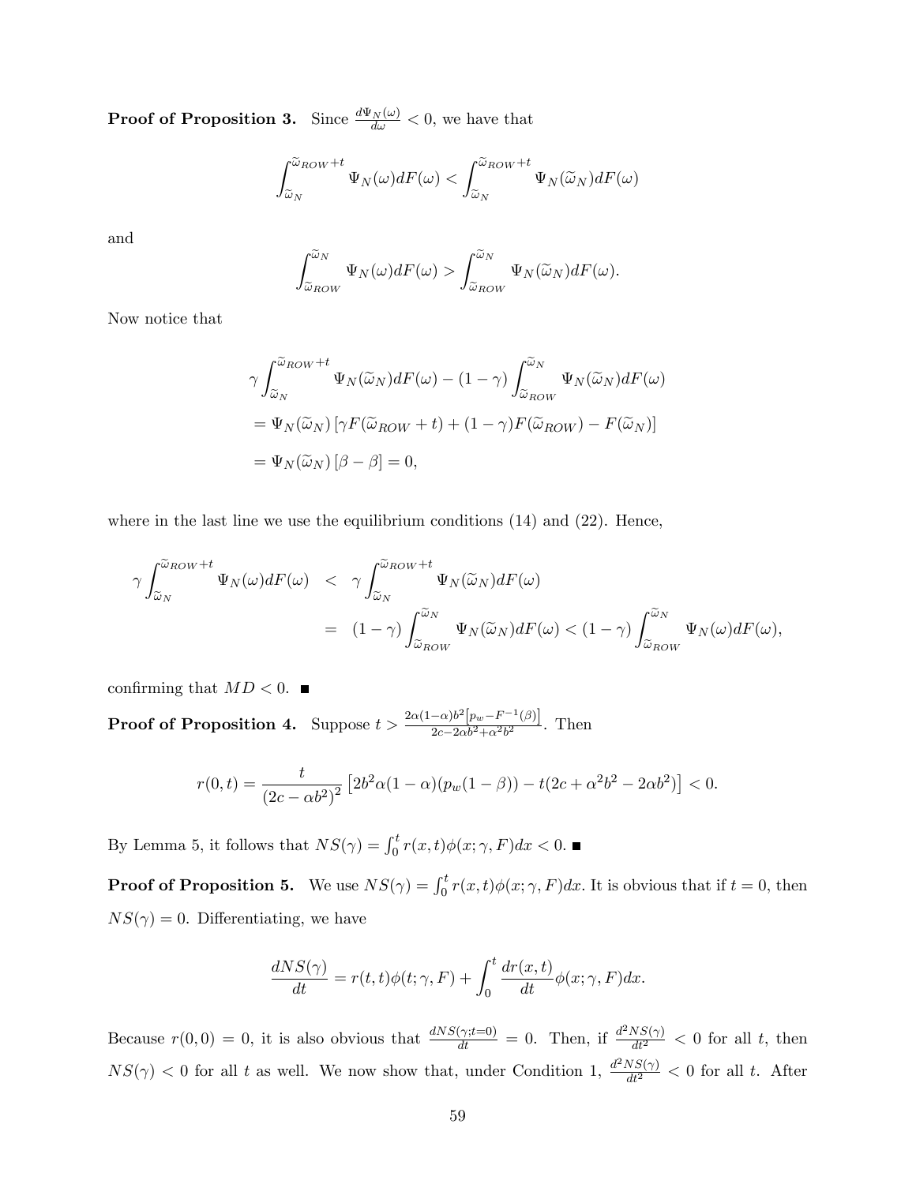**Proof of Proposition 3.** Since $\frac{d\Psi_N(\omega)}{d\omega} < 0$, we have that

$$\int_{\widetilde{\omega}_N}^{\widetilde{\omega}_{ROW}+t} \Psi_N(\omega) dF(\omega) < \int_{\widetilde{\omega}_N}^{\widetilde{\omega}_{ROW}+t} \Psi_N(\widetilde{\omega}_N) dF(\omega)$$

and

$$\int_{\widetilde{\omega}_{ROW}}^{\widetilde{\omega}_N} \Psi_N(\omega) dF(\omega) > \int_{\widetilde{\omega}_{ROW}}^{\widetilde{\omega}_N} \Psi_N(\widetilde{\omega}_N) dF(\omega).$$

Now notice that

$$\begin{aligned}
&\gamma \int_{\widetilde{\omega}_N}^{\widetilde{\omega}_{ROW}+t} \Psi_N(\widetilde{\omega}_N) dF(\omega) - (1-\gamma) \int_{\widetilde{\omega}_{ROW}}^{\widetilde{\omega}_N} \Psi_N(\widetilde{\omega}_N) dF(\omega) \\
&= \Psi_N(\widetilde{\omega}_N) \left[ \gamma F(\widetilde{\omega}_{ROW}+t) + (1-\gamma) F(\widetilde{\omega}_{ROW}) - F(\widetilde{\omega}_N) \right] \\
&= \Psi_N(\widetilde{\omega}_N) \left[ \beta - \beta \right] = 0,
\end{aligned}$$

where in the last line we use the equilibrium conditions (14) and (22). Hence,

$$\begin{aligned}
\gamma \int_{\widetilde{\omega}_N}^{\widetilde{\omega}_{ROW}+t} \Psi_N(\omega) dF(\omega) &< \gamma \int_{\widetilde{\omega}_N}^{\widetilde{\omega}_{ROW}+t} \Psi_N(\widetilde{\omega}_N) dF(\omega) \\
&= (1-\gamma) \int_{\widetilde{\omega}_{ROW}}^{\widetilde{\omega}_N} \Psi_N(\widetilde{\omega}_N) dF(\omega) < (1-\gamma) \int_{\widetilde{\omega}_{ROW}}^{\widetilde{\omega}_N} \Psi_N(\omega) dF(\omega),
\end{aligned}$$

confirming that $MD < 0$. ■

**Proof of Proposition 4.** Suppose $t > \frac{2\alpha(1-\alpha)b^2\left[p_w - F^{-1}(\beta)\right]}{2c - 2\alpha b^2 + \alpha^2 b^2}$. Then

$$r(0,t) = \frac{t}{(2c - \alpha b^2)^2} \left[ 2b^2 \alpha (1-\alpha)(p_w(1-\beta)) - t(2c + \alpha^2 b^2 - 2\alpha b^2) \right] < 0.$$

By Lemma 5, it follows that $NS(\gamma) = \int_0^t r(x,t)\phi(x;\gamma,F)dx < 0$. ■

**Proof of Proposition 5.** We use $NS(\gamma) = \int_0^t r(x,t)\phi(x;\gamma,F)dx$. It is obvious that if $t = 0$, then $NS(\gamma) = 0$. Differentiating, we have

$$\frac{dNS(\gamma)}{dt} = r(t,t)\phi(t;\gamma,F) + \int_0^t \frac{dr(x,t)}{dt} \phi(x;\gamma,F)dx.$$

Because $r(0,0) = 0$, it is also obvious that $\frac{dNS(\gamma;t=0)}{dt} = 0$. Then, if $\frac{d^2 NS(\gamma)}{dt^2} < 0$ for all $t$, then $NS(\gamma) < 0$ for all $t$ as well. We now show that, under Condition 1, $\frac{d^2 NS(\gamma)}{dt^2} < 0$ for all $t$. After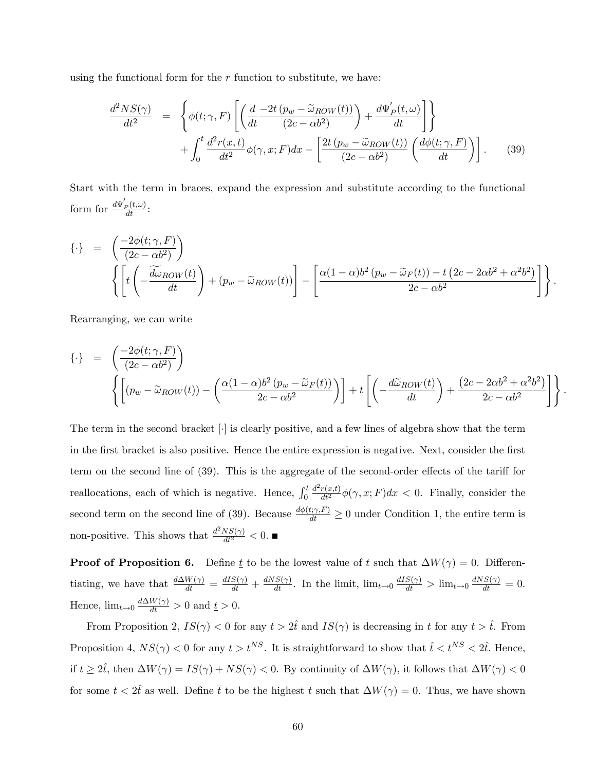using the functional form for the $r$ function to substitute, we have:

$$
\begin{aligned}
\frac{d^2NS(\gamma)}{dt^2} &= \left\{ \phi(t;\gamma,F) \left[ \left( \frac{d}{dt} \frac{-2t\left(p_w - \widetilde{\omega}_{ROW}(t)\right)}{(2c-\alpha b^2)} \right) + \frac{d\Psi_P'(t,\omega)}{dt} \right] \right\} \\
&\quad + \int_0^t \frac{d^2 r(x,t)}{dt^2} \phi(\gamma, x; F) dx - \left[ \frac{2t\left(p_w - \widetilde{\omega}_{ROW}(t)\right)}{(2c-\alpha b^2)} \left( \frac{d\phi(t;\gamma,F)}{dt} \right) \right]. \qquad (39)
\end{aligned}
$$

Start with the term in braces, expand the expression and substitute according to the functional form for $\frac{d\Psi_P'(t,\omega)}{dt}$:

$$
\begin{aligned}
\{\cdot\} &= \left( \frac{-2\phi(t;\gamma,F)}{(2c-\alpha b^2)} \right) \\
&\quad \left\{ \left[ t\left( -\frac{d\widetilde{\omega}_{ROW}(t)}{dt} \right) + \left(p_w - \widetilde{\omega}_{ROW}(t)\right) \right] - \left[ \frac{\alpha(1-\alpha)b^2\left(p_w - \widetilde{\omega}_F(t)\right) - t\left(2c - 2\alpha b^2 + \alpha^2 b^2\right)}{2c-\alpha b^2} \right] \right\}.
\end{aligned}
$$

Rearranging, we can write

$$
\begin{aligned}
\{\cdot\} &= \left( \frac{-2\phi(t;\gamma,F)}{(2c-\alpha b^2)} \right) \\
&\quad \left\{ \left[ \left(p_w - \widetilde{\omega}_{ROW}(t)\right) - \left( \frac{\alpha(1-\alpha)b^2\left(p_w - \widetilde{\omega}_F(t)\right)}{2c-\alpha b^2} \right) \right] + t\left[ \left( -\frac{d\widetilde{\omega}_{ROW}(t)}{dt} \right) + \frac{\left(2c - 2\alpha b^2 + \alpha^2 b^2\right)}{2c-\alpha b^2} \right] \right\}.
\end{aligned}
$$

The term in the second bracket $[\cdot]$ is clearly positive, and a few lines of algebra show that the term in the first bracket is also positive. Hence the entire expression is negative. Next, consider the first term on the second line of (39). This is the aggregate of the second-order effects of the tariff for reallocations, each of which is negative. Hence, $\int_0^t \frac{d^2r(x,t)}{dt^2}\phi(\gamma,x;F)dx < 0$. Finally, consider the second term on the second line of (39). Because $\frac{d\phi(t;\gamma,F)}{dt} \geq 0$ under Condition 1, the entire term is non-positive. This shows that $\frac{d^2NS(\gamma)}{dt^2} < 0$. ■

**Proof of Proposition 6.** Define $\underline{t}$ to be the lowest value of $t$ such that $\Delta W(\gamma) = 0$. Differentiating, we have that $\frac{d\Delta W(\gamma)}{dt} = \frac{dIS(\gamma)}{dt} + \frac{dNS(\gamma)}{dt}$. In the limit, $\lim_{t\to 0} \frac{dIS(\gamma)}{dt} > \lim_{t\to 0} \frac{dNS(\gamma)}{dt} = 0$. Hence, $\lim_{t\to 0} \frac{d\Delta W(\gamma)}{dt} > 0$ and $\underline{t} > 0$.

From Proposition 2, $IS(\gamma) < 0$ for any $t > 2\hat{t}$ and $IS(\gamma)$ is decreasing in $t$ for any $t > \hat{t}$. From Proposition 4, $NS(\gamma) < 0$ for any $t > t^{NS}$. It is straightforward to show that $\hat{t} < t^{NS} < 2\hat{t}$. Hence, if $t \geq 2\hat{t}$, then $\Delta W(\gamma) = IS(\gamma) + NS(\gamma) < 0$. By continuity of $\Delta W(\gamma)$, it follows that $\Delta W(\gamma) < 0$ for some $t < 2\hat{t}$ as well. Define $\overline{t}$ to be the highest $t$ such that $\Delta W(\gamma) = 0$. Thus, we have shown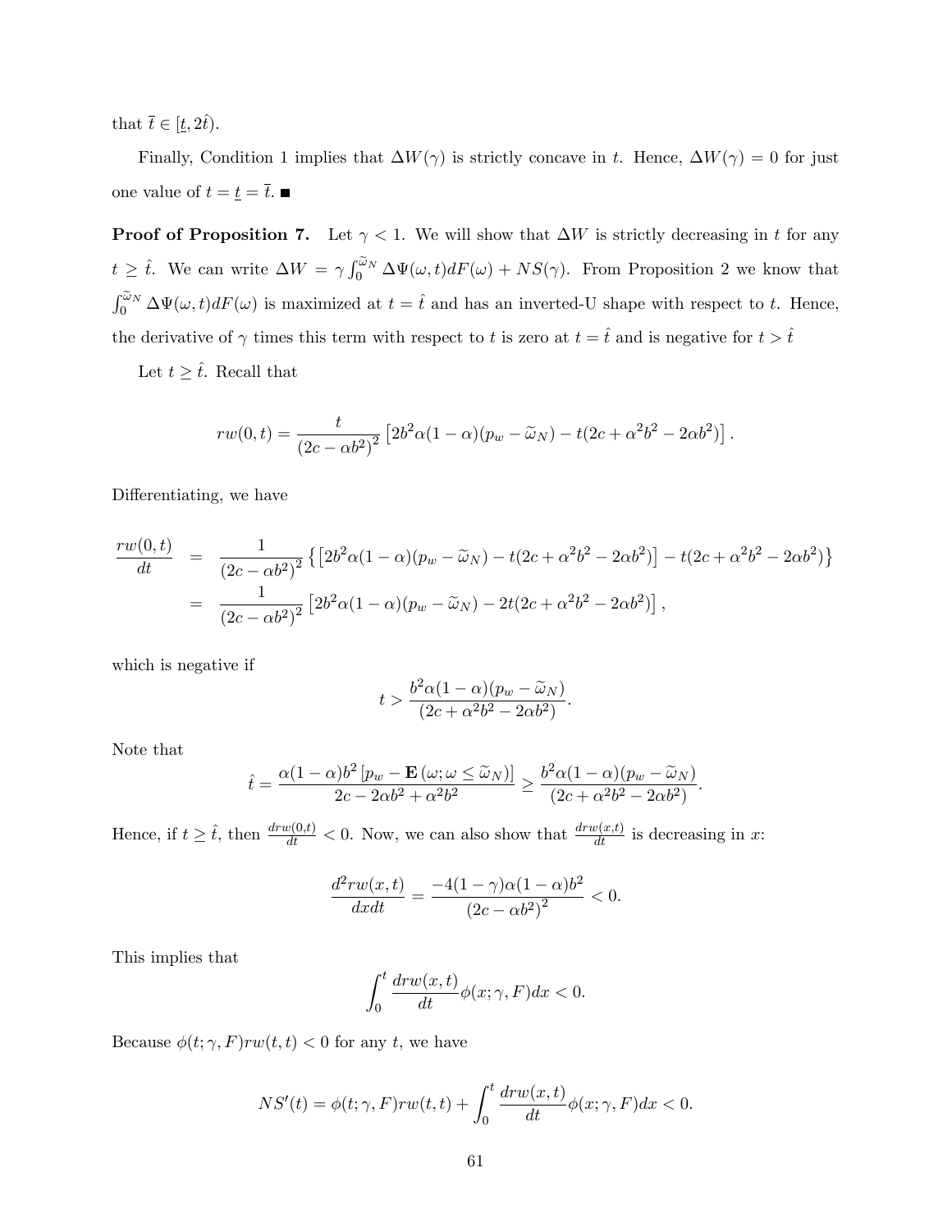that $\bar{t} \in [\underline{t}, 2\hat{t})$.

Finally, Condition 1 implies that $\Delta W(\gamma)$ is strictly concave in $t$. Hence, $\Delta W(\gamma) = 0$ for just one value of $t = \underline{t} = \bar{t}$. ■

**Proof of Proposition 7.** Let $\gamma < 1$. We will show that $\Delta W$ is strictly decreasing in $t$ for any $t \geq \hat{t}$. We can write $\Delta W = \gamma \int_0^{\widetilde{\omega}_N} \Delta\Psi(\omega, t)dF(\omega) + NS(\gamma)$. From Proposition 2 we know that $\int_0^{\widetilde{\omega}_N} \Delta\Psi(\omega, t)dF(\omega)$ is maximized at $t = \hat{t}$ and has an inverted-U shape with respect to $t$. Hence, the derivative of $\gamma$ times this term with respect to $t$ is zero at $t = \hat{t}$ and is negative for $t > \hat{t}$

Let $t \geq \hat{t}$. Recall that

$$rw(0,t) = \frac{t}{\left(2c - \alpha b^2\right)^2}\left[2b^2\alpha(1-\alpha)(p_w - \widetilde{\omega}_N) - t(2c + \alpha^2 b^2 - 2\alpha b^2)\right].$$

Differentiating, we have

$$\begin{aligned}
\frac{rw(0,t)}{dt} &= \frac{1}{\left(2c - \alpha b^2\right)^2}\left\{\left[2b^2\alpha(1-\alpha)(p_w - \widetilde{\omega}_N) - t(2c + \alpha^2 b^2 - 2\alpha b^2)\right] - t(2c + \alpha^2 b^2 - 2\alpha b^2)\right\} \\
&= \frac{1}{\left(2c - \alpha b^2\right)^2}\left[2b^2\alpha(1-\alpha)(p_w - \widetilde{\omega}_N) - 2t(2c + \alpha^2 b^2 - 2\alpha b^2)\right],
\end{aligned}$$

which is negative if

$$t > \frac{b^2\alpha(1-\alpha)(p_w - \widetilde{\omega}_N)}{(2c + \alpha^2 b^2 - 2\alpha b^2)}.$$

Note that

$$\hat{t} = \frac{\alpha(1-\alpha)b^2\left[p_w - \mathbf{E}\left(\omega; \omega \leq \widetilde{\omega}_N\right)\right]}{2c - 2\alpha b^2 + \alpha^2 b^2} \geq \frac{b^2\alpha(1-\alpha)(p_w - \widetilde{\omega}_N)}{(2c + \alpha^2 b^2 - 2\alpha b^2)}.$$

Hence, if $t \geq \hat{t}$, then $\frac{drw(0,t)}{dt} < 0$. Now, we can also show that $\frac{drw(x,t)}{dt}$ is decreasing in $x$:

$$\frac{d^2 rw(x,t)}{dxdt} = \frac{-4(1-\gamma)\alpha(1-\alpha)b^2}{\left(2c - \alpha b^2\right)^2} < 0.$$

This implies that

$$\int_0^t \frac{drw(x,t)}{dt}\phi(x;\gamma,F)dx < 0.$$

Because $\phi(t;\gamma,F)rw(t,t) < 0$ for any $t$, we have

$$NS'(t) = \phi(t;\gamma,F)rw(t,t) + \int_0^t \frac{drw(x,t)}{dt}\phi(x;\gamma,F)dx < 0.$$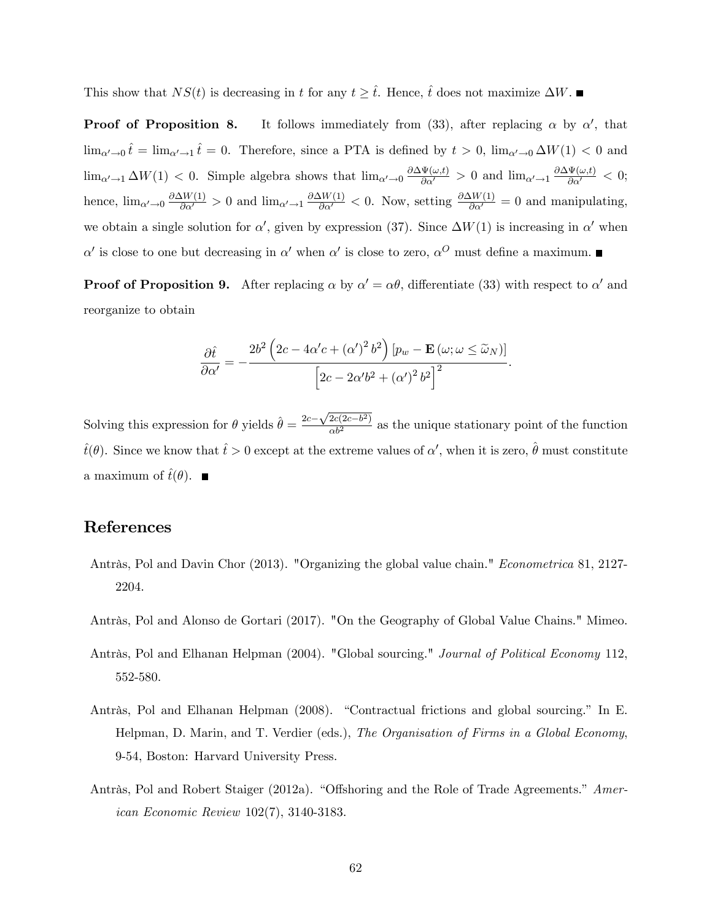This show that $NS(t)$ is decreasing in $t$ for any $t \geq \hat{t}$. Hence, $\hat{t}$ does not maximize $\Delta W$. ■

**Proof of Proposition 8.** It follows immediately from (33), after replacing $\alpha$ by $\alpha'$, that $\lim_{\alpha' \to 0} \hat{t} = \lim_{\alpha' \to 1} \hat{t} = 0$. Therefore, since a PTA is defined by $t > 0$, $\lim_{\alpha' \to 0} \Delta W(1) < 0$ and $\lim_{\alpha' \to 1} \Delta W(1) < 0$. Simple algebra shows that $\lim_{\alpha' \to 0} \frac{\partial \Delta \Psi(\omega,t)}{\partial \alpha'} > 0$ and $\lim_{\alpha' \to 1} \frac{\partial \Delta \Psi(\omega,t)}{\partial \alpha'} < 0$; hence, $\lim_{\alpha' \to 0} \frac{\partial \Delta W(1)}{\partial \alpha'} > 0$ and $\lim_{\alpha' \to 1} \frac{\partial \Delta W(1)}{\partial \alpha'} < 0$. Now, setting $\frac{\partial \Delta W(1)}{\partial \alpha'} = 0$ and manipulating, we obtain a single solution for $\alpha'$, given by expression (37). Since $\Delta W(1)$ is increasing in $\alpha'$ when $\alpha'$ is close to one but decreasing in $\alpha'$ when $\alpha'$ is close to zero, $\alpha^O$ must define a maximum. ■

**Proof of Proposition 9.** After replacing $\alpha$ by $\alpha' = \alpha\theta$, differentiate (33) with respect to $\alpha'$ and reorganize to obtain

$$\frac{\partial \hat{t}}{\partial \alpha'} = -\frac{2b^2\left(2c - 4\alpha' c + (\alpha')^2 b^2\right)\left[p_w - \mathbf{E}\left(\omega; \omega \leq \widetilde{\omega}_N\right)\right]}{\left[2c - 2\alpha' b^2 + (\alpha')^2 b^2\right]^2}.$$

Solving this expression for $\theta$ yields $\hat{\theta} = \frac{2c - \sqrt{2c(2c-b^2)}}{\alpha b^2}$ as the unique stationary point of the function $\hat{t}(\theta)$. Since we know that $\hat{t} > 0$ except at the extreme values of $\alpha'$, when it is zero, $\hat{\theta}$ must constitute a maximum of $\hat{t}(\theta)$. ■

## References

Antràs, Pol and Davin Chor (2013). "Organizing the global value chain." *Econometrica* 81, 2127-2204.

Antràs, Pol and Alonso de Gortari (2017). "On the Geography of Global Value Chains." Mimeo.

Antràs, Pol and Elhanan Helpman (2004). "Global sourcing." *Journal of Political Economy* 112, 552-580.

Antràs, Pol and Elhanan Helpman (2008). "Contractual frictions and global sourcing." In E. Helpman, D. Marin, and T. Verdier (eds.), *The Organisation of Firms in a Global Economy*, 9-54, Boston: Harvard University Press.

Antràs, Pol and Robert Staiger (2012a). "Offshoring and the Role of Trade Agreements." *American Economic Review* 102(7), 3140-3183.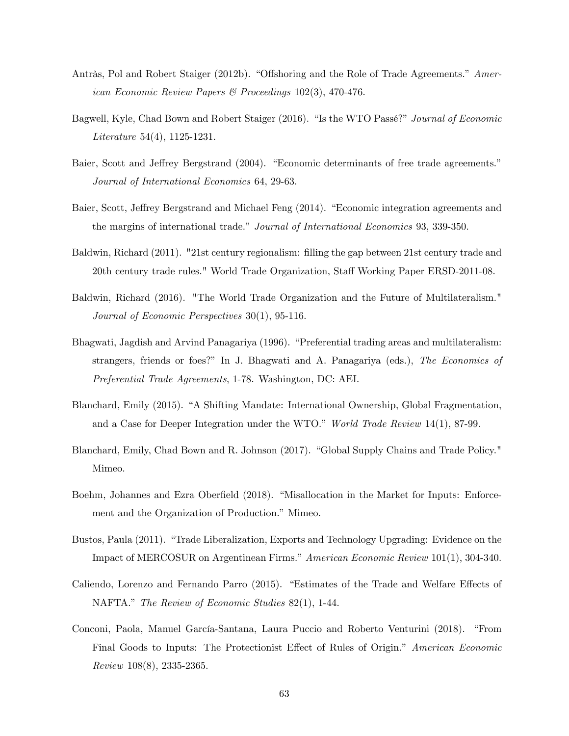Antràs, Pol and Robert Staiger (2012b). "Offshoring and the Role of Trade Agreements." *American Economic Review Papers & Proceedings* 102(3), 470-476.

Bagwell, Kyle, Chad Bown and Robert Staiger (2016). "Is the WTO Passé?" *Journal of Economic Literature* 54(4), 1125-1231.

Baier, Scott and Jeffrey Bergstrand (2004). "Economic determinants of free trade agreements." *Journal of International Economics* 64, 29-63.

Baier, Scott, Jeffrey Bergstrand and Michael Feng (2014). "Economic integration agreements and the margins of international trade." *Journal of International Economics* 93, 339-350.

Baldwin, Richard (2011). "21st century regionalism: filling the gap between 21st century trade and 20th century trade rules." World Trade Organization, Staff Working Paper ERSD-2011-08.

Baldwin, Richard (2016). "The World Trade Organization and the Future of Multilateralism." *Journal of Economic Perspectives* 30(1), 95-116.

Bhagwati, Jagdish and Arvind Panagariya (1996). "Preferential trading areas and multilateralism: strangers, friends or foes?" In J. Bhagwati and A. Panagariya (eds.), *The Economics of Preferential Trade Agreements*, 1-78. Washington, DC: AEI.

Blanchard, Emily (2015). "A Shifting Mandate: International Ownership, Global Fragmentation, and a Case for Deeper Integration under the WTO." *World Trade Review* 14(1), 87-99.

Blanchard, Emily, Chad Bown and R. Johnson (2017). "Global Supply Chains and Trade Policy." Mimeo.

Boehm, Johannes and Ezra Oberfield (2018). "Misallocation in the Market for Inputs: Enforcement and the Organization of Production." Mimeo.

Bustos, Paula (2011). "Trade Liberalization, Exports and Technology Upgrading: Evidence on the Impact of MERCOSUR on Argentinean Firms." *American Economic Review* 101(1), 304-340.

Caliendo, Lorenzo and Fernando Parro (2015). "Estimates of the Trade and Welfare Effects of NAFTA." *The Review of Economic Studies* 82(1), 1-44.

Conconi, Paola, Manuel García-Santana, Laura Puccio and Roberto Venturini (2018). "From Final Goods to Inputs: The Protectionist Effect of Rules of Origin." *American Economic Review* 108(8), 2335-2365.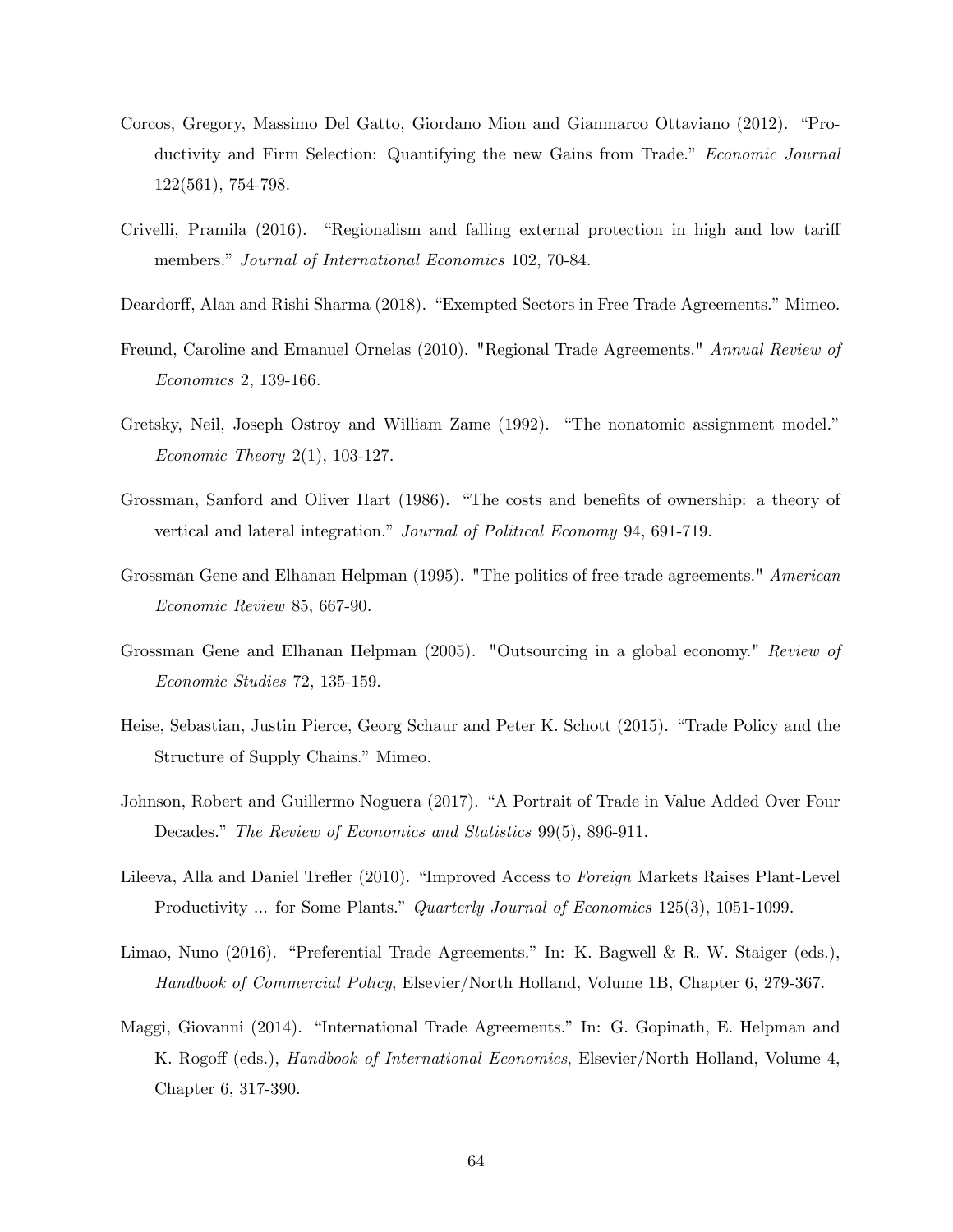Corcos, Gregory, Massimo Del Gatto, Giordano Mion and Gianmarco Ottaviano (2012). "Productivity and Firm Selection: Quantifying the new Gains from Trade." *Economic Journal* 122(561), 754-798.

Crivelli, Pramila (2016). "Regionalism and falling external protection in high and low tariff members." *Journal of International Economics* 102, 70-84.

Deardorff, Alan and Rishi Sharma (2018). "Exempted Sectors in Free Trade Agreements." Mimeo.

Freund, Caroline and Emanuel Ornelas (2010). "Regional Trade Agreements." *Annual Review of Economics* 2, 139-166.

Gretsky, Neil, Joseph Ostroy and William Zame (1992). "The nonatomic assignment model." *Economic Theory* 2(1), 103-127.

Grossman, Sanford and Oliver Hart (1986). "The costs and benefits of ownership: a theory of vertical and lateral integration." *Journal of Political Economy* 94, 691-719.

Grossman Gene and Elhanan Helpman (1995). "The politics of free-trade agreements." *American Economic Review* 85, 667-90.

Grossman Gene and Elhanan Helpman (2005). "Outsourcing in a global economy." *Review of Economic Studies* 72, 135-159.

Heise, Sebastian, Justin Pierce, Georg Schaur and Peter K. Schott (2015). "Trade Policy and the Structure of Supply Chains." Mimeo.

Johnson, Robert and Guillermo Noguera (2017). "A Portrait of Trade in Value Added Over Four Decades." *The Review of Economics and Statistics* 99(5), 896-911.

Lileeva, Alla and Daniel Trefler (2010). "Improved Access to *Foreign* Markets Raises Plant-Level Productivity ... for Some Plants." *Quarterly Journal of Economics* 125(3), 1051-1099.

Limao, Nuno (2016). "Preferential Trade Agreements." In: K. Bagwell & R. W. Staiger (eds.), *Handbook of Commercial Policy*, Elsevier/North Holland, Volume 1B, Chapter 6, 279-367.

Maggi, Giovanni (2014). "International Trade Agreements." In: G. Gopinath, E. Helpman and K. Rogoff (eds.), *Handbook of International Economics*, Elsevier/North Holland, Volume 4, Chapter 6, 317-390.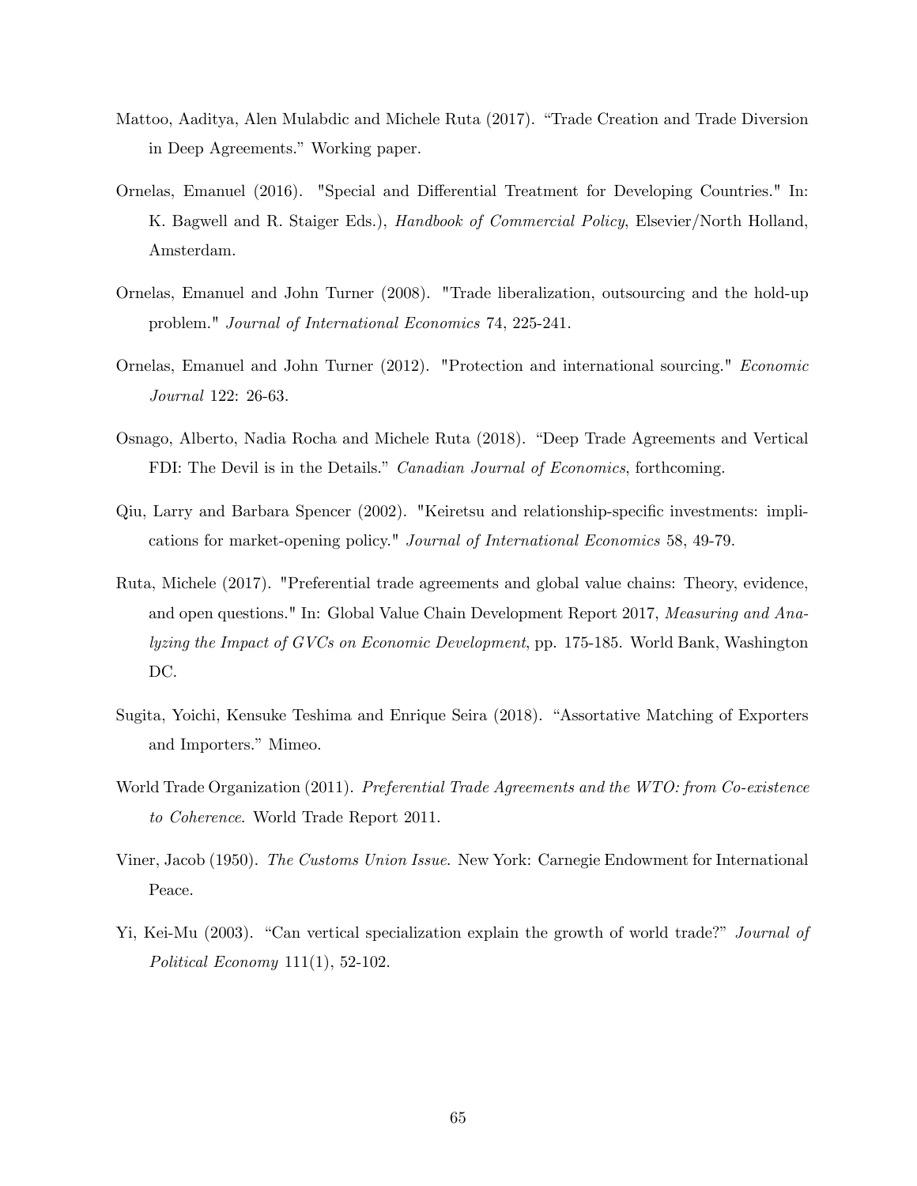Mattoo, Aaditya, Alen Mulabdic and Michele Ruta (2017). "Trade Creation and Trade Diversion in Deep Agreements." Working paper.

Ornelas, Emanuel (2016). "Special and Differential Treatment for Developing Countries." In: K. Bagwell and R. Staiger Eds.), *Handbook of Commercial Policy*, Elsevier/North Holland, Amsterdam.

Ornelas, Emanuel and John Turner (2008). "Trade liberalization, outsourcing and the hold-up problem." *Journal of International Economics* 74, 225-241.

Ornelas, Emanuel and John Turner (2012). "Protection and international sourcing." *Economic Journal* 122: 26-63.

Osnago, Alberto, Nadia Rocha and Michele Ruta (2018). "Deep Trade Agreements and Vertical FDI: The Devil is in the Details." *Canadian Journal of Economics*, forthcoming.

Qiu, Larry and Barbara Spencer (2002). "Keiretsu and relationship-specific investments: implications for market-opening policy." *Journal of International Economics* 58, 49-79.

Ruta, Michele (2017). "Preferential trade agreements and global value chains: Theory, evidence, and open questions." In: Global Value Chain Development Report 2017, *Measuring and Analyzing the Impact of GVCs on Economic Development*, pp. 175-185. World Bank, Washington DC.

Sugita, Yoichi, Kensuke Teshima and Enrique Seira (2018). "Assortative Matching of Exporters and Importers." Mimeo.

World Trade Organization (2011). *Preferential Trade Agreements and the WTO: from Co-existence to Coherence*. World Trade Report 2011.

Viner, Jacob (1950). *The Customs Union Issue*. New York: Carnegie Endowment for International Peace.

Yi, Kei-Mu (2003). "Can vertical specialization explain the growth of world trade?" *Journal of Political Economy* 111(1), 52-102.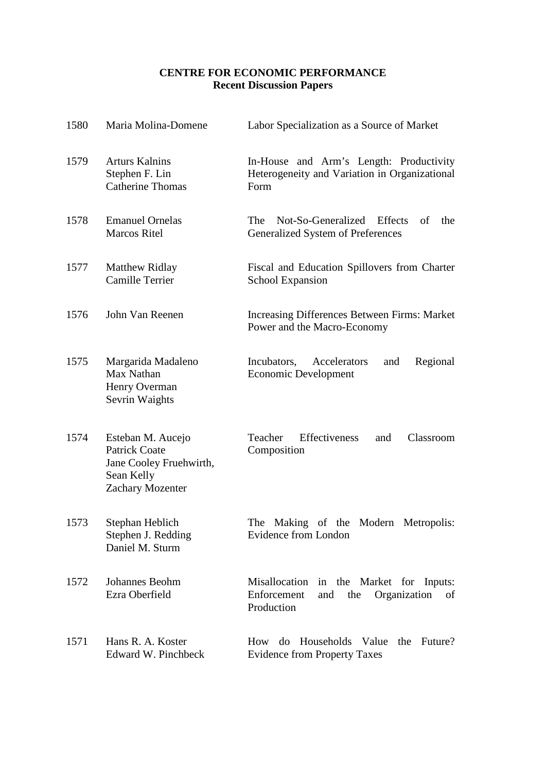**CENTRE FOR ECONOMIC PERFORMANCE**
**Recent Discussion Papers**

| | | |
|---|---|---|
| 1580 | Maria Molina-Domene | Labor Specialization as a Source of Market |
| 1579 | Arturs Kalnins<br>Stephen F. Lin<br>Catherine Thomas | In-House and Arm's Length: Productivity Heterogeneity and Variation in Organizational Form |
| 1578 | Emanuel Ornelas<br>Marcos Ritel | The Not-So-Generalized Effects of the Generalized System of Preferences |
| 1577 | Matthew Ridlay<br>Camille Terrier | Fiscal and Education Spillovers from Charter School Expansion |
| 1576 | John Van Reenen | Increasing Differences Between Firms: Market Power and the Macro-Economy |
| 1575 | Margarida Madaleno<br>Max Nathan<br>Henry Overman<br>Sevrin Waights | Incubators, Accelerators and Regional Economic Development |
| 1574 | Esteban M. Aucejo<br>Patrick Coate<br>Jane Cooley Fruehwirth,<br>Sean Kelly<br>Zachary Mozenter | Teacher Effectiveness and Classroom Composition |
| 1573 | Stephan Heblich<br>Stephen J. Redding<br>Daniel M. Sturm | The Making of the Modern Metropolis: Evidence from London |
| 1572 | Johannes Beohm<br>Ezra Oberfield | Misallocation in the Market for Inputs: Enforcement and the Organization of Production |
| 1571 | Hans R. A. Koster<br>Edward W. Pinchbeck | How do Households Value the Future? Evidence from Property Taxes |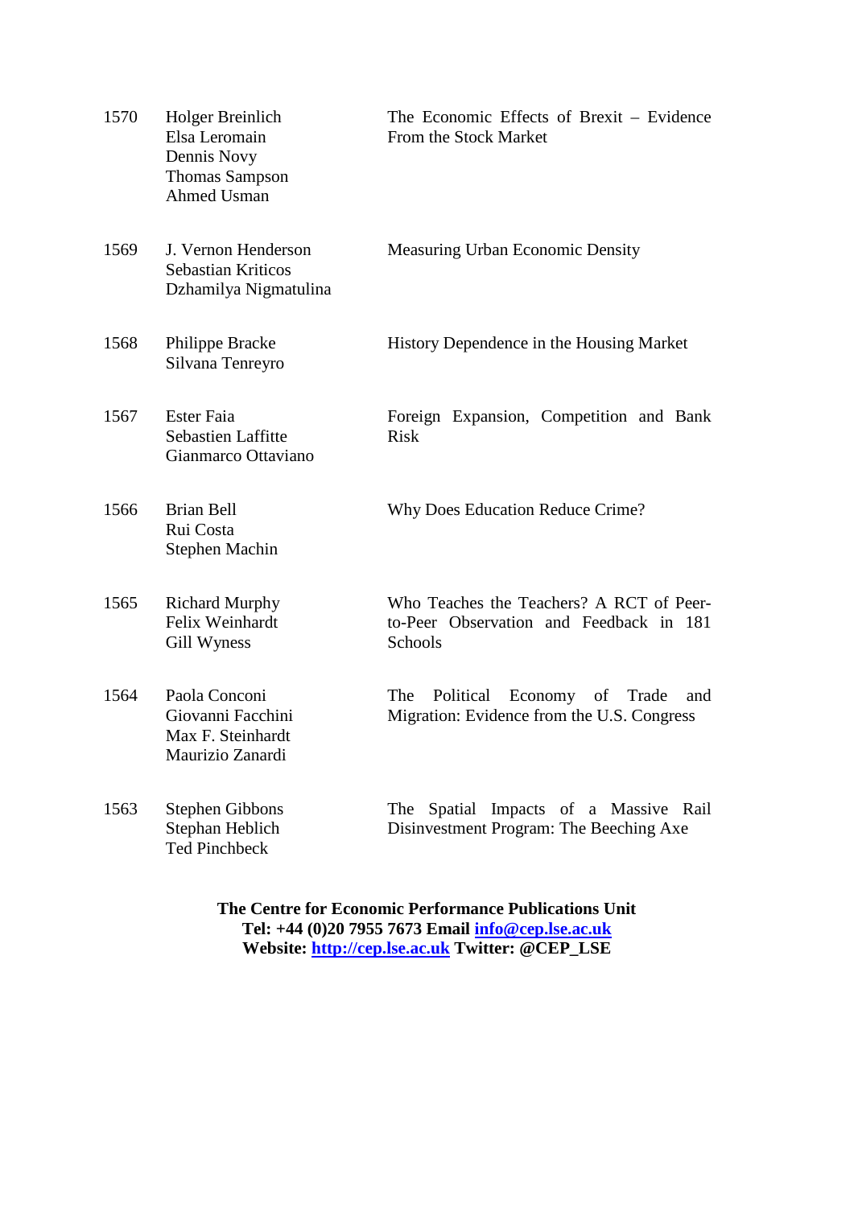| | | |
|---|---|---|
| 1570 | Holger Breinlich<br>Elsa Leromain<br>Dennis Novy<br>Thomas Sampson<br>Ahmed Usman | The Economic Effects of Brexit – Evidence From the Stock Market |
| 1569 | J. Vernon Henderson<br>Sebastian Kriticos<br>Dzhamilya Nigmatulina | Measuring Urban Economic Density |
| 1568 | Philippe Bracke<br>Silvana Tenreyro | History Dependence in the Housing Market |
| 1567 | Ester Faia<br>Sebastien Laffitte<br>Gianmarco Ottaviano | Foreign Expansion, Competition and Bank Risk |
| 1566 | Brian Bell<br>Rui Costa<br>Stephen Machin | Why Does Education Reduce Crime? |
| 1565 | Richard Murphy<br>Felix Weinhardt<br>Gill Wyness | Who Teaches the Teachers? A RCT of Peer-to-Peer Observation and Feedback in 181 Schools |
| 1564 | Paola Conconi<br>Giovanni Facchini<br>Max F. Steinhardt<br>Maurizio Zanardi | The Political Economy of Trade and Migration: Evidence from the U.S. Congress |
| 1563 | Stephen Gibbons<br>Stephan Heblich<br>Ted Pinchbeck | The Spatial Impacts of a Massive Rail Disinvestment Program: The Beeching Axe |

**The Centre for Economic Performance Publications Unit**
**Tel: +44 (0)20 7955 7673 Email info@cep.lse.ac.uk**
**Website: http://cep.lse.ac.uk Twitter: @CEP_LSE**